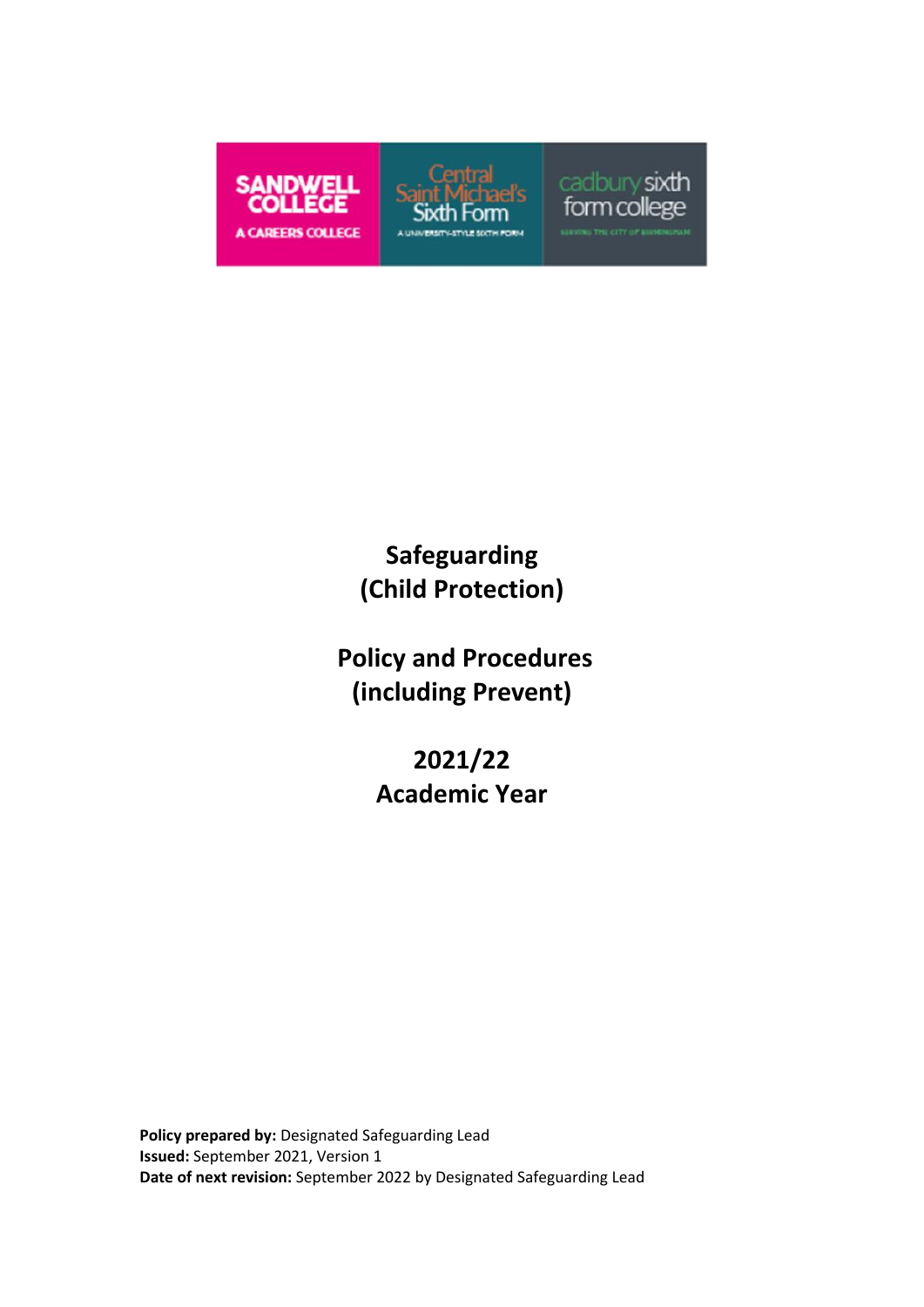# Safeguarding (Child Protection)

# Policy and Procedures (including Prevent)

# 2021/22 Academic Year

**Policy prepared by:** Designated Safeguarding Lead
**Issued:** September 2021, Version 1
**Date of next revision:** September 2022 by Designated Safeguarding Lead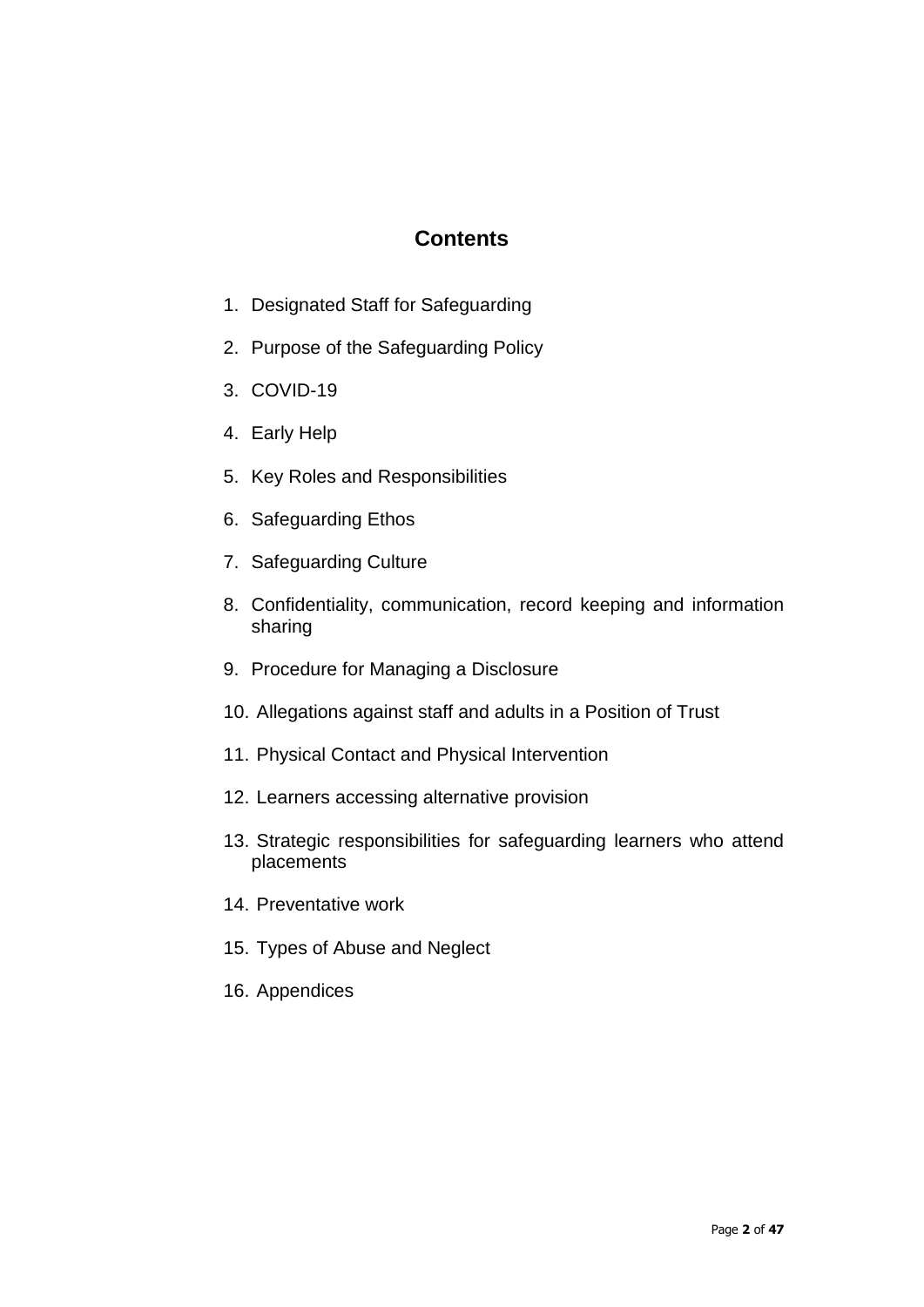# Contents

1. Designated Staff for Safeguarding
2. Purpose of the Safeguarding Policy
3. COVID-19
4. Early Help
5. Key Roles and Responsibilities
6. Safeguarding Ethos
7. Safeguarding Culture
8. Confidentiality, communication, record keeping and information sharing
9. Procedure for Managing a Disclosure
10. Allegations against staff and adults in a Position of Trust
11. Physical Contact and Physical Intervention
12. Learners accessing alternative provision
13. Strategic responsibilities for safeguarding learners who attend placements
14. Preventative work
15. Types of Abuse and Neglect
16. Appendices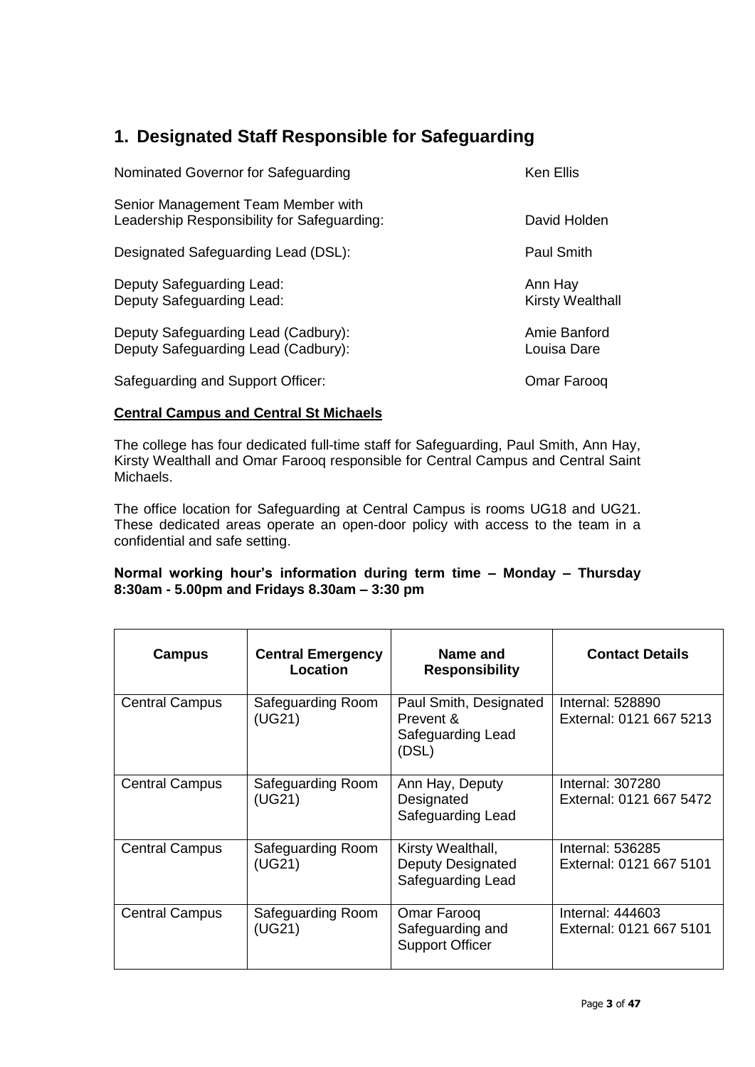## 1. Designated Staff Responsible for Safeguarding

| | |
|---|---|
| Nominated Governor for Safeguarding | Ken Ellis |
| Senior Management Team Member with Leadership Responsibility for Safeguarding: | David Holden |
| Designated Safeguarding Lead (DSL): | Paul Smith |
| Deputy Safeguarding Lead: | Ann Hay |
| Deputy Safeguarding Lead: | Kirsty Wealthall |
| Deputy Safeguarding Lead (Cadbury): | Amie Banford |
| Deputy Safeguarding Lead (Cadbury): | Louisa Dare |
| Safeguarding and Support Officer: | Omar Farooq |

**Central Campus and Central St Michaels**

The college has four dedicated full-time staff for Safeguarding, Paul Smith, Ann Hay, Kirsty Wealthall and Omar Farooq responsible for Central Campus and Central Saint Michaels.

The office location for Safeguarding at Central Campus is rooms UG18 and UG21. These dedicated areas operate an open-door policy with access to the team in a confidential and safe setting.

**Normal working hour's information during term time – Monday – Thursday 8:30am - 5.00pm and Fridays 8.30am – 3:30 pm**

| Campus | Central Emergency Location | Name and Responsibility | Contact Details |
|---|---|---|---|
| Central Campus | Safeguarding Room (UG21) | Paul Smith, Designated Prevent & Safeguarding Lead (DSL) | Internal: 528890<br>External: 0121 667 5213 |
| Central Campus | Safeguarding Room (UG21) | Ann Hay, Deputy Designated Safeguarding Lead | Internal: 307280<br>External: 0121 667 5472 |
| Central Campus | Safeguarding Room (UG21) | Kirsty Wealthall, Deputy Designated Safeguarding Lead | Internal: 536285<br>External: 0121 667 5101 |
| Central Campus | Safeguarding Room (UG21) | Omar Farooq Safeguarding and Support Officer | Internal: 444603<br>External: 0121 667 5101 |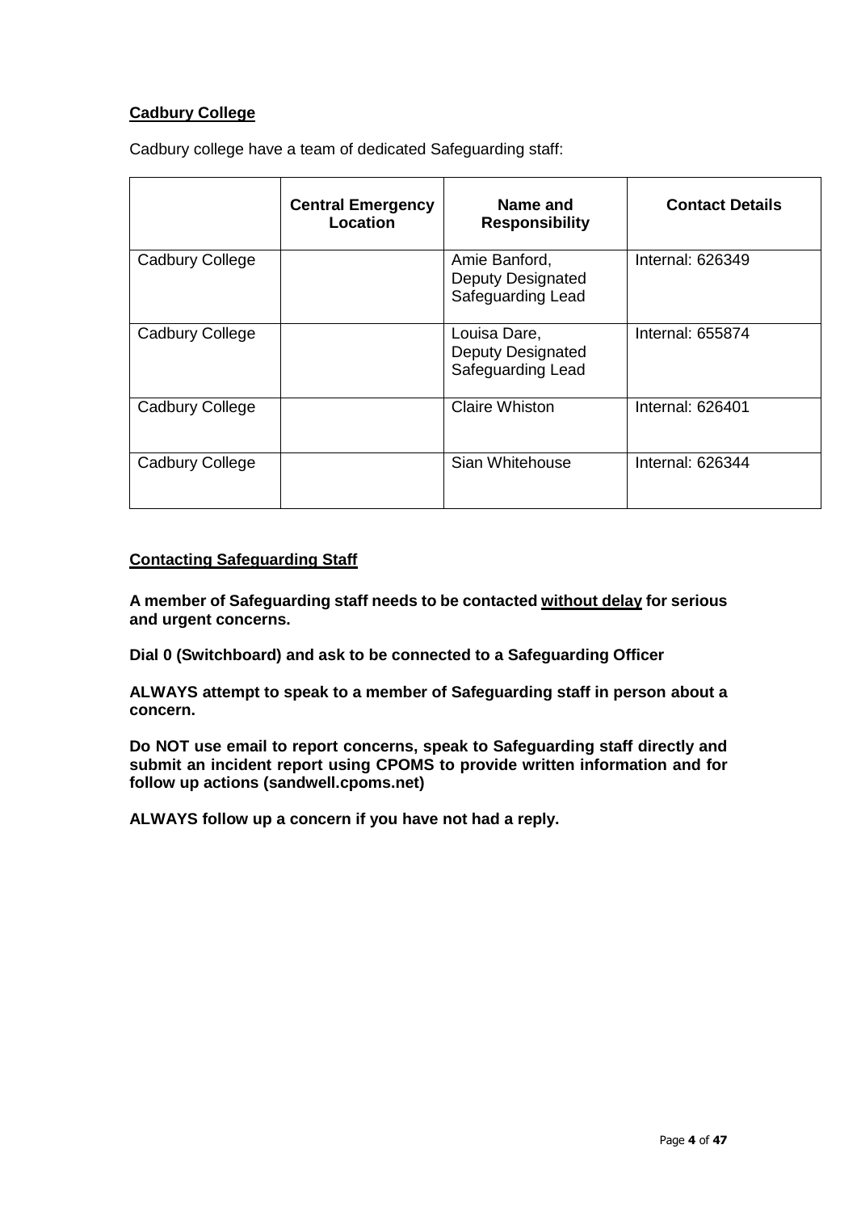**Cadbury College**

Cadbury college have a team of dedicated Safeguarding staff:

| | Central Emergency Location | Name and Responsibility | Contact Details |
|---|---|---|---|
| Cadbury College | | Amie Banford, Deputy Designated Safeguarding Lead | Internal: 626349 |
| Cadbury College | | Louisa Dare, Deputy Designated Safeguarding Lead | Internal: 655874 |
| Cadbury College | | Claire Whiston | Internal: 626401 |
| Cadbury College | | Sian Whitehouse | Internal: 626344 |

**Contacting Safeguarding Staff**

**A member of Safeguarding staff needs to be contacted without delay for serious and urgent concerns.**

**Dial 0 (Switchboard) and ask to be connected to a Safeguarding Officer**

**ALWAYS attempt to speak to a member of Safeguarding staff in person about a concern.**

**Do NOT use email to report concerns, speak to Safeguarding staff directly and submit an incident report using CPOMS to provide written information and for follow up actions (sandwell.cpoms.net)**

**ALWAYS follow up a concern if you have not had a reply.**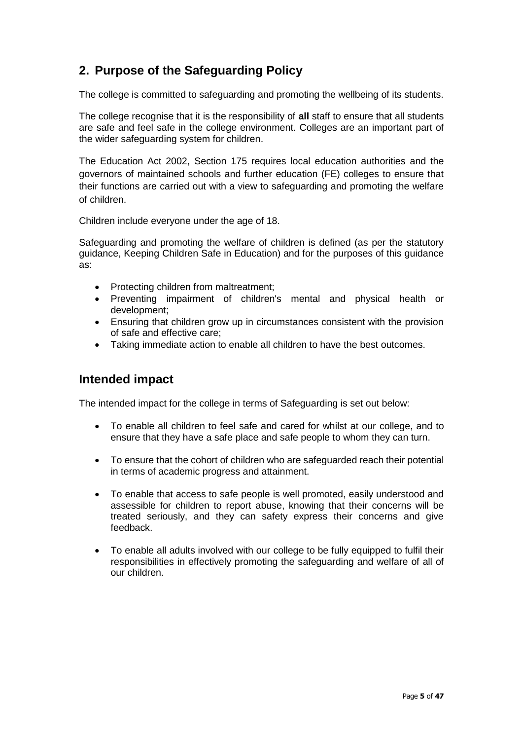## 2. Purpose of the Safeguarding Policy

The college is committed to safeguarding and promoting the wellbeing of its students.

The college recognise that it is the responsibility of **all** staff to ensure that all students are safe and feel safe in the college environment. Colleges are an important part of the wider safeguarding system for children.

The Education Act 2002, Section 175 requires local education authorities and the governors of maintained schools and further education (FE) colleges to ensure that their functions are carried out with a view to safeguarding and promoting the welfare of children.

Children include everyone under the age of 18.

Safeguarding and promoting the welfare of children is defined (as per the statutory guidance, Keeping Children Safe in Education) and for the purposes of this guidance as:

- Protecting children from maltreatment;
- Preventing impairment of children's mental and physical health or development;
- Ensuring that children grow up in circumstances consistent with the provision of safe and effective care;
- Taking immediate action to enable all children to have the best outcomes.

## Intended impact

The intended impact for the college in terms of Safeguarding is set out below:

- To enable all children to feel safe and cared for whilst at our college, and to ensure that they have a safe place and safe people to whom they can turn.
- To ensure that the cohort of children who are safeguarded reach their potential in terms of academic progress and attainment.
- To enable that access to safe people is well promoted, easily understood and assessible for children to report abuse, knowing that their concerns will be treated seriously, and they can safety express their concerns and give feedback.
- To enable all adults involved with our college to be fully equipped to fulfil their responsibilities in effectively promoting the safeguarding and welfare of all of our children.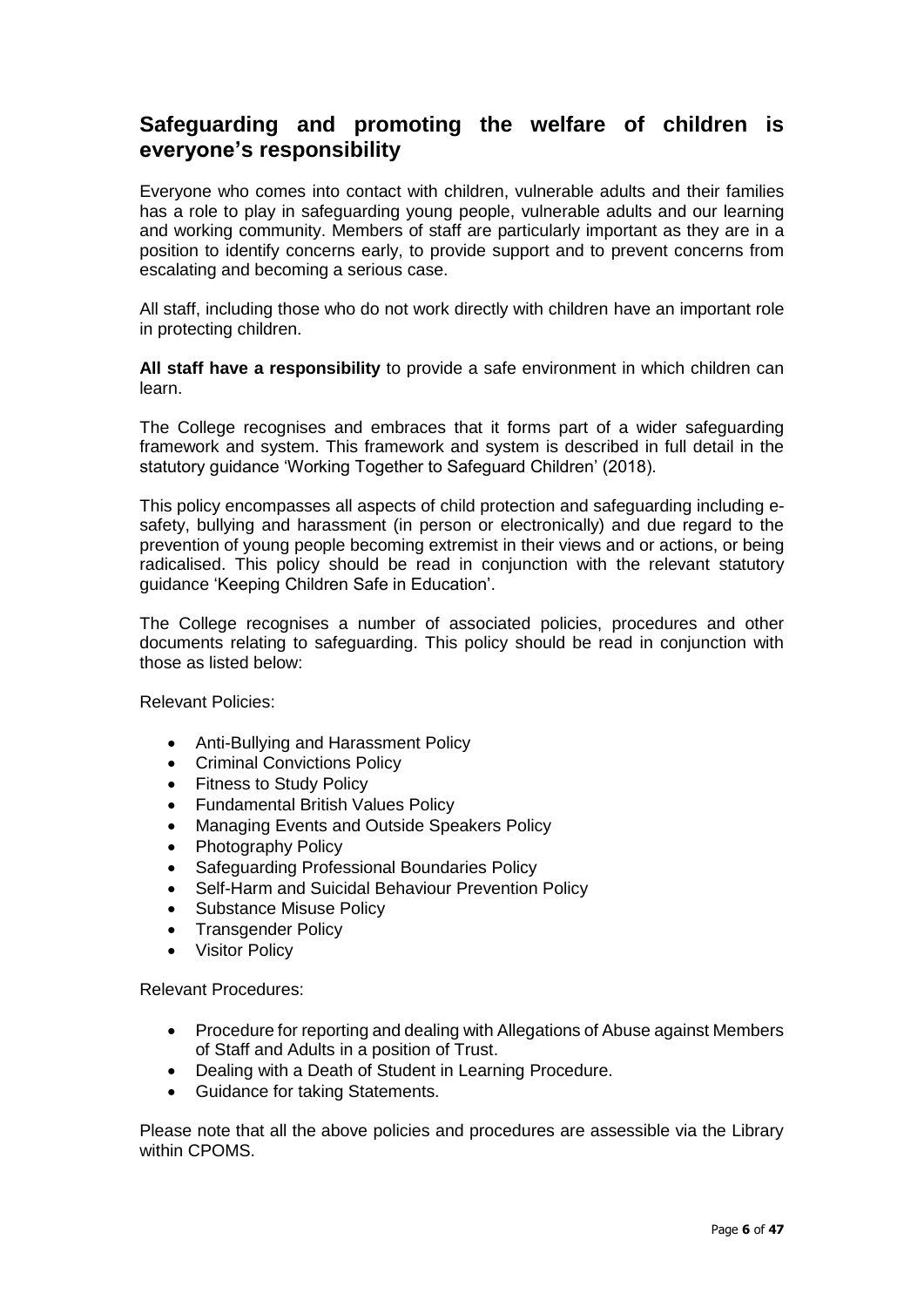## Safeguarding and promoting the welfare of children is everyone's responsibility

Everyone who comes into contact with children, vulnerable adults and their families has a role to play in safeguarding young people, vulnerable adults and our learning and working community. Members of staff are particularly important as they are in a position to identify concerns early, to provide support and to prevent concerns from escalating and becoming a serious case.

All staff, including those who do not work directly with children have an important role in protecting children.

**All staff have a responsibility** to provide a safe environment in which children can learn.

The College recognises and embraces that it forms part of a wider safeguarding framework and system. This framework and system is described in full detail in the statutory guidance 'Working Together to Safeguard Children' (2018).

This policy encompasses all aspects of child protection and safeguarding including e-safety, bullying and harassment (in person or electronically) and due regard to the prevention of young people becoming extremist in their views and or actions, or being radicalised. This policy should be read in conjunction with the relevant statutory guidance 'Keeping Children Safe in Education'.

The College recognises a number of associated policies, procedures and other documents relating to safeguarding. This policy should be read in conjunction with those as listed below:

Relevant Policies:

- Anti-Bullying and Harassment Policy
- Criminal Convictions Policy
- Fitness to Study Policy
- Fundamental British Values Policy
- Managing Events and Outside Speakers Policy
- Photography Policy
- Safeguarding Professional Boundaries Policy
- Self-Harm and Suicidal Behaviour Prevention Policy
- Substance Misuse Policy
- Transgender Policy
- Visitor Policy

Relevant Procedures:

- Procedure for reporting and dealing with Allegations of Abuse against Members of Staff and Adults in a position of Trust.
- Dealing with a Death of Student in Learning Procedure.
- Guidance for taking Statements.

Please note that all the above policies and procedures are assessible via the Library within CPOMS.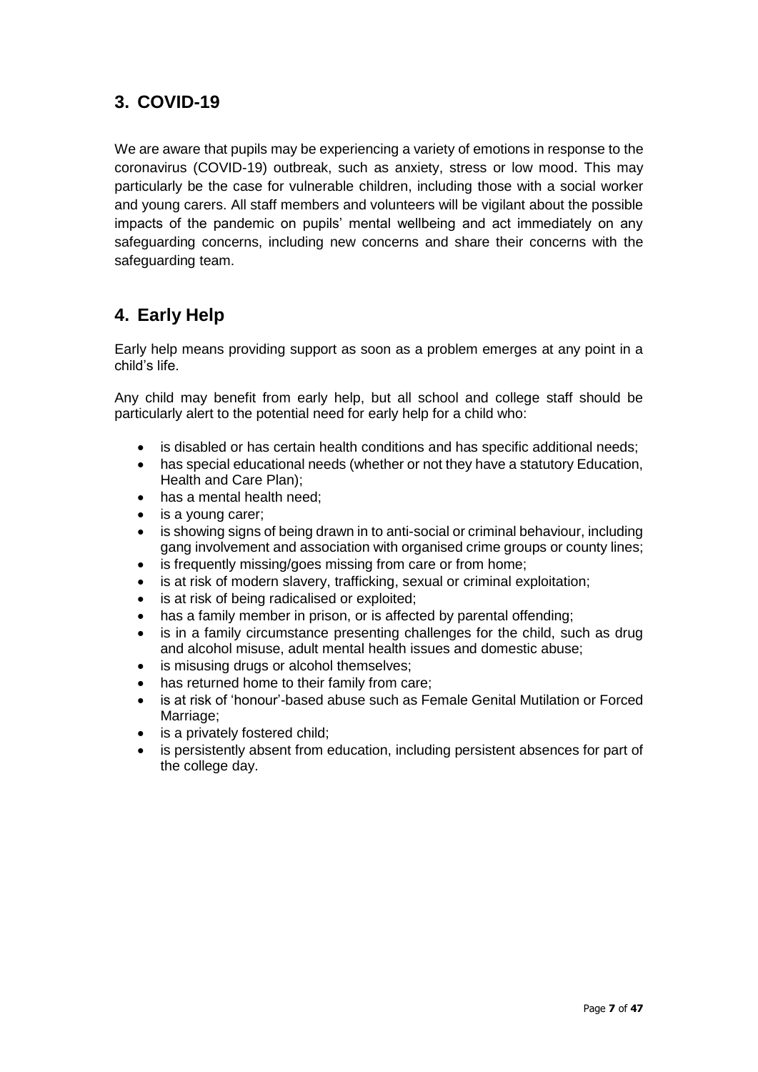## 3. COVID-19

We are aware that pupils may be experiencing a variety of emotions in response to the coronavirus (COVID-19) outbreak, such as anxiety, stress or low mood. This may particularly be the case for vulnerable children, including those with a social worker and young carers. All staff members and volunteers will be vigilant about the possible impacts of the pandemic on pupils' mental wellbeing and act immediately on any safeguarding concerns, including new concerns and share their concerns with the safeguarding team.

## 4. Early Help

Early help means providing support as soon as a problem emerges at any point in a child's life.

Any child may benefit from early help, but all school and college staff should be particularly alert to the potential need for early help for a child who:

- is disabled or has certain health conditions and has specific additional needs;
- has special educational needs (whether or not they have a statutory Education, Health and Care Plan);
- has a mental health need;
- is a young carer;
- is showing signs of being drawn in to anti-social or criminal behaviour, including gang involvement and association with organised crime groups or county lines;
- is frequently missing/goes missing from care or from home;
- is at risk of modern slavery, trafficking, sexual or criminal exploitation;
- is at risk of being radicalised or exploited;
- has a family member in prison, or is affected by parental offending;
- is in a family circumstance presenting challenges for the child, such as drug and alcohol misuse, adult mental health issues and domestic abuse;
- is misusing drugs or alcohol themselves;
- has returned home to their family from care;
- is at risk of 'honour'-based abuse such as Female Genital Mutilation or Forced Marriage;
- is a privately fostered child;
- is persistently absent from education, including persistent absences for part of the college day.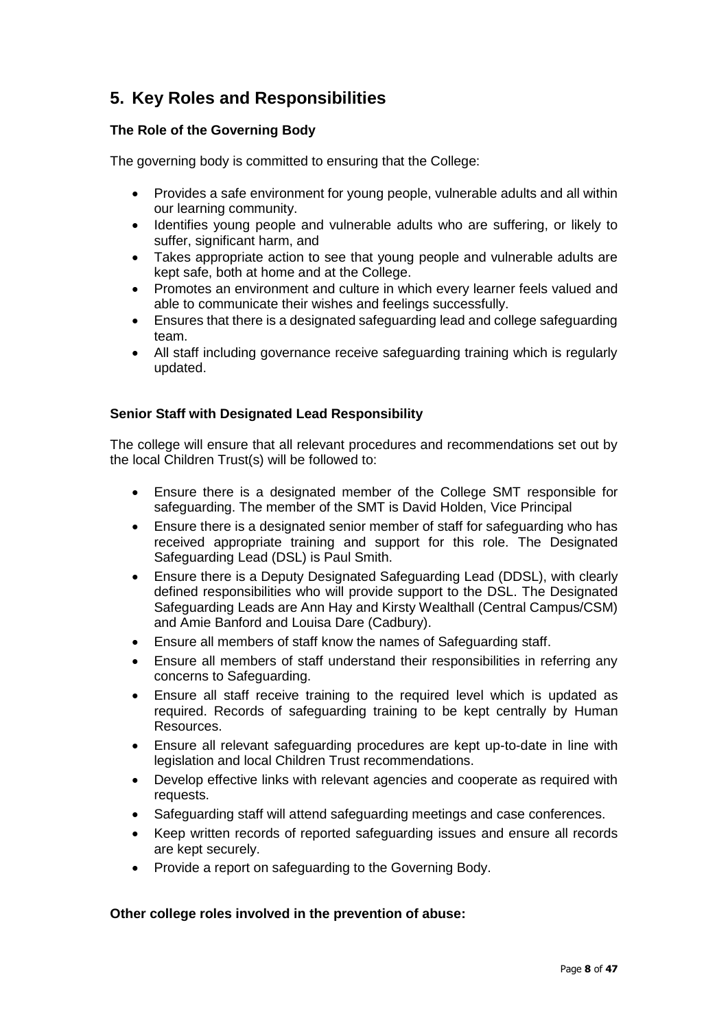## 5. Key Roles and Responsibilities

### The Role of the Governing Body

The governing body is committed to ensuring that the College:

- Provides a safe environment for young people, vulnerable adults and all within our learning community.
- Identifies young people and vulnerable adults who are suffering, or likely to suffer, significant harm, and
- Takes appropriate action to see that young people and vulnerable adults are kept safe, both at home and at the College.
- Promotes an environment and culture in which every learner feels valued and able to communicate their wishes and feelings successfully.
- Ensures that there is a designated safeguarding lead and college safeguarding team.
- All staff including governance receive safeguarding training which is regularly updated.

### Senior Staff with Designated Lead Responsibility

The college will ensure that all relevant procedures and recommendations set out by the local Children Trust(s) will be followed to:

- Ensure there is a designated member of the College SMT responsible for safeguarding. The member of the SMT is David Holden, Vice Principal
- Ensure there is a designated senior member of staff for safeguarding who has received appropriate training and support for this role. The Designated Safeguarding Lead (DSL) is Paul Smith.
- Ensure there is a Deputy Designated Safeguarding Lead (DDSL), with clearly defined responsibilities who will provide support to the DSL. The Designated Safeguarding Leads are Ann Hay and Kirsty Wealthall (Central Campus/CSM) and Amie Banford and Louisa Dare (Cadbury).
- Ensure all members of staff know the names of Safeguarding staff.
- Ensure all members of staff understand their responsibilities in referring any concerns to Safeguarding.
- Ensure all staff receive training to the required level which is updated as required. Records of safeguarding training to be kept centrally by Human Resources.
- Ensure all relevant safeguarding procedures are kept up-to-date in line with legislation and local Children Trust recommendations.
- Develop effective links with relevant agencies and cooperate as required with requests.
- Safeguarding staff will attend safeguarding meetings and case conferences.
- Keep written records of reported safeguarding issues and ensure all records are kept securely.
- Provide a report on safeguarding to the Governing Body.

### Other college roles involved in the prevention of abuse: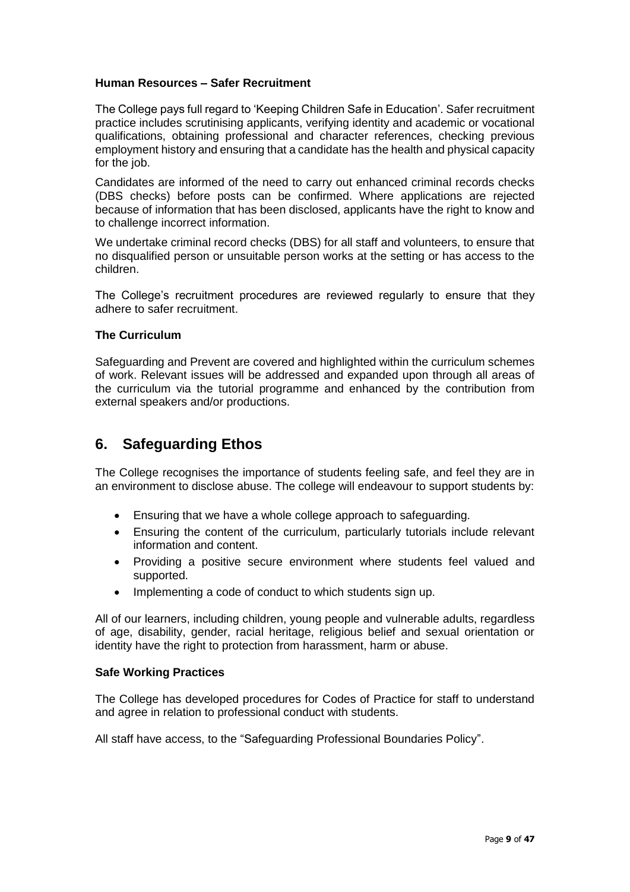**Human Resources – Safer Recruitment**

The College pays full regard to 'Keeping Children Safe in Education'. Safer recruitment practice includes scrutinising applicants, verifying identity and academic or vocational qualifications, obtaining professional and character references, checking previous employment history and ensuring that a candidate has the health and physical capacity for the job.

Candidates are informed of the need to carry out enhanced criminal records checks (DBS checks) before posts can be confirmed. Where applications are rejected because of information that has been disclosed, applicants have the right to know and to challenge incorrect information.

We undertake criminal record checks (DBS) for all staff and volunteers, to ensure that no disqualified person or unsuitable person works at the setting or has access to the children.

The College's recruitment procedures are reviewed regularly to ensure that they adhere to safer recruitment.

**The Curriculum**

Safeguarding and Prevent are covered and highlighted within the curriculum schemes of work. Relevant issues will be addressed and expanded upon through all areas of the curriculum via the tutorial programme and enhanced by the contribution from external speakers and/or productions.

## 6. Safeguarding Ethos

The College recognises the importance of students feeling safe, and feel they are in an environment to disclose abuse. The college will endeavour to support students by:

- Ensuring that we have a whole college approach to safeguarding.
- Ensuring the content of the curriculum, particularly tutorials include relevant information and content.
- Providing a positive secure environment where students feel valued and supported.
- Implementing a code of conduct to which students sign up.

All of our learners, including children, young people and vulnerable adults, regardless of age, disability, gender, racial heritage, religious belief and sexual orientation or identity have the right to protection from harassment, harm or abuse.

**Safe Working Practices**

The College has developed procedures for Codes of Practice for staff to understand and agree in relation to professional conduct with students.

All staff have access, to the "Safeguarding Professional Boundaries Policy".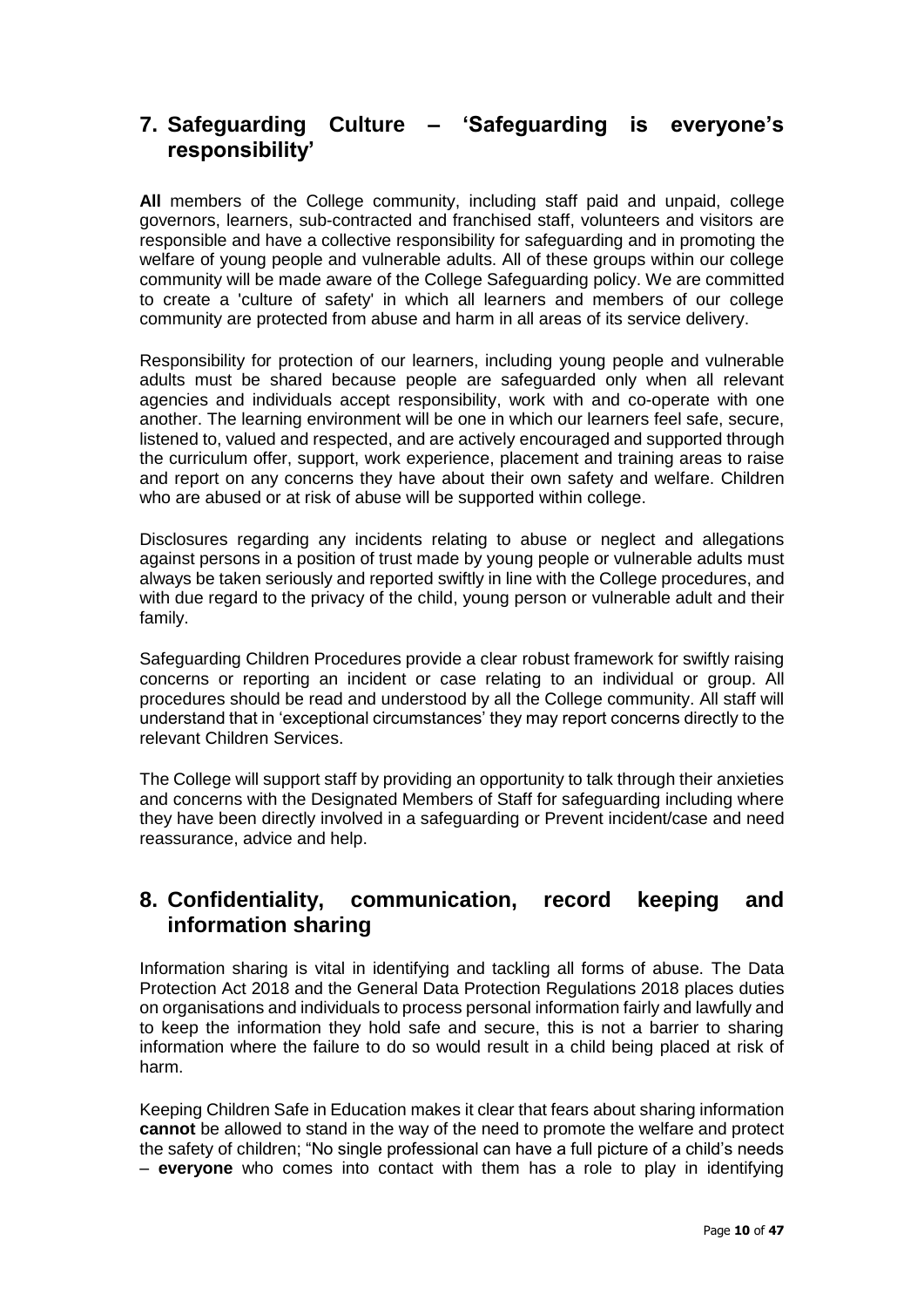## 7. Safeguarding Culture – 'Safeguarding is everyone's responsibility'

**All** members of the College community, including staff paid and unpaid, college governors, learners, sub-contracted and franchised staff, volunteers and visitors are responsible and have a collective responsibility for safeguarding and in promoting the welfare of young people and vulnerable adults. All of these groups within our college community will be made aware of the College Safeguarding policy. We are committed to create a 'culture of safety' in which all learners and members of our college community are protected from abuse and harm in all areas of its service delivery.

Responsibility for protection of our learners, including young people and vulnerable adults must be shared because people are safeguarded only when all relevant agencies and individuals accept responsibility, work with and co-operate with one another. The learning environment will be one in which our learners feel safe, secure, listened to, valued and respected, and are actively encouraged and supported through the curriculum offer, support, work experience, placement and training areas to raise and report on any concerns they have about their own safety and welfare. Children who are abused or at risk of abuse will be supported within college.

Disclosures regarding any incidents relating to abuse or neglect and allegations against persons in a position of trust made by young people or vulnerable adults must always be taken seriously and reported swiftly in line with the College procedures, and with due regard to the privacy of the child, young person or vulnerable adult and their family.

Safeguarding Children Procedures provide a clear robust framework for swiftly raising concerns or reporting an incident or case relating to an individual or group. All procedures should be read and understood by all the College community. All staff will understand that in 'exceptional circumstances' they may report concerns directly to the relevant Children Services.

The College will support staff by providing an opportunity to talk through their anxieties and concerns with the Designated Members of Staff for safeguarding including where they have been directly involved in a safeguarding or Prevent incident/case and need reassurance, advice and help.

## 8. Confidentiality, communication, record keeping and information sharing

Information sharing is vital in identifying and tackling all forms of abuse. The Data Protection Act 2018 and the General Data Protection Regulations 2018 places duties on organisations and individuals to process personal information fairly and lawfully and to keep the information they hold safe and secure, this is not a barrier to sharing information where the failure to do so would result in a child being placed at risk of harm.

Keeping Children Safe in Education makes it clear that fears about sharing information **cannot** be allowed to stand in the way of the need to promote the welfare and protect the safety of children; "No single professional can have a full picture of a child's needs – **everyone** who comes into contact with them has a role to play in identifying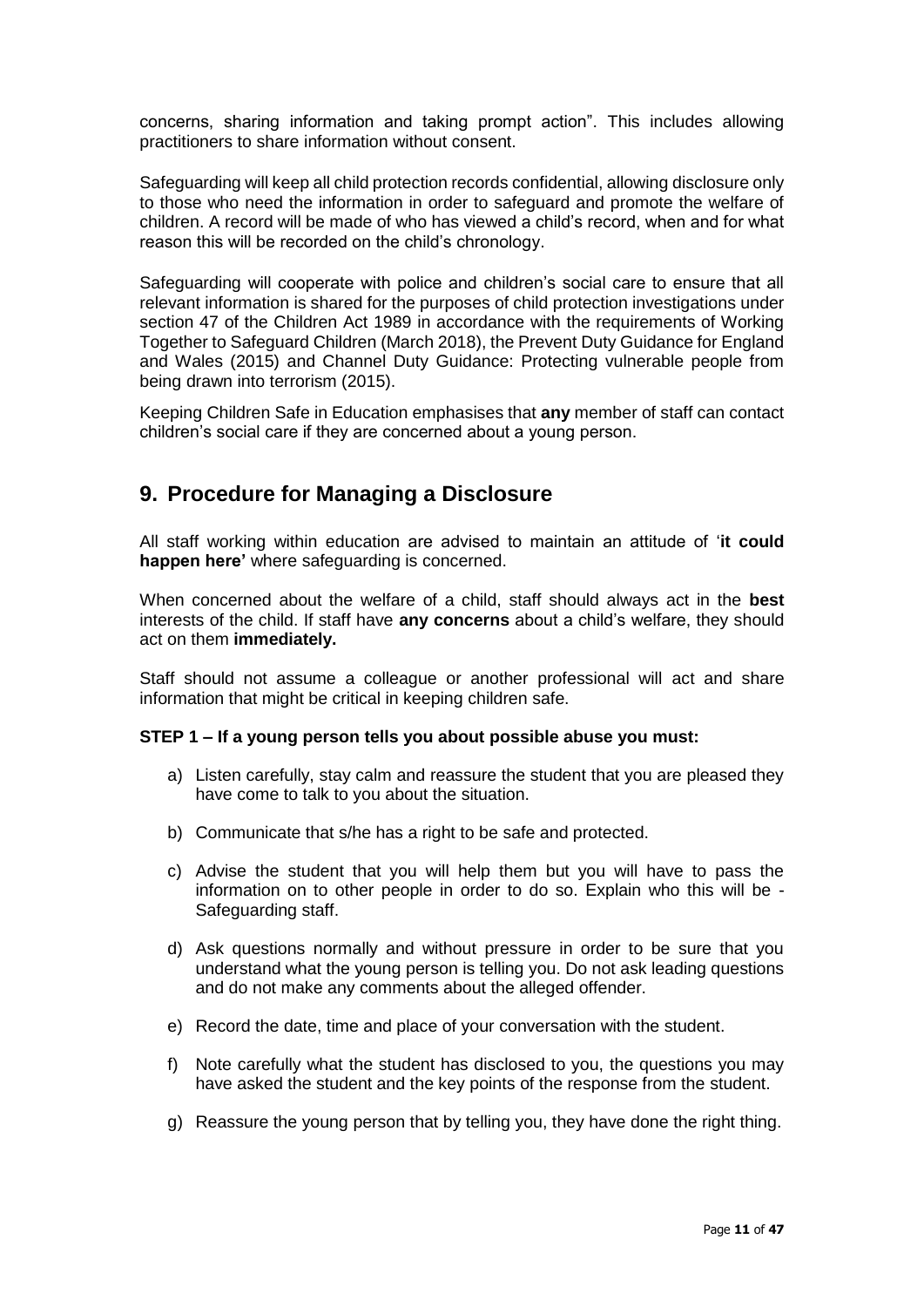concerns, sharing information and taking prompt action". This includes allowing practitioners to share information without consent.

Safeguarding will keep all child protection records confidential, allowing disclosure only to those who need the information in order to safeguard and promote the welfare of children. A record will be made of who has viewed a child's record, when and for what reason this will be recorded on the child's chronology.

Safeguarding will cooperate with police and children's social care to ensure that all relevant information is shared for the purposes of child protection investigations under section 47 of the Children Act 1989 in accordance with the requirements of Working Together to Safeguard Children (March 2018), the Prevent Duty Guidance for England and Wales (2015) and Channel Duty Guidance: Protecting vulnerable people from being drawn into terrorism (2015).

Keeping Children Safe in Education emphasises that **any** member of staff can contact children's social care if they are concerned about a young person.

## 9. Procedure for Managing a Disclosure

All staff working within education are advised to maintain an attitude of '**it could happen here'** where safeguarding is concerned.

When concerned about the welfare of a child, staff should always act in the **best** interests of the child. If staff have **any concerns** about a child's welfare, they should act on them **immediately.**

Staff should not assume a colleague or another professional will act and share information that might be critical in keeping children safe.

**STEP 1 – If a young person tells you about possible abuse you must:**

a) Listen carefully, stay calm and reassure the student that you are pleased they have come to talk to you about the situation.

b) Communicate that s/he has a right to be safe and protected.

c) Advise the student that you will help them but you will have to pass the information on to other people in order to do so. Explain who this will be - Safeguarding staff.

d) Ask questions normally and without pressure in order to be sure that you understand what the young person is telling you. Do not ask leading questions and do not make any comments about the alleged offender.

e) Record the date, time and place of your conversation with the student.

f) Note carefully what the student has disclosed to you, the questions you may have asked the student and the key points of the response from the student.

g) Reassure the young person that by telling you, they have done the right thing.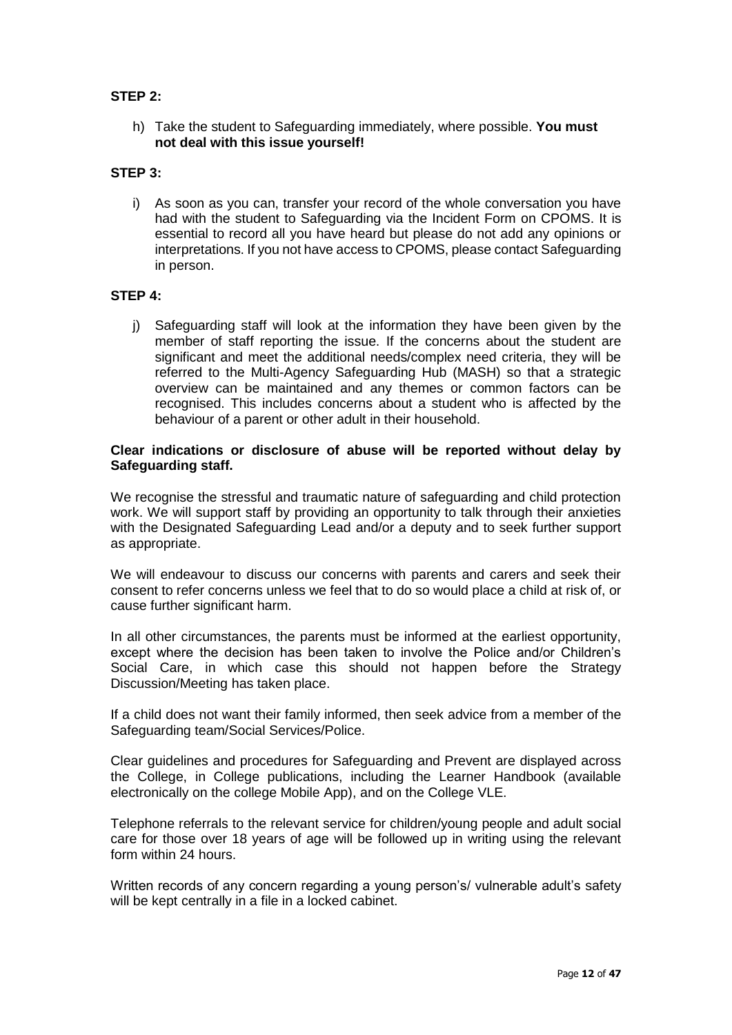**STEP 2:**

h) Take the student to Safeguarding immediately, where possible. **You must not deal with this issue yourself!**

**STEP 3:**

i) As soon as you can, transfer your record of the whole conversation you have had with the student to Safeguarding via the Incident Form on CPOMS. It is essential to record all you have heard but please do not add any opinions or interpretations. If you not have access to CPOMS, please contact Safeguarding in person.

**STEP 4:**

j) Safeguarding staff will look at the information they have been given by the member of staff reporting the issue. If the concerns about the student are significant and meet the additional needs/complex need criteria, they will be referred to the Multi-Agency Safeguarding Hub (MASH) so that a strategic overview can be maintained and any themes or common factors can be recognised. This includes concerns about a student who is affected by the behaviour of a parent or other adult in their household.

**Clear indications or disclosure of abuse will be reported without delay by Safeguarding staff.**

We recognise the stressful and traumatic nature of safeguarding and child protection work. We will support staff by providing an opportunity to talk through their anxieties with the Designated Safeguarding Lead and/or a deputy and to seek further support as appropriate.

We will endeavour to discuss our concerns with parents and carers and seek their consent to refer concerns unless we feel that to do so would place a child at risk of, or cause further significant harm.

In all other circumstances, the parents must be informed at the earliest opportunity, except where the decision has been taken to involve the Police and/or Children's Social Care, in which case this should not happen before the Strategy Discussion/Meeting has taken place.

If a child does not want their family informed, then seek advice from a member of the Safeguarding team/Social Services/Police.

Clear guidelines and procedures for Safeguarding and Prevent are displayed across the College, in College publications, including the Learner Handbook (available electronically on the college Mobile App), and on the College VLE.

Telephone referrals to the relevant service for children/young people and adult social care for those over 18 years of age will be followed up in writing using the relevant form within 24 hours.

Written records of any concern regarding a young person's/ vulnerable adult's safety will be kept centrally in a file in a locked cabinet.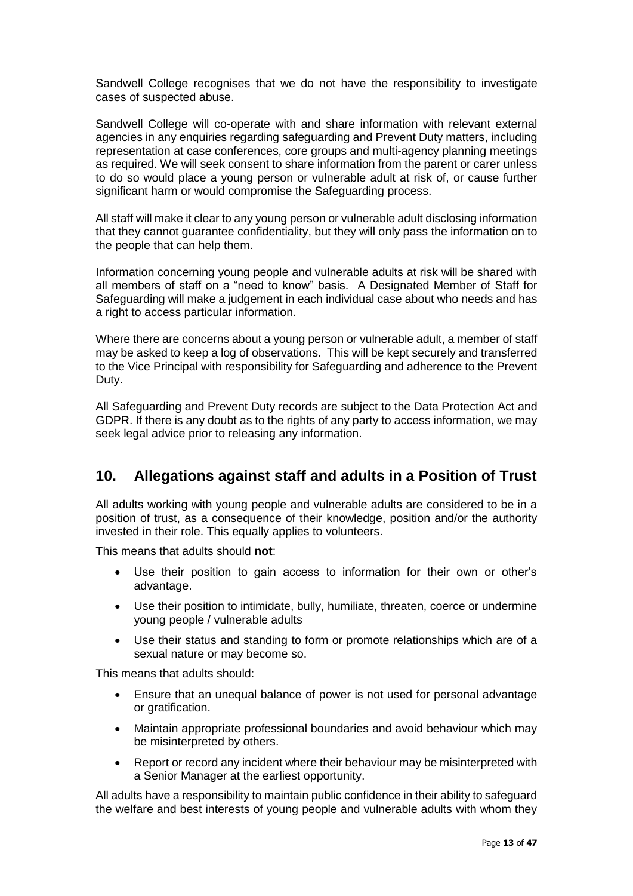Sandwell College recognises that we do not have the responsibility to investigate cases of suspected abuse.

Sandwell College will co-operate with and share information with relevant external agencies in any enquiries regarding safeguarding and Prevent Duty matters, including representation at case conferences, core groups and multi-agency planning meetings as required. We will seek consent to share information from the parent or carer unless to do so would place a young person or vulnerable adult at risk of, or cause further significant harm or would compromise the Safeguarding process.

All staff will make it clear to any young person or vulnerable adult disclosing information that they cannot guarantee confidentiality, but they will only pass the information on to the people that can help them.

Information concerning young people and vulnerable adults at risk will be shared with all members of staff on a "need to know" basis. A Designated Member of Staff for Safeguarding will make a judgement in each individual case about who needs and has a right to access particular information.

Where there are concerns about a young person or vulnerable adult, a member of staff may be asked to keep a log of observations. This will be kept securely and transferred to the Vice Principal with responsibility for Safeguarding and adherence to the Prevent Duty.

All Safeguarding and Prevent Duty records are subject to the Data Protection Act and GDPR. If there is any doubt as to the rights of any party to access information, we may seek legal advice prior to releasing any information.

## 10. Allegations against staff and adults in a Position of Trust

All adults working with young people and vulnerable adults are considered to be in a position of trust, as a consequence of their knowledge, position and/or the authority invested in their role. This equally applies to volunteers.

This means that adults should **not**:

- Use their position to gain access to information for their own or other's advantage.
- Use their position to intimidate, bully, humiliate, threaten, coerce or undermine young people / vulnerable adults
- Use their status and standing to form or promote relationships which are of a sexual nature or may become so.

This means that adults should:

- Ensure that an unequal balance of power is not used for personal advantage or gratification.
- Maintain appropriate professional boundaries and avoid behaviour which may be misinterpreted by others.
- Report or record any incident where their behaviour may be misinterpreted with a Senior Manager at the earliest opportunity.

All adults have a responsibility to maintain public confidence in their ability to safeguard the welfare and best interests of young people and vulnerable adults with whom they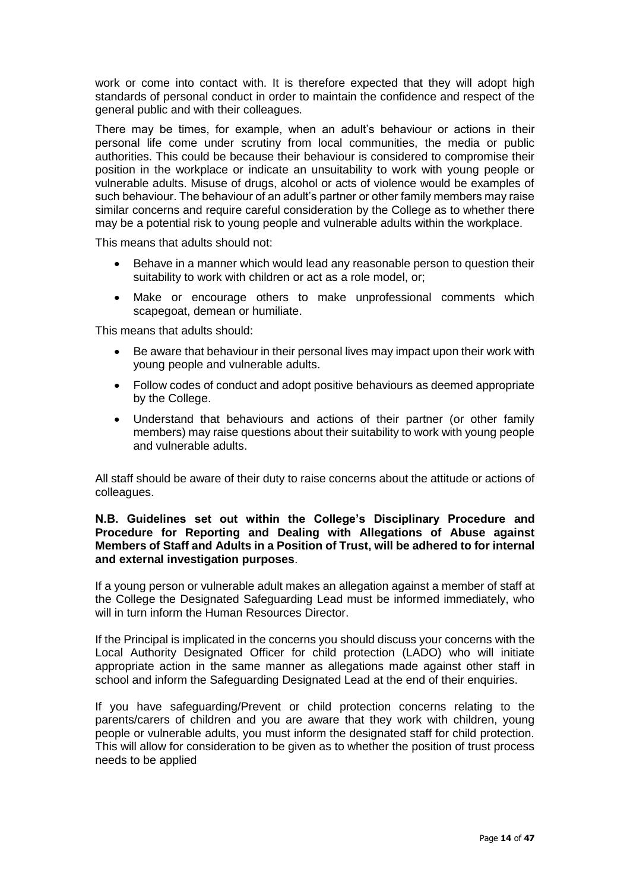work or come into contact with. It is therefore expected that they will adopt high standards of personal conduct in order to maintain the confidence and respect of the general public and with their colleagues.

There may be times, for example, when an adult's behaviour or actions in their personal life come under scrutiny from local communities, the media or public authorities. This could be because their behaviour is considered to compromise their position in the workplace or indicate an unsuitability to work with young people or vulnerable adults. Misuse of drugs, alcohol or acts of violence would be examples of such behaviour. The behaviour of an adult's partner or other family members may raise similar concerns and require careful consideration by the College as to whether there may be a potential risk to young people and vulnerable adults within the workplace.

This means that adults should not:

- Behave in a manner which would lead any reasonable person to question their suitability to work with children or act as a role model, or;
- Make or encourage others to make unprofessional comments which scapegoat, demean or humiliate.

This means that adults should:

- Be aware that behaviour in their personal lives may impact upon their work with young people and vulnerable adults.
- Follow codes of conduct and adopt positive behaviours as deemed appropriate by the College.
- Understand that behaviours and actions of their partner (or other family members) may raise questions about their suitability to work with young people and vulnerable adults.

All staff should be aware of their duty to raise concerns about the attitude or actions of colleagues.

**N.B. Guidelines set out within the College's Disciplinary Procedure and Procedure for Reporting and Dealing with Allegations of Abuse against Members of Staff and Adults in a Position of Trust, will be adhered to for internal and external investigation purposes**.

If a young person or vulnerable adult makes an allegation against a member of staff at the College the Designated Safeguarding Lead must be informed immediately, who will in turn inform the Human Resources Director.

If the Principal is implicated in the concerns you should discuss your concerns with the Local Authority Designated Officer for child protection (LADO) who will initiate appropriate action in the same manner as allegations made against other staff in school and inform the Safeguarding Designated Lead at the end of their enquiries.

If you have safeguarding/Prevent or child protection concerns relating to the parents/carers of children and you are aware that they work with children, young people or vulnerable adults, you must inform the designated staff for child protection. This will allow for consideration to be given as to whether the position of trust process needs to be applied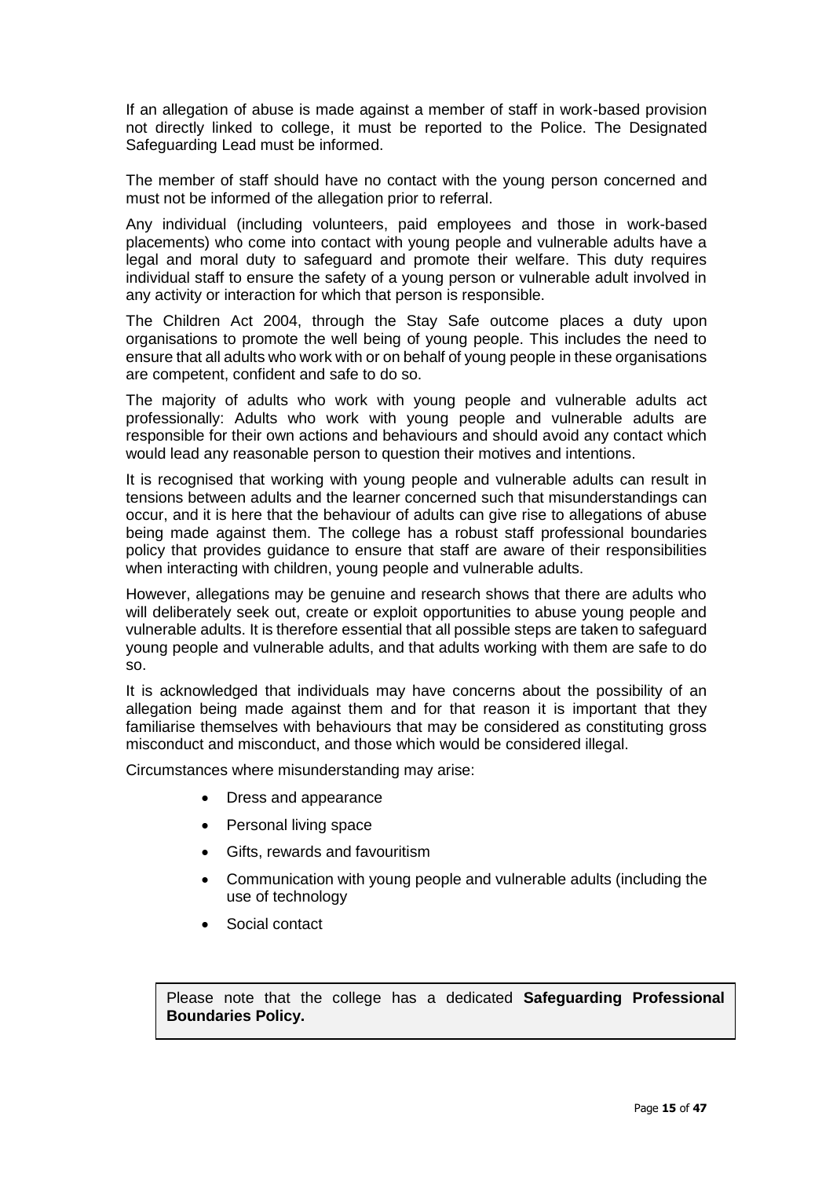If an allegation of abuse is made against a member of staff in work-based provision not directly linked to college, it must be reported to the Police. The Designated Safeguarding Lead must be informed.

The member of staff should have no contact with the young person concerned and must not be informed of the allegation prior to referral.

Any individual (including volunteers, paid employees and those in work-based placements) who come into contact with young people and vulnerable adults have a legal and moral duty to safeguard and promote their welfare. This duty requires individual staff to ensure the safety of a young person or vulnerable adult involved in any activity or interaction for which that person is responsible.

The Children Act 2004, through the Stay Safe outcome places a duty upon organisations to promote the well being of young people. This includes the need to ensure that all adults who work with or on behalf of young people in these organisations are competent, confident and safe to do so.

The majority of adults who work with young people and vulnerable adults act professionally: Adults who work with young people and vulnerable adults are responsible for their own actions and behaviours and should avoid any contact which would lead any reasonable person to question their motives and intentions.

It is recognised that working with young people and vulnerable adults can result in tensions between adults and the learner concerned such that misunderstandings can occur, and it is here that the behaviour of adults can give rise to allegations of abuse being made against them. The college has a robust staff professional boundaries policy that provides guidance to ensure that staff are aware of their responsibilities when interacting with children, young people and vulnerable adults.

However, allegations may be genuine and research shows that there are adults who will deliberately seek out, create or exploit opportunities to abuse young people and vulnerable adults. It is therefore essential that all possible steps are taken to safeguard young people and vulnerable adults, and that adults working with them are safe to do so.

It is acknowledged that individuals may have concerns about the possibility of an allegation being made against them and for that reason it is important that they familiarise themselves with behaviours that may be considered as constituting gross misconduct and misconduct, and those which would be considered illegal.

Circumstances where misunderstanding may arise:

- Dress and appearance
- Personal living space
- Gifts, rewards and favouritism
- Communication with young people and vulnerable adults (including the use of technology
- Social contact

Please note that the college has a dedicated **Safeguarding Professional Boundaries Policy.**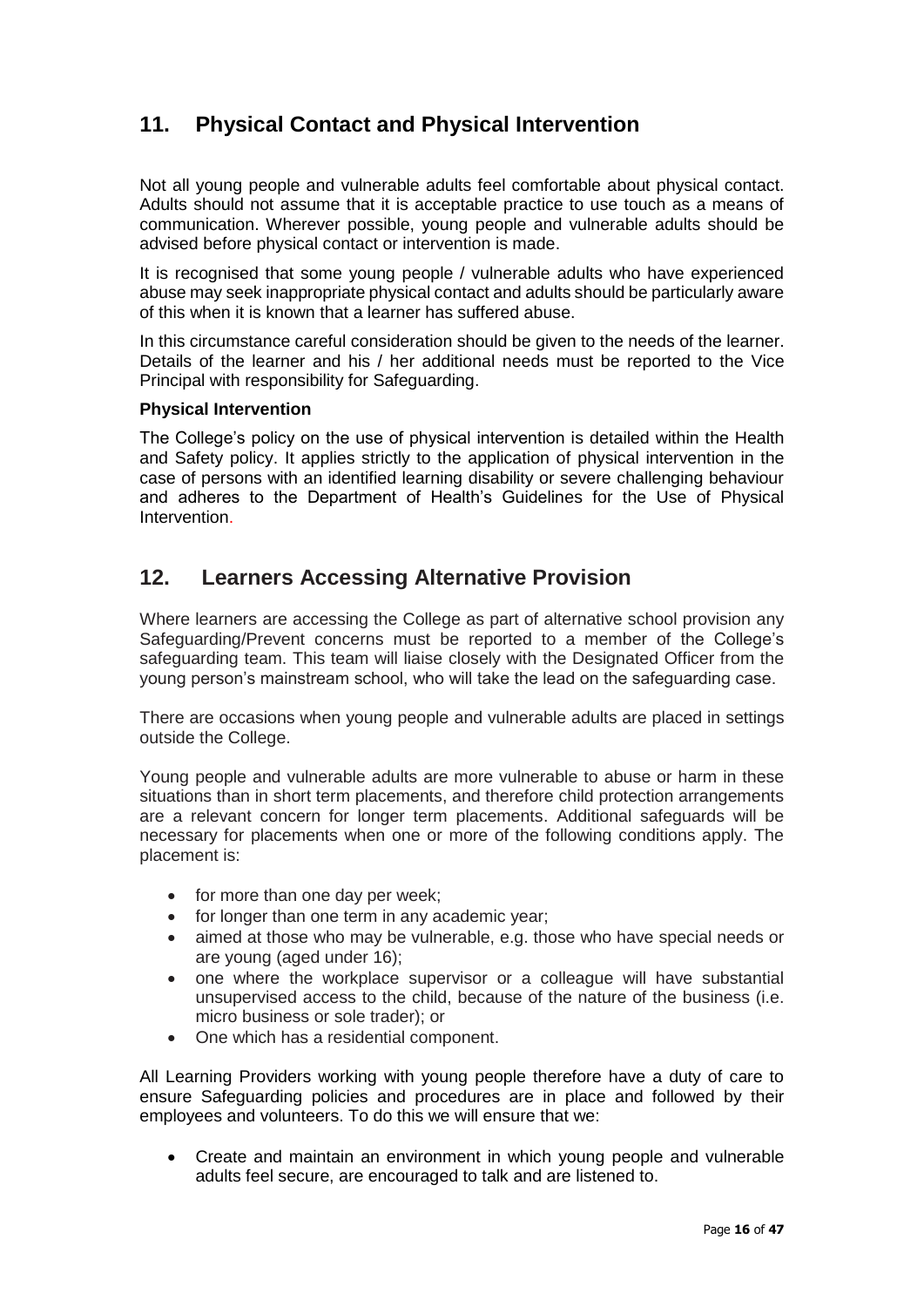## 11. Physical Contact and Physical Intervention

Not all young people and vulnerable adults feel comfortable about physical contact. Adults should not assume that it is acceptable practice to use touch as a means of communication. Wherever possible, young people and vulnerable adults should be advised before physical contact or intervention is made.

It is recognised that some young people / vulnerable adults who have experienced abuse may seek inappropriate physical contact and adults should be particularly aware of this when it is known that a learner has suffered abuse.

In this circumstance careful consideration should be given to the needs of the learner. Details of the learner and his / her additional needs must be reported to the Vice Principal with responsibility for Safeguarding.

**Physical Intervention**

The College's policy on the use of physical intervention is detailed within the Health and Safety policy. It applies strictly to the application of physical intervention in the case of persons with an identified learning disability or severe challenging behaviour and adheres to the Department of Health's Guidelines for the Use of Physical Intervention.

## 12. Learners Accessing Alternative Provision

Where learners are accessing the College as part of alternative school provision any Safeguarding/Prevent concerns must be reported to a member of the College's safeguarding team. This team will liaise closely with the Designated Officer from the young person's mainstream school, who will take the lead on the safeguarding case.

There are occasions when young people and vulnerable adults are placed in settings outside the College.

Young people and vulnerable adults are more vulnerable to abuse or harm in these situations than in short term placements, and therefore child protection arrangements are a relevant concern for longer term placements. Additional safeguards will be necessary for placements when one or more of the following conditions apply. The placement is:

- for more than one day per week;
- for longer than one term in any academic year;
- aimed at those who may be vulnerable, e.g. those who have special needs or are young (aged under 16);
- one where the workplace supervisor or a colleague will have substantial unsupervised access to the child, because of the nature of the business (i.e. micro business or sole trader); or
- One which has a residential component.

All Learning Providers working with young people therefore have a duty of care to ensure Safeguarding policies and procedures are in place and followed by their employees and volunteers. To do this we will ensure that we:

- Create and maintain an environment in which young people and vulnerable adults feel secure, are encouraged to talk and are listened to.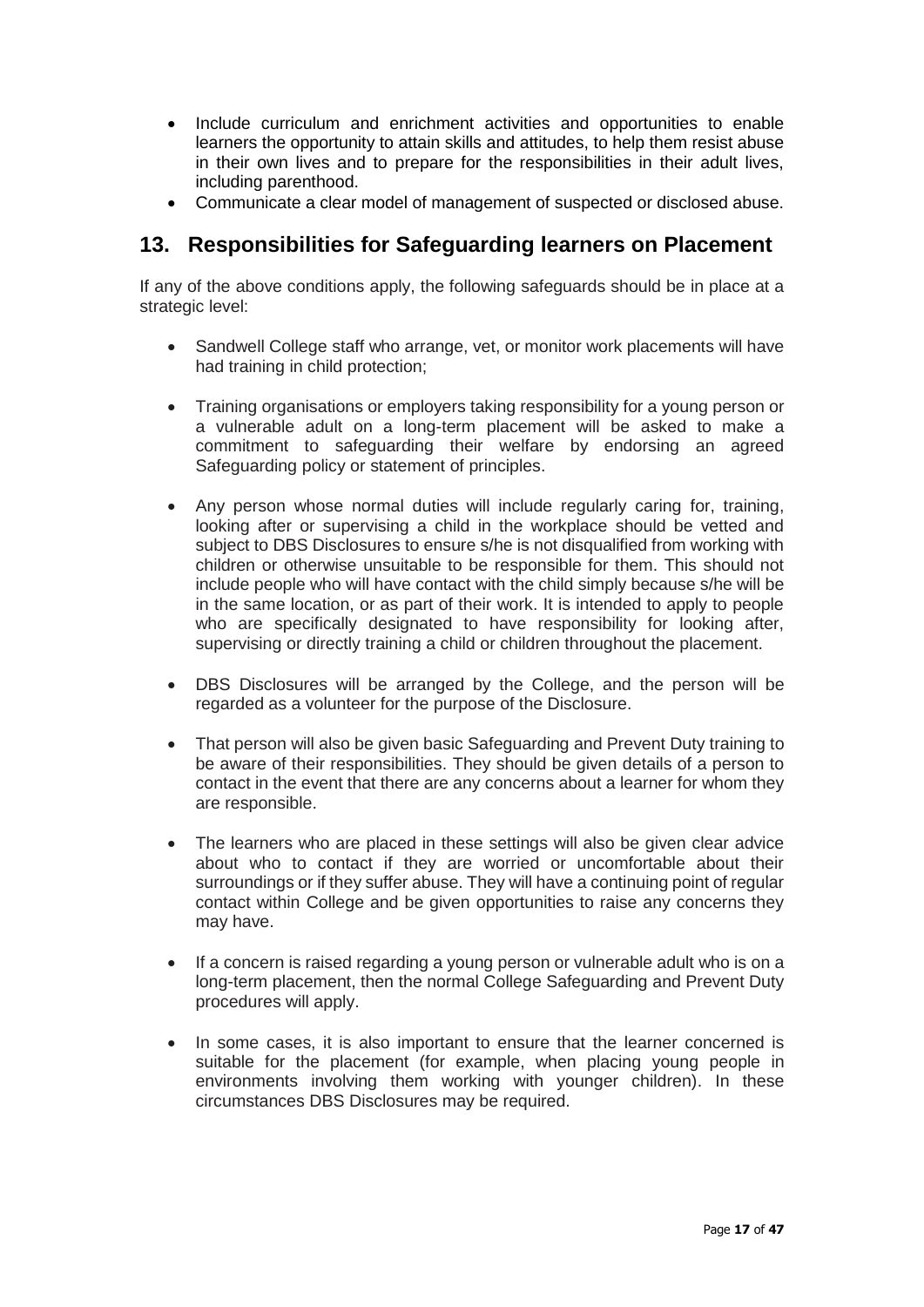- Include curriculum and enrichment activities and opportunities to enable learners the opportunity to attain skills and attitudes, to help them resist abuse in their own lives and to prepare for the responsibilities in their adult lives, including parenthood.
- Communicate a clear model of management of suspected or disclosed abuse.

## 13. Responsibilities for Safeguarding learners on Placement

If any of the above conditions apply, the following safeguards should be in place at a strategic level:

- Sandwell College staff who arrange, vet, or monitor work placements will have had training in child protection;

- Training organisations or employers taking responsibility for a young person or a vulnerable adult on a long-term placement will be asked to make a commitment to safeguarding their welfare by endorsing an agreed Safeguarding policy or statement of principles.

- Any person whose normal duties will include regularly caring for, training, looking after or supervising a child in the workplace should be vetted and subject to DBS Disclosures to ensure s/he is not disqualified from working with children or otherwise unsuitable to be responsible for them. This should not include people who will have contact with the child simply because s/he will be in the same location, or as part of their work. It is intended to apply to people who are specifically designated to have responsibility for looking after, supervising or directly training a child or children throughout the placement.

- DBS Disclosures will be arranged by the College, and the person will be regarded as a volunteer for the purpose of the Disclosure.

- That person will also be given basic Safeguarding and Prevent Duty training to be aware of their responsibilities. They should be given details of a person to contact in the event that there are any concerns about a learner for whom they are responsible.

- The learners who are placed in these settings will also be given clear advice about who to contact if they are worried or uncomfortable about their surroundings or if they suffer abuse. They will have a continuing point of regular contact within College and be given opportunities to raise any concerns they may have.

- If a concern is raised regarding a young person or vulnerable adult who is on a long-term placement, then the normal College Safeguarding and Prevent Duty procedures will apply.

- In some cases, it is also important to ensure that the learner concerned is suitable for the placement (for example, when placing young people in environments involving them working with younger children). In these circumstances DBS Disclosures may be required.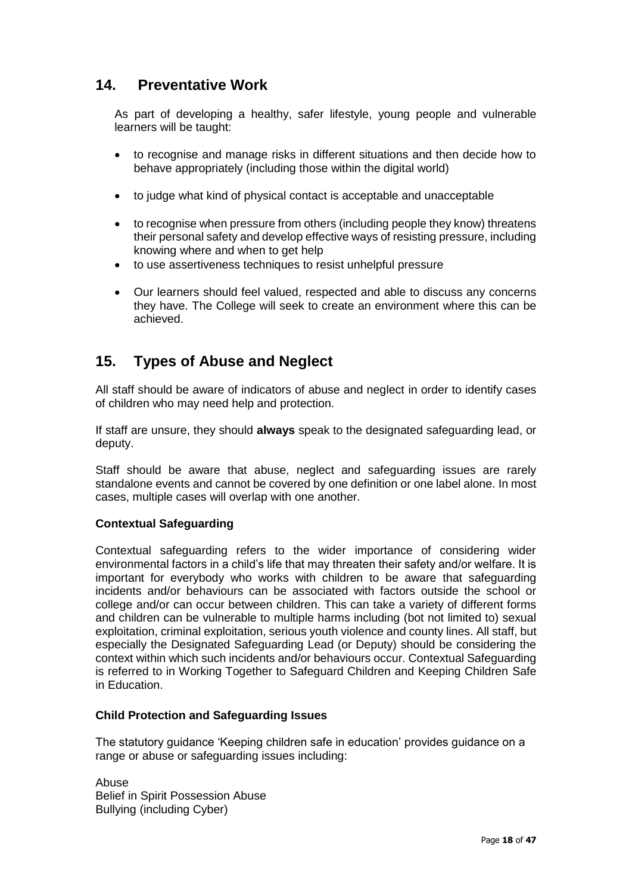## 14. Preventative Work

As part of developing a healthy, safer lifestyle, young people and vulnerable learners will be taught:

- to recognise and manage risks in different situations and then decide how to behave appropriately (including those within the digital world)
- to judge what kind of physical contact is acceptable and unacceptable
- to recognise when pressure from others (including people they know) threatens their personal safety and develop effective ways of resisting pressure, including knowing where and when to get help
- to use assertiveness techniques to resist unhelpful pressure
- Our learners should feel valued, respected and able to discuss any concerns they have. The College will seek to create an environment where this can be achieved.

## 15. Types of Abuse and Neglect

All staff should be aware of indicators of abuse and neglect in order to identify cases of children who may need help and protection.

If staff are unsure, they should **always** speak to the designated safeguarding lead, or deputy.

Staff should be aware that abuse, neglect and safeguarding issues are rarely standalone events and cannot be covered by one definition or one label alone. In most cases, multiple cases will overlap with one another.

### Contextual Safeguarding

Contextual safeguarding refers to the wider importance of considering wider environmental factors in a child's life that may threaten their safety and/or welfare. It is important for everybody who works with children to be aware that safeguarding incidents and/or behaviours can be associated with factors outside the school or college and/or can occur between children. This can take a variety of different forms and children can be vulnerable to multiple harms including (bot not limited to) sexual exploitation, criminal exploitation, serious youth violence and county lines. All staff, but especially the Designated Safeguarding Lead (or Deputy) should be considering the context within which such incidents and/or behaviours occur. Contextual Safeguarding is referred to in Working Together to Safeguard Children and Keeping Children Safe in Education.

### Child Protection and Safeguarding Issues

The statutory guidance 'Keeping children safe in education' provides guidance on a range or abuse or safeguarding issues including:

Abuse
Belief in Spirit Possession Abuse
Bullying (including Cyber)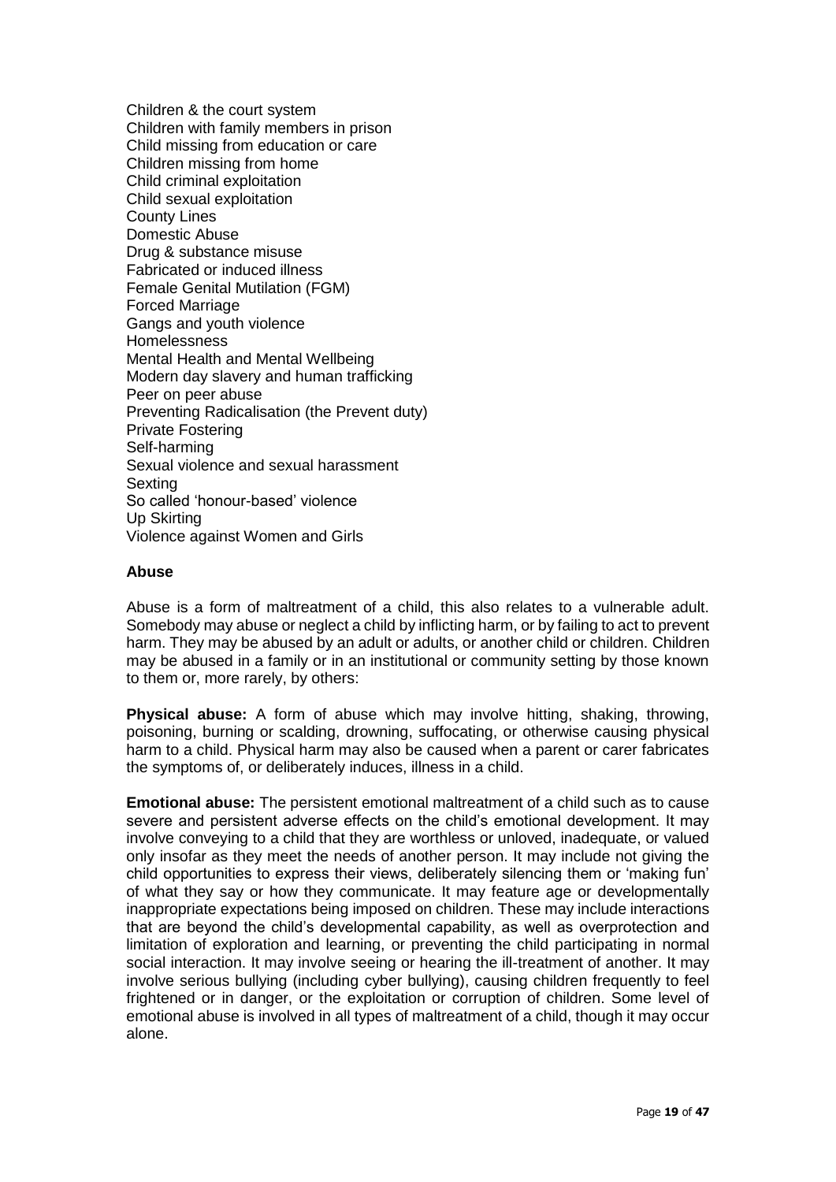Children & the court system
Children with family members in prison
Child missing from education or care
Children missing from home
Child criminal exploitation
Child sexual exploitation
County Lines
Domestic Abuse
Drug & substance misuse
Fabricated or induced illness
Female Genital Mutilation (FGM)
Forced Marriage
Gangs and youth violence
Homelessness
Mental Health and Mental Wellbeing
Modern day slavery and human trafficking
Peer on peer abuse
Preventing Radicalisation (the Prevent duty)
Private Fostering
Self-harming
Sexual violence and sexual harassment
Sexting
So called 'honour-based' violence
Up Skirting
Violence against Women and Girls

**Abuse**

Abuse is a form of maltreatment of a child, this also relates to a vulnerable adult. Somebody may abuse or neglect a child by inflicting harm, or by failing to act to prevent harm. They may be abused by an adult or adults, or another child or children. Children may be abused in a family or in an institutional or community setting by those known to them or, more rarely, by others:

**Physical abuse:** A form of abuse which may involve hitting, shaking, throwing, poisoning, burning or scalding, drowning, suffocating, or otherwise causing physical harm to a child. Physical harm may also be caused when a parent or carer fabricates the symptoms of, or deliberately induces, illness in a child.

**Emotional abuse:** The persistent emotional maltreatment of a child such as to cause severe and persistent adverse effects on the child's emotional development. It may involve conveying to a child that they are worthless or unloved, inadequate, or valued only insofar as they meet the needs of another person. It may include not giving the child opportunities to express their views, deliberately silencing them or 'making fun' of what they say or how they communicate. It may feature age or developmentally inappropriate expectations being imposed on children. These may include interactions that are beyond the child's developmental capability, as well as overprotection and limitation of exploration and learning, or preventing the child participating in normal social interaction. It may involve seeing or hearing the ill-treatment of another. It may involve serious bullying (including cyber bullying), causing children frequently to feel frightened or in danger, or the exploitation or corruption of children. Some level of emotional abuse is involved in all types of maltreatment of a child, though it may occur alone.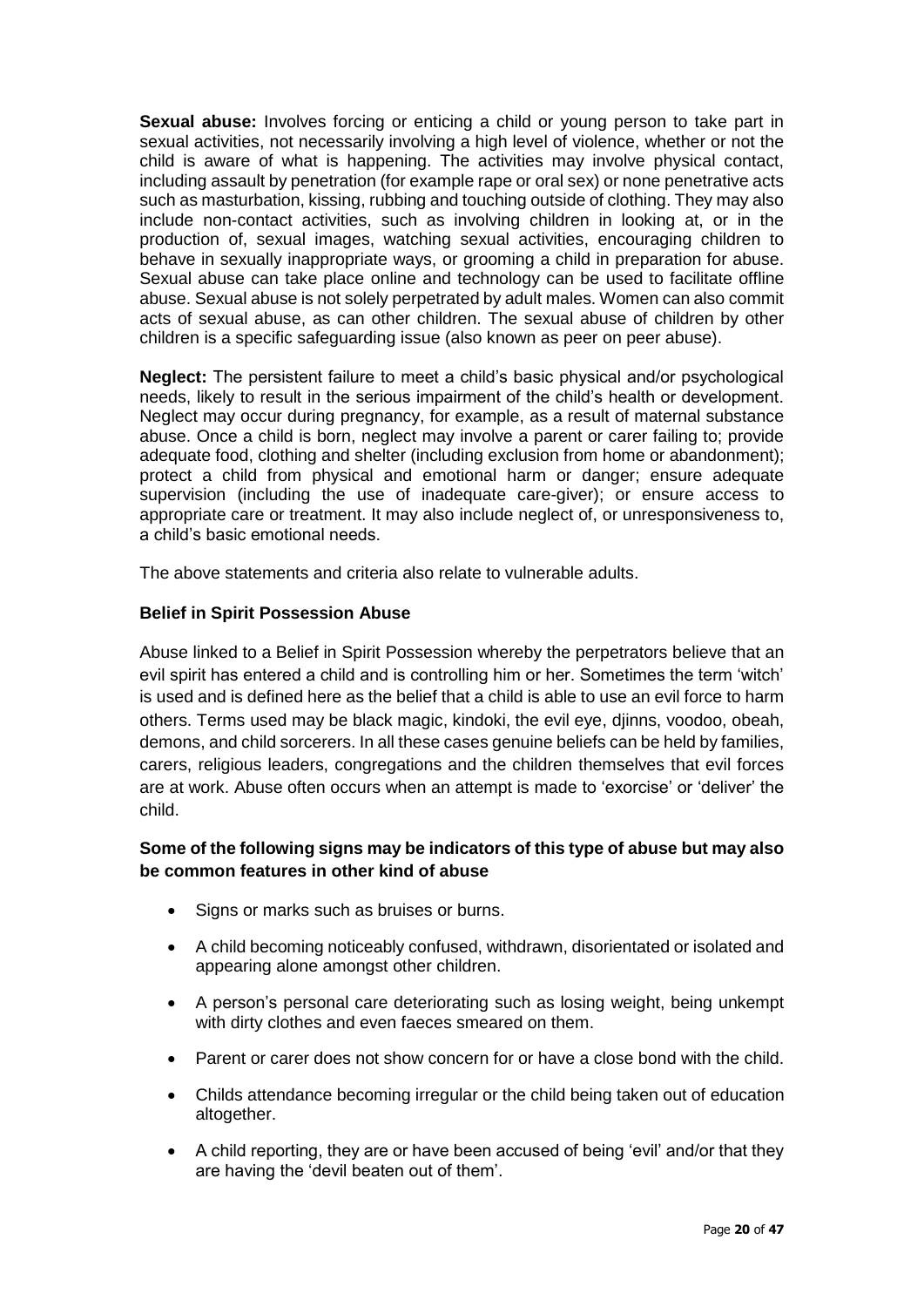**Sexual abuse:** Involves forcing or enticing a child or young person to take part in sexual activities, not necessarily involving a high level of violence, whether or not the child is aware of what is happening. The activities may involve physical contact, including assault by penetration (for example rape or oral sex) or none penetrative acts such as masturbation, kissing, rubbing and touching outside of clothing. They may also include non-contact activities, such as involving children in looking at, or in the production of, sexual images, watching sexual activities, encouraging children to behave in sexually inappropriate ways, or grooming a child in preparation for abuse. Sexual abuse can take place online and technology can be used to facilitate offline abuse. Sexual abuse is not solely perpetrated by adult males. Women can also commit acts of sexual abuse, as can other children. The sexual abuse of children by other children is a specific safeguarding issue (also known as peer on peer abuse).

**Neglect:** The persistent failure to meet a child's basic physical and/or psychological needs, likely to result in the serious impairment of the child's health or development. Neglect may occur during pregnancy, for example, as a result of maternal substance abuse. Once a child is born, neglect may involve a parent or carer failing to; provide adequate food, clothing and shelter (including exclusion from home or abandonment); protect a child from physical and emotional harm or danger; ensure adequate supervision (including the use of inadequate care-giver); or ensure access to appropriate care or treatment. It may also include neglect of, or unresponsiveness to, a child's basic emotional needs.

The above statements and criteria also relate to vulnerable adults.

**Belief in Spirit Possession Abuse**

Abuse linked to a Belief in Spirit Possession whereby the perpetrators believe that an evil spirit has entered a child and is controlling him or her. Sometimes the term 'witch' is used and is defined here as the belief that a child is able to use an evil force to harm others. Terms used may be black magic, kindoki, the evil eye, djinns, voodoo, obeah, demons, and child sorcerers. In all these cases genuine beliefs can be held by families, carers, religious leaders, congregations and the children themselves that evil forces are at work. Abuse often occurs when an attempt is made to 'exorcise' or 'deliver' the child.

**Some of the following signs may be indicators of this type of abuse but may also be common features in other kind of abuse**

- Signs or marks such as bruises or burns.
- A child becoming noticeably confused, withdrawn, disorientated or isolated and appearing alone amongst other children.
- A person's personal care deteriorating such as losing weight, being unkempt with dirty clothes and even faeces smeared on them.
- Parent or carer does not show concern for or have a close bond with the child.
- Childs attendance becoming irregular or the child being taken out of education altogether.
- A child reporting, they are or have been accused of being 'evil' and/or that they are having the 'devil beaten out of them'.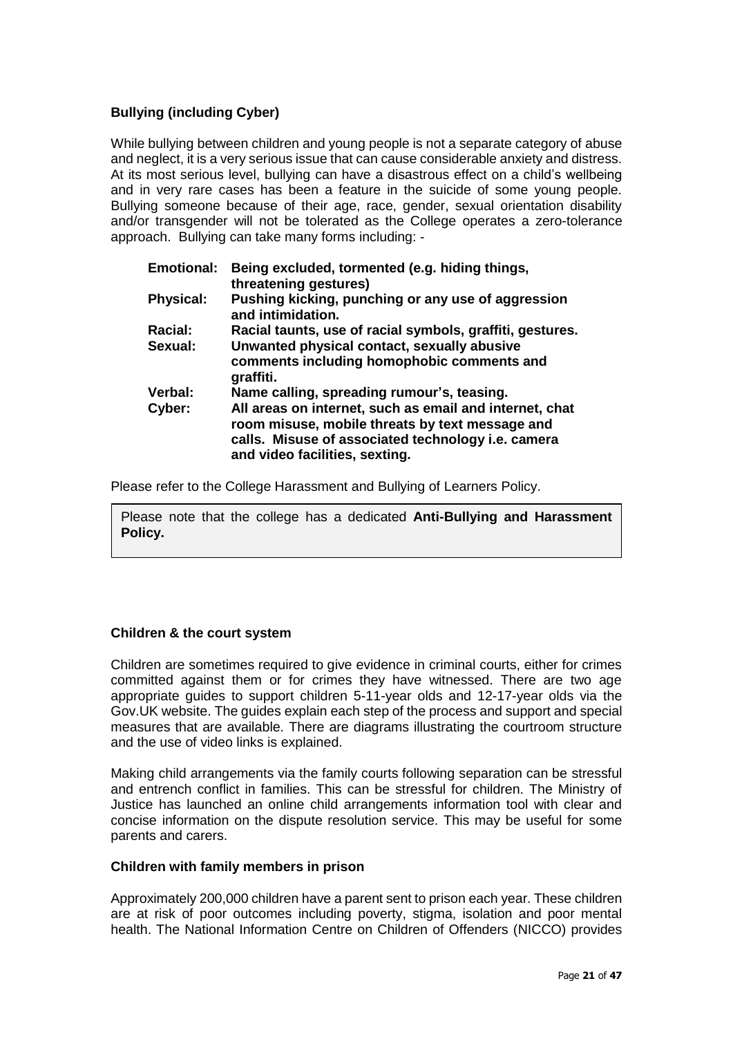### Bullying (including Cyber)

While bullying between children and young people is not a separate category of abuse and neglect, it is a very serious issue that can cause considerable anxiety and distress. At its most serious level, bullying can have a disastrous effect on a child's wellbeing and in very rare cases has been a feature in the suicide of some young people. Bullying someone because of their age, race, gender, sexual orientation disability and/or transgender will not be tolerated as the College operates a zero-tolerance approach. Bullying can take many forms including: -

| | |
|---|---|
| **Emotional:** | **Being excluded, tormented (e.g. hiding things, threatening gestures)** |
| **Physical:** | **Pushing kicking, punching or any use of aggression and intimidation.** |
| **Racial:** | **Racial taunts, use of racial symbols, graffiti, gestures.** |
| **Sexual:** | **Unwanted physical contact, sexually abusive comments including homophobic comments and graffiti.** |
| **Verbal:** | **Name calling, spreading rumour's, teasing.** |
| **Cyber:** | **All areas on internet, such as email and internet, chat room misuse, mobile threats by text message and calls. Misuse of associated technology i.e. camera and video facilities, sexting.** |

Please refer to the College Harassment and Bullying of Learners Policy.

> Please note that the college has a dedicated **Anti-Bullying and Harassment Policy.**

### Children & the court system

Children are sometimes required to give evidence in criminal courts, either for crimes committed against them or for crimes they have witnessed. There are two age appropriate guides to support children 5-11-year olds and 12-17-year olds via the Gov.UK website. The guides explain each step of the process and support and special measures that are available. There are diagrams illustrating the courtroom structure and the use of video links is explained.

Making child arrangements via the family courts following separation can be stressful and entrench conflict in families. This can be stressful for children. The Ministry of Justice has launched an online child arrangements information tool with clear and concise information on the dispute resolution service. This may be useful for some parents and carers.

### Children with family members in prison

Approximately 200,000 children have a parent sent to prison each year. These children are at risk of poor outcomes including poverty, stigma, isolation and poor mental health. The National Information Centre on Children of Offenders (NICCO) provides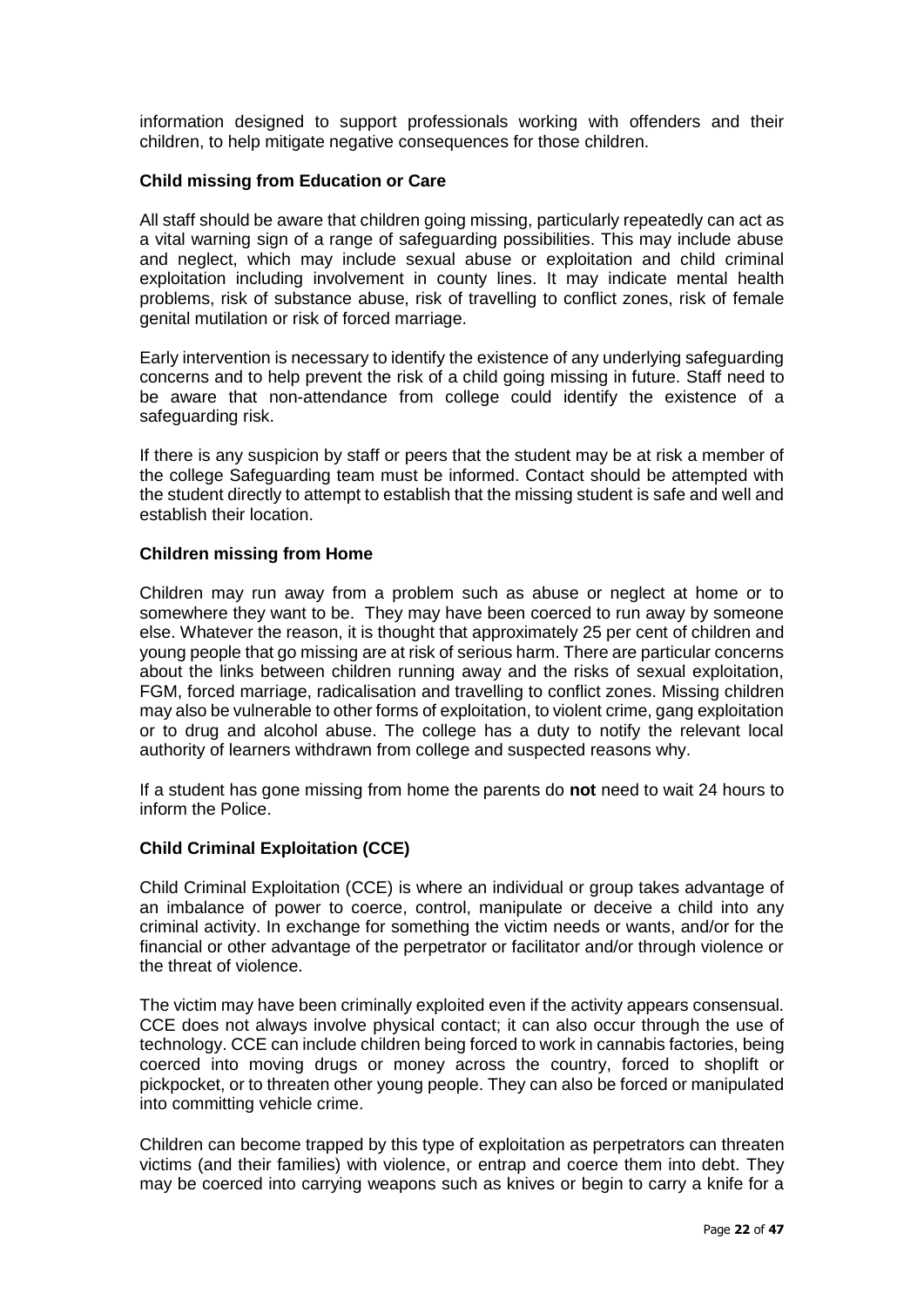information designed to support professionals working with offenders and their children, to help mitigate negative consequences for those children.

**Child missing from Education or Care**

All staff should be aware that children going missing, particularly repeatedly can act as a vital warning sign of a range of safeguarding possibilities. This may include abuse and neglect, which may include sexual abuse or exploitation and child criminal exploitation including involvement in county lines. It may indicate mental health problems, risk of substance abuse, risk of travelling to conflict zones, risk of female genital mutilation or risk of forced marriage.

Early intervention is necessary to identify the existence of any underlying safeguarding concerns and to help prevent the risk of a child going missing in future. Staff need to be aware that non-attendance from college could identify the existence of a safeguarding risk.

If there is any suspicion by staff or peers that the student may be at risk a member of the college Safeguarding team must be informed. Contact should be attempted with the student directly to attempt to establish that the missing student is safe and well and establish their location.

**Children missing from Home**

Children may run away from a problem such as abuse or neglect at home or to somewhere they want to be. They may have been coerced to run away by someone else. Whatever the reason, it is thought that approximately 25 per cent of children and young people that go missing are at risk of serious harm. There are particular concerns about the links between children running away and the risks of sexual exploitation, FGM, forced marriage, radicalisation and travelling to conflict zones. Missing children may also be vulnerable to other forms of exploitation, to violent crime, gang exploitation or to drug and alcohol abuse. The college has a duty to notify the relevant local authority of learners withdrawn from college and suspected reasons why.

If a student has gone missing from home the parents do **not** need to wait 24 hours to inform the Police.

**Child Criminal Exploitation (CCE)**

Child Criminal Exploitation (CCE) is where an individual or group takes advantage of an imbalance of power to coerce, control, manipulate or deceive a child into any criminal activity. In exchange for something the victim needs or wants, and/or for the financial or other advantage of the perpetrator or facilitator and/or through violence or the threat of violence.

The victim may have been criminally exploited even if the activity appears consensual. CCE does not always involve physical contact; it can also occur through the use of technology. CCE can include children being forced to work in cannabis factories, being coerced into moving drugs or money across the country, forced to shoplift or pickpocket, or to threaten other young people. They can also be forced or manipulated into committing vehicle crime.

Children can become trapped by this type of exploitation as perpetrators can threaten victims (and their families) with violence, or entrap and coerce them into debt. They may be coerced into carrying weapons such as knives or begin to carry a knife for a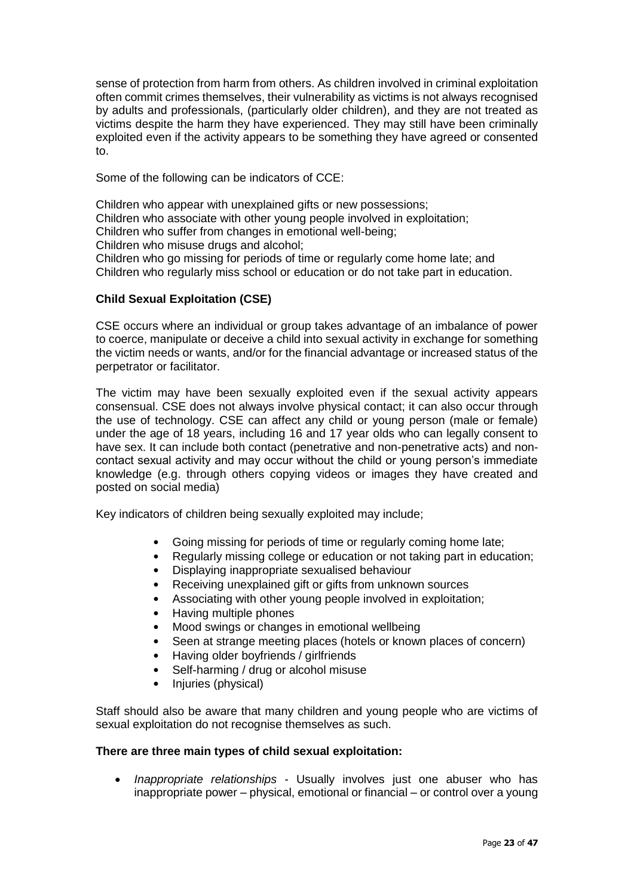sense of protection from harm from others. As children involved in criminal exploitation often commit crimes themselves, their vulnerability as victims is not always recognised by adults and professionals, (particularly older children), and they are not treated as victims despite the harm they have experienced. They may still have been criminally exploited even if the activity appears to be something they have agreed or consented to.

Some of the following can be indicators of CCE:

Children who appear with unexplained gifts or new possessions;
Children who associate with other young people involved in exploitation;
Children who suffer from changes in emotional well-being;
Children who misuse drugs and alcohol;
Children who go missing for periods of time or regularly come home late; and
Children who regularly miss school or education or do not take part in education.

**Child Sexual Exploitation (CSE)**

CSE occurs where an individual or group takes advantage of an imbalance of power to coerce, manipulate or deceive a child into sexual activity in exchange for something the victim needs or wants, and/or for the financial advantage or increased status of the perpetrator or facilitator.

The victim may have been sexually exploited even if the sexual activity appears consensual. CSE does not always involve physical contact; it can also occur through the use of technology. CSE can affect any child or young person (male or female) under the age of 18 years, including 16 and 17 year olds who can legally consent to have sex. It can include both contact (penetrative and non-penetrative acts) and non-contact sexual activity and may occur without the child or young person's immediate knowledge (e.g. through others copying videos or images they have created and posted on social media)

Key indicators of children being sexually exploited may include;

- Going missing for periods of time or regularly coming home late;
- Regularly missing college or education or not taking part in education;
- Displaying inappropriate sexualised behaviour
- Receiving unexplained gift or gifts from unknown sources
- Associating with other young people involved in exploitation;
- Having multiple phones
- Mood swings or changes in emotional wellbeing
- Seen at strange meeting places (hotels or known places of concern)
- Having older boyfriends / girlfriends
- Self-harming / drug or alcohol misuse
- Injuries (physical)

Staff should also be aware that many children and young people who are victims of sexual exploitation do not recognise themselves as such.

**There are three main types of child sexual exploitation:**

- *Inappropriate relationships* - Usually involves just one abuser who has inappropriate power – physical, emotional or financial – or control over a young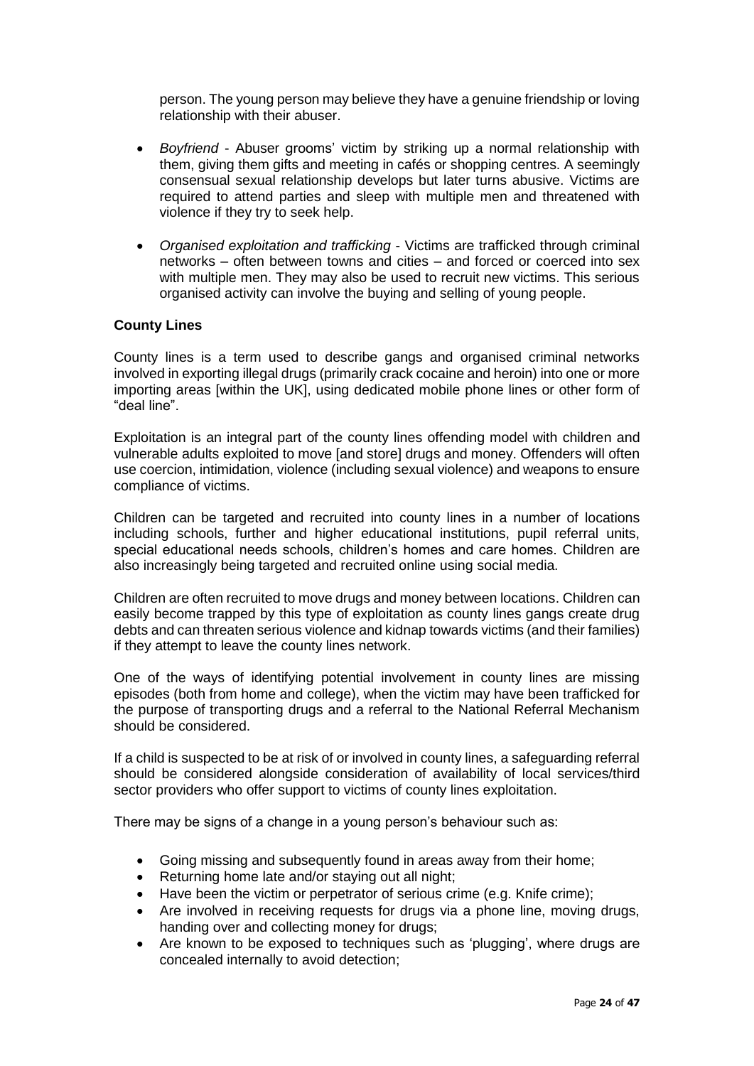person. The young person may believe they have a genuine friendship or loving relationship with their abuser.

- *Boyfriend* - Abuser grooms' victim by striking up a normal relationship with them, giving them gifts and meeting in cafés or shopping centres. A seemingly consensual sexual relationship develops but later turns abusive. Victims are required to attend parties and sleep with multiple men and threatened with violence if they try to seek help.
- *Organised exploitation and trafficking* - Victims are trafficked through criminal networks – often between towns and cities – and forced or coerced into sex with multiple men. They may also be used to recruit new victims. This serious organised activity can involve the buying and selling of young people.

**County Lines**

County lines is a term used to describe gangs and organised criminal networks involved in exporting illegal drugs (primarily crack cocaine and heroin) into one or more importing areas [within the UK], using dedicated mobile phone lines or other form of "deal line".

Exploitation is an integral part of the county lines offending model with children and vulnerable adults exploited to move [and store] drugs and money. Offenders will often use coercion, intimidation, violence (including sexual violence) and weapons to ensure compliance of victims.

Children can be targeted and recruited into county lines in a number of locations including schools, further and higher educational institutions, pupil referral units, special educational needs schools, children's homes and care homes. Children are also increasingly being targeted and recruited online using social media.

Children are often recruited to move drugs and money between locations. Children can easily become trapped by this type of exploitation as county lines gangs create drug debts and can threaten serious violence and kidnap towards victims (and their families) if they attempt to leave the county lines network.

One of the ways of identifying potential involvement in county lines are missing episodes (both from home and college), when the victim may have been trafficked for the purpose of transporting drugs and a referral to the National Referral Mechanism should be considered.

If a child is suspected to be at risk of or involved in county lines, a safeguarding referral should be considered alongside consideration of availability of local services/third sector providers who offer support to victims of county lines exploitation.

There may be signs of a change in a young person's behaviour such as:

- Going missing and subsequently found in areas away from their home;
- Returning home late and/or staying out all night;
- Have been the victim or perpetrator of serious crime (e.g. Knife crime);
- Are involved in receiving requests for drugs via a phone line, moving drugs, handing over and collecting money for drugs;
- Are known to be exposed to techniques such as 'plugging', where drugs are concealed internally to avoid detection;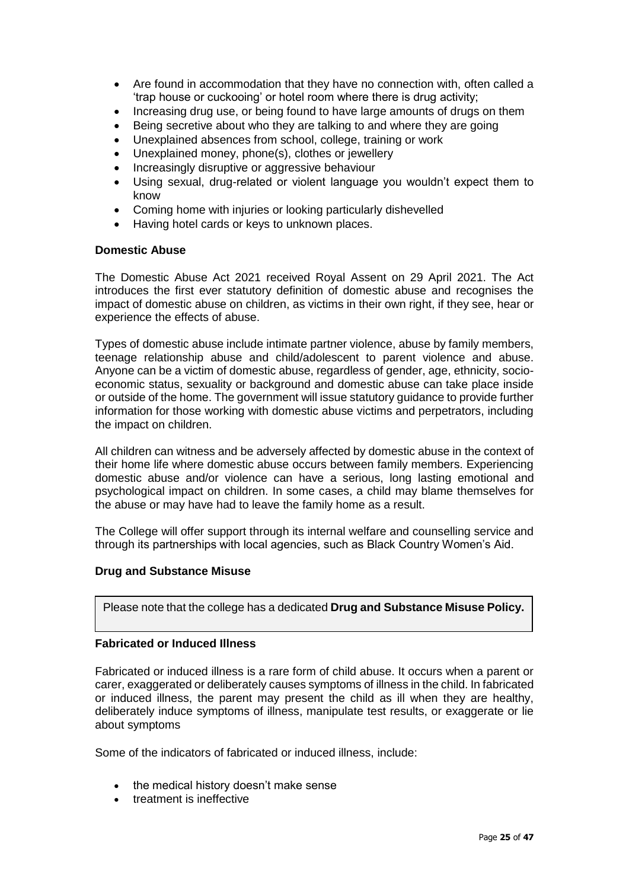- Are found in accommodation that they have no connection with, often called a 'trap house or cuckooing' or hotel room where there is drug activity;
- Increasing drug use, or being found to have large amounts of drugs on them
- Being secretive about who they are talking to and where they are going
- Unexplained absences from school, college, training or work
- Unexplained money, phone(s), clothes or jewellery
- Increasingly disruptive or aggressive behaviour
- Using sexual, drug-related or violent language you wouldn't expect them to know
- Coming home with injuries or looking particularly dishevelled
- Having hotel cards or keys to unknown places.

**Domestic Abuse**

The Domestic Abuse Act 2021 received Royal Assent on 29 April 2021. The Act introduces the first ever statutory definition of domestic abuse and recognises the impact of domestic abuse on children, as victims in their own right, if they see, hear or experience the effects of abuse.

Types of domestic abuse include intimate partner violence, abuse by family members, teenage relationship abuse and child/adolescent to parent violence and abuse. Anyone can be a victim of domestic abuse, regardless of gender, age, ethnicity, socio-economic status, sexuality or background and domestic abuse can take place inside or outside of the home. The government will issue statutory guidance to provide further information for those working with domestic abuse victims and perpetrators, including the impact on children.

All children can witness and be adversely affected by domestic abuse in the context of their home life where domestic abuse occurs between family members. Experiencing domestic abuse and/or violence can have a serious, long lasting emotional and psychological impact on children. In some cases, a child may blame themselves for the abuse or may have had to leave the family home as a result.

The College will offer support through its internal welfare and counselling service and through its partnerships with local agencies, such as Black Country Women's Aid.

**Drug and Substance Misuse**

Please note that the college has a dedicated **Drug and Substance Misuse Policy.**

**Fabricated or Induced Illness**

Fabricated or induced illness is a rare form of child abuse. It occurs when a parent or carer, exaggerated or deliberately causes symptoms of illness in the child. In fabricated or induced illness, the parent may present the child as ill when they are healthy, deliberately induce symptoms of illness, manipulate test results, or exaggerate or lie about symptoms

Some of the indicators of fabricated or induced illness, include:

- the medical history doesn't make sense
- treatment is ineffective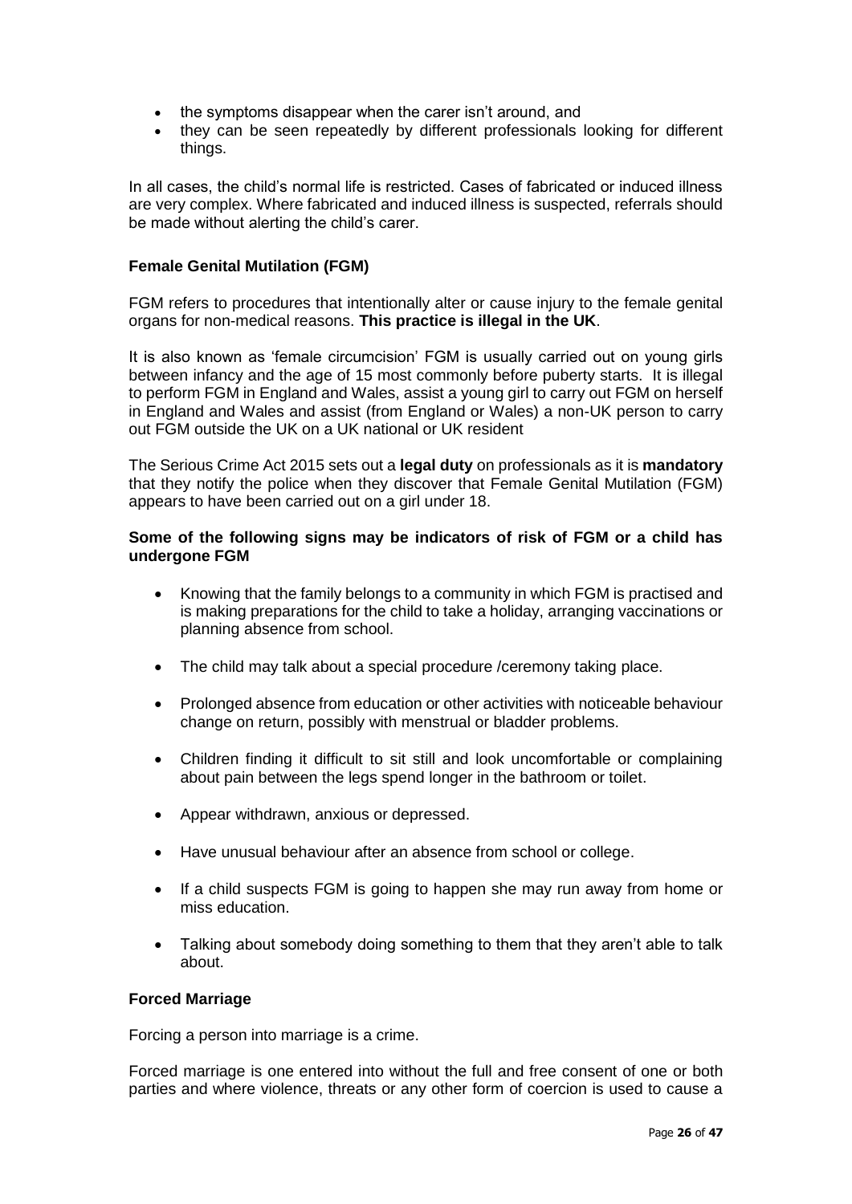- the symptoms disappear when the carer isn't around, and
- they can be seen repeatedly by different professionals looking for different things.

In all cases, the child's normal life is restricted. Cases of fabricated or induced illness are very complex. Where fabricated and induced illness is suspected, referrals should be made without alerting the child's carer.

**Female Genital Mutilation (FGM)**

FGM refers to procedures that intentionally alter or cause injury to the female genital organs for non-medical reasons. **This practice is illegal in the UK**.

It is also known as 'female circumcision' FGM is usually carried out on young girls between infancy and the age of 15 most commonly before puberty starts. It is illegal to perform FGM in England and Wales, assist a young girl to carry out FGM on herself in England and Wales and assist (from England or Wales) a non-UK person to carry out FGM outside the UK on a UK national or UK resident

The Serious Crime Act 2015 sets out a **legal duty** on professionals as it is **mandatory** that they notify the police when they discover that Female Genital Mutilation (FGM) appears to have been carried out on a girl under 18.

**Some of the following signs may be indicators of risk of FGM or a child has undergone FGM**

- Knowing that the family belongs to a community in which FGM is practised and is making preparations for the child to take a holiday, arranging vaccinations or planning absence from school.
- The child may talk about a special procedure /ceremony taking place.
- Prolonged absence from education or other activities with noticeable behaviour change on return, possibly with menstrual or bladder problems.
- Children finding it difficult to sit still and look uncomfortable or complaining about pain between the legs spend longer in the bathroom or toilet.
- Appear withdrawn, anxious or depressed.
- Have unusual behaviour after an absence from school or college.
- If a child suspects FGM is going to happen she may run away from home or miss education.
- Talking about somebody doing something to them that they aren't able to talk about.

**Forced Marriage**

Forcing a person into marriage is a crime.

Forced marriage is one entered into without the full and free consent of one or both parties and where violence, threats or any other form of coercion is used to cause a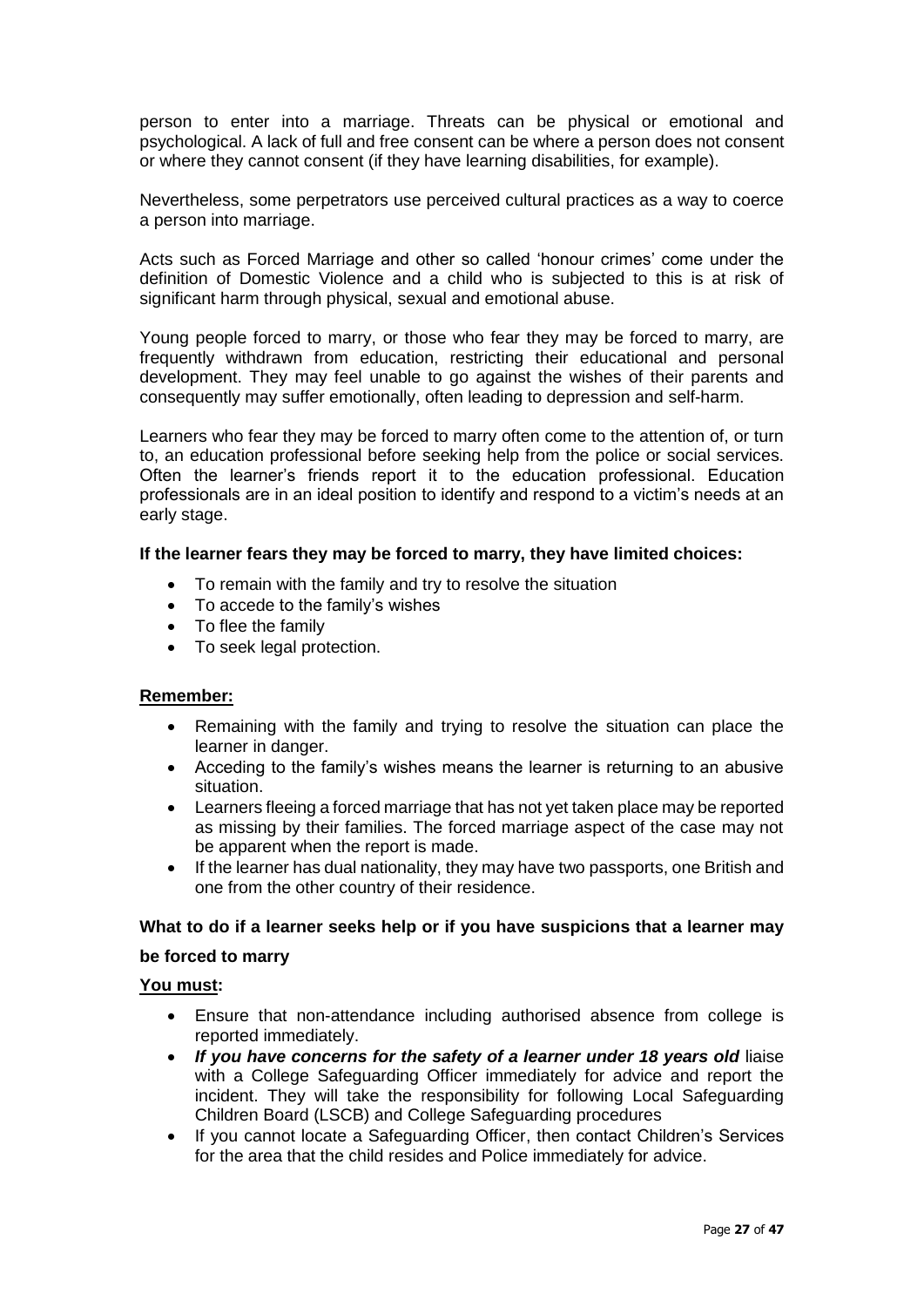person to enter into a marriage. Threats can be physical or emotional and psychological. A lack of full and free consent can be where a person does not consent or where they cannot consent (if they have learning disabilities, for example).

Nevertheless, some perpetrators use perceived cultural practices as a way to coerce a person into marriage.

Acts such as Forced Marriage and other so called 'honour crimes' come under the definition of Domestic Violence and a child who is subjected to this is at risk of significant harm through physical, sexual and emotional abuse.

Young people forced to marry, or those who fear they may be forced to marry, are frequently withdrawn from education, restricting their educational and personal development. They may feel unable to go against the wishes of their parents and consequently may suffer emotionally, often leading to depression and self-harm.

Learners who fear they may be forced to marry often come to the attention of, or turn to, an education professional before seeking help from the police or social services. Often the learner's friends report it to the education professional. Education professionals are in an ideal position to identify and respond to a victim's needs at an early stage.

**If the learner fears they may be forced to marry, they have limited choices:**

- To remain with the family and try to resolve the situation
- To accede to the family's wishes
- To flee the family
- To seek legal protection.

**Remember:**

- Remaining with the family and trying to resolve the situation can place the learner in danger.
- Acceding to the family's wishes means the learner is returning to an abusive situation.
- Learners fleeing a forced marriage that has not yet taken place may be reported as missing by their families. The forced marriage aspect of the case may not be apparent when the report is made.
- If the learner has dual nationality, they may have two passports, one British and one from the other country of their residence.

**What to do if a learner seeks help or if you have suspicions that a learner may be forced to marry**

**You must:**

- Ensure that non-attendance including authorised absence from college is reported immediately.
- ***If you have concerns for the safety of a learner under 18 years old*** liaise with a College Safeguarding Officer immediately for advice and report the incident. They will take the responsibility for following Local Safeguarding Children Board (LSCB) and College Safeguarding procedures
- If you cannot locate a Safeguarding Officer, then contact Children's Services for the area that the child resides and Police immediately for advice.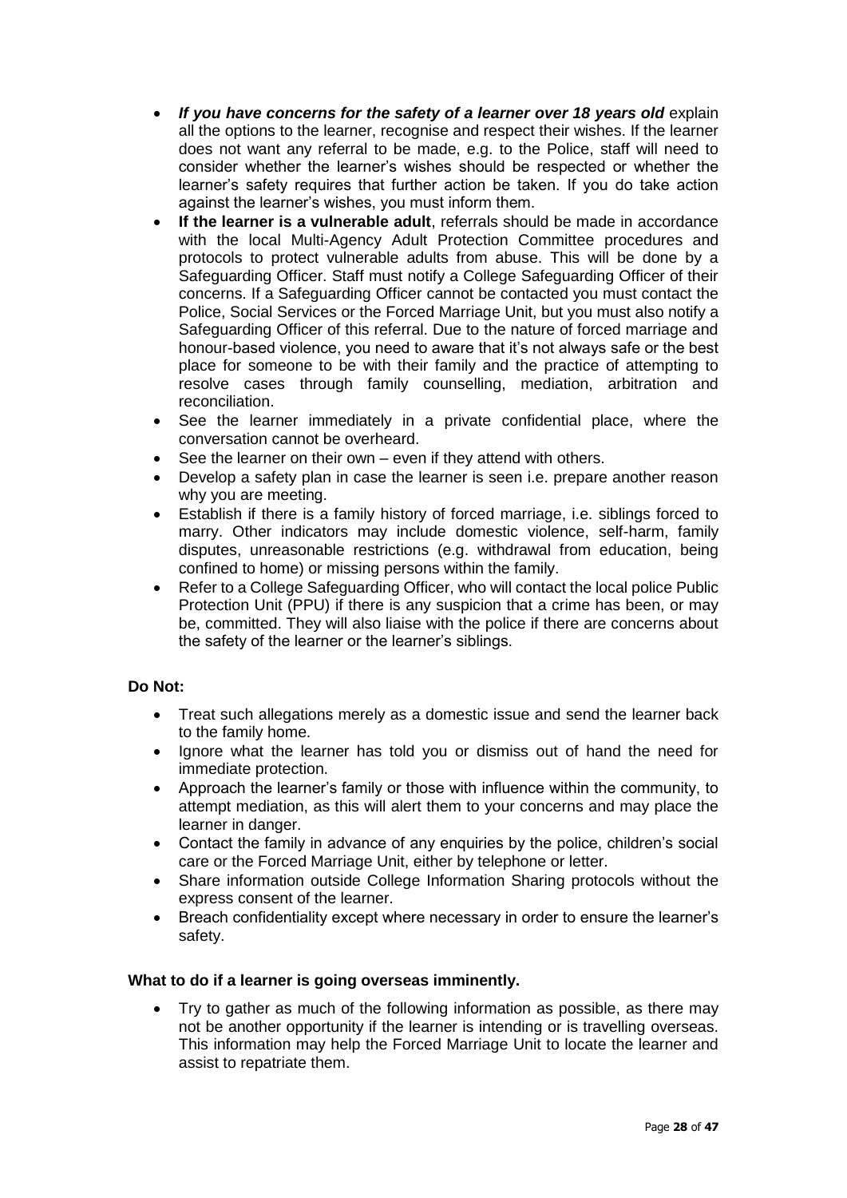- ***If you have concerns for the safety of a learner over 18 years old*** explain all the options to the learner, recognise and respect their wishes. If the learner does not want any referral to be made, e.g. to the Police, staff will need to consider whether the learner's wishes should be respected or whether the learner's safety requires that further action be taken. If you do take action against the learner's wishes, you must inform them.
- **If the learner is a vulnerable adult**, referrals should be made in accordance with the local Multi-Agency Adult Protection Committee procedures and protocols to protect vulnerable adults from abuse. This will be done by a Safeguarding Officer. Staff must notify a College Safeguarding Officer of their concerns. If a Safeguarding Officer cannot be contacted you must contact the Police, Social Services or the Forced Marriage Unit, but you must also notify a Safeguarding Officer of this referral. Due to the nature of forced marriage and honour-based violence, you need to aware that it's not always safe or the best place for someone to be with their family and the practice of attempting to resolve cases through family counselling, mediation, arbitration and reconciliation.
- See the learner immediately in a private confidential place, where the conversation cannot be overheard.
- See the learner on their own – even if they attend with others.
- Develop a safety plan in case the learner is seen i.e. prepare another reason why you are meeting.
- Establish if there is a family history of forced marriage, i.e. siblings forced to marry. Other indicators may include domestic violence, self-harm, family disputes, unreasonable restrictions (e.g. withdrawal from education, being confined to home) or missing persons within the family.
- Refer to a College Safeguarding Officer, who will contact the local police Public Protection Unit (PPU) if there is any suspicion that a crime has been, or may be, committed. They will also liaise with the police if there are concerns about the safety of the learner or the learner's siblings.

**Do Not:**

- Treat such allegations merely as a domestic issue and send the learner back to the family home.
- Ignore what the learner has told you or dismiss out of hand the need for immediate protection.
- Approach the learner's family or those with influence within the community, to attempt mediation, as this will alert them to your concerns and may place the learner in danger.
- Contact the family in advance of any enquiries by the police, children's social care or the Forced Marriage Unit, either by telephone or letter.
- Share information outside College Information Sharing protocols without the express consent of the learner.
- Breach confidentiality except where necessary in order to ensure the learner's safety.

**What to do if a learner is going overseas imminently.**

- Try to gather as much of the following information as possible, as there may not be another opportunity if the learner is intending or is travelling overseas. This information may help the Forced Marriage Unit to locate the learner and assist to repatriate them.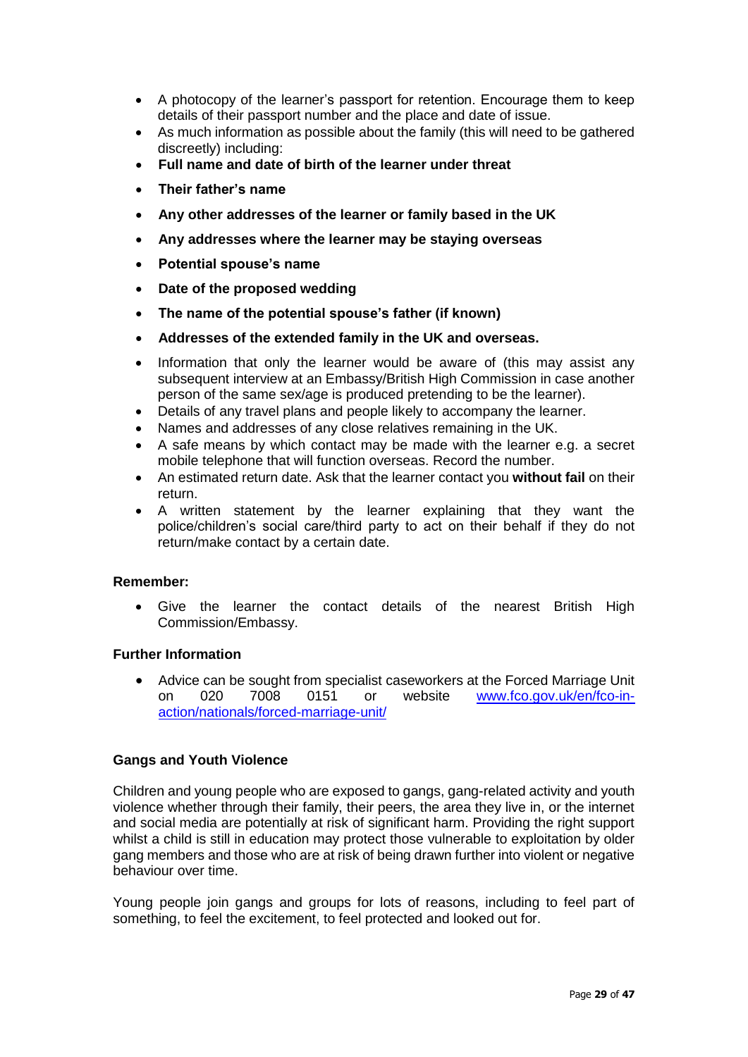- A photocopy of the learner's passport for retention. Encourage them to keep details of their passport number and the place and date of issue.
- As much information as possible about the family (this will need to be gathered discreetly) including:
- **Full name and date of birth of the learner under threat**
- **Their father's name**
- **Any other addresses of the learner or family based in the UK**
- **Any addresses where the learner may be staying overseas**
- **Potential spouse's name**
- **Date of the proposed wedding**
- **The name of the potential spouse's father (if known)**
- **Addresses of the extended family in the UK and overseas.**
- Information that only the learner would be aware of (this may assist any subsequent interview at an Embassy/British High Commission in case another person of the same sex/age is produced pretending to be the learner).
- Details of any travel plans and people likely to accompany the learner.
- Names and addresses of any close relatives remaining in the UK.
- A safe means by which contact may be made with the learner e.g. a secret mobile telephone that will function overseas. Record the number.
- An estimated return date. Ask that the learner contact you **without fail** on their return.
- A written statement by the learner explaining that they want the police/children's social care/third party to act on their behalf if they do not return/make contact by a certain date.

**Remember:**

- Give the learner the contact details of the nearest British High Commission/Embassy.

**Further Information**

- Advice can be sought from specialist caseworkers at the Forced Marriage Unit on 020 7008 0151 or website [www.fco.gov.uk/en/fco-in-action/nationals/forced-marriage-unit/](www.fco.gov.uk/en/fco-in-action/nationals/forced-marriage-unit/)

**Gangs and Youth Violence**

Children and young people who are exposed to gangs, gang-related activity and youth violence whether through their family, their peers, the area they live in, or the internet and social media are potentially at risk of significant harm. Providing the right support whilst a child is still in education may protect those vulnerable to exploitation by older gang members and those who are at risk of being drawn further into violent or negative behaviour over time.

Young people join gangs and groups for lots of reasons, including to feel part of something, to feel the excitement, to feel protected and looked out for.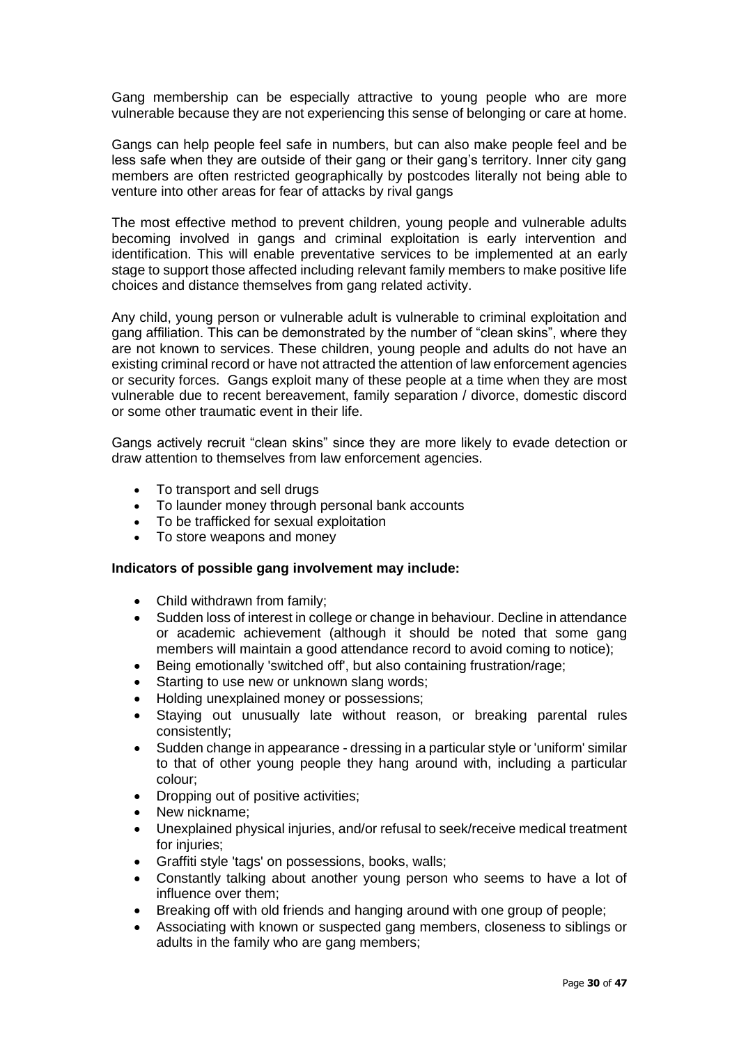Gang membership can be especially attractive to young people who are more vulnerable because they are not experiencing this sense of belonging or care at home.

Gangs can help people feel safe in numbers, but can also make people feel and be less safe when they are outside of their gang or their gang's territory. Inner city gang members are often restricted geographically by postcodes literally not being able to venture into other areas for fear of attacks by rival gangs

The most effective method to prevent children, young people and vulnerable adults becoming involved in gangs and criminal exploitation is early intervention and identification. This will enable preventative services to be implemented at an early stage to support those affected including relevant family members to make positive life choices and distance themselves from gang related activity.

Any child, young person or vulnerable adult is vulnerable to criminal exploitation and gang affiliation. This can be demonstrated by the number of "clean skins", where they are not known to services. These children, young people and adults do not have an existing criminal record or have not attracted the attention of law enforcement agencies or security forces. Gangs exploit many of these people at a time when they are most vulnerable due to recent bereavement, family separation / divorce, domestic discord or some other traumatic event in their life.

Gangs actively recruit "clean skins" since they are more likely to evade detection or draw attention to themselves from law enforcement agencies.

- To transport and sell drugs
- To launder money through personal bank accounts
- To be trafficked for sexual exploitation
- To store weapons and money

**Indicators of possible gang involvement may include:**

- Child withdrawn from family;
- Sudden loss of interest in college or change in behaviour. Decline in attendance or academic achievement (although it should be noted that some gang members will maintain a good attendance record to avoid coming to notice);
- Being emotionally 'switched off', but also containing frustration/rage;
- Starting to use new or unknown slang words;
- Holding unexplained money or possessions;
- Staying out unusually late without reason, or breaking parental rules consistently;
- Sudden change in appearance - dressing in a particular style or 'uniform' similar to that of other young people they hang around with, including a particular colour;
- Dropping out of positive activities;
- New nickname;
- Unexplained physical injuries, and/or refusal to seek/receive medical treatment for injuries;
- Graffiti style 'tags' on possessions, books, walls;
- Constantly talking about another young person who seems to have a lot of influence over them;
- Breaking off with old friends and hanging around with one group of people;
- Associating with known or suspected gang members, closeness to siblings or adults in the family who are gang members;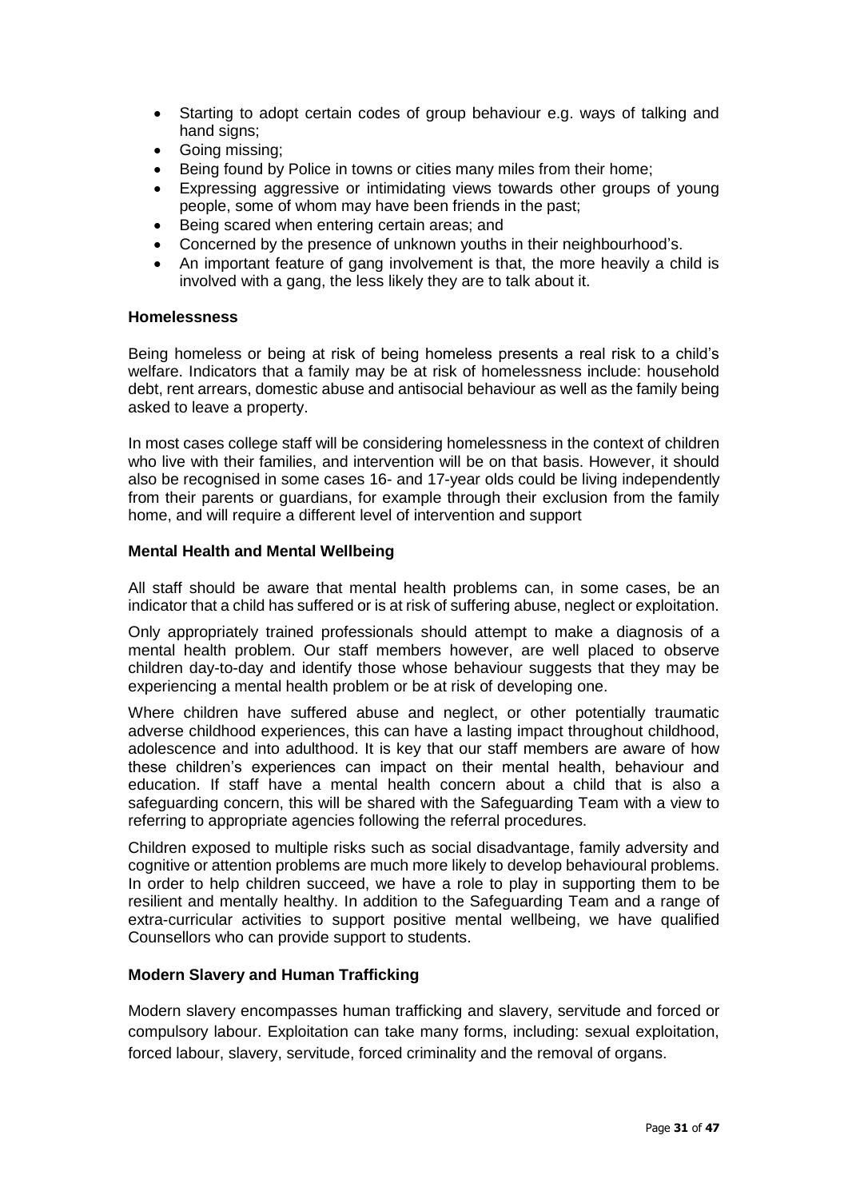- Starting to adopt certain codes of group behaviour e.g. ways of talking and hand signs;
- Going missing;
- Being found by Police in towns or cities many miles from their home;
- Expressing aggressive or intimidating views towards other groups of young people, some of whom may have been friends in the past;
- Being scared when entering certain areas; and
- Concerned by the presence of unknown youths in their neighbourhood's.
- An important feature of gang involvement is that, the more heavily a child is involved with a gang, the less likely they are to talk about it.

**Homelessness**

Being homeless or being at risk of being homeless presents a real risk to a child's welfare. Indicators that a family may be at risk of homelessness include: household debt, rent arrears, domestic abuse and antisocial behaviour as well as the family being asked to leave a property.

In most cases college staff will be considering homelessness in the context of children who live with their families, and intervention will be on that basis. However, it should also be recognised in some cases 16- and 17-year olds could be living independently from their parents or guardians, for example through their exclusion from the family home, and will require a different level of intervention and support

**Mental Health and Mental Wellbeing**

All staff should be aware that mental health problems can, in some cases, be an indicator that a child has suffered or is at risk of suffering abuse, neglect or exploitation.

Only appropriately trained professionals should attempt to make a diagnosis of a mental health problem. Our staff members however, are well placed to observe children day-to-day and identify those whose behaviour suggests that they may be experiencing a mental health problem or be at risk of developing one.

Where children have suffered abuse and neglect, or other potentially traumatic adverse childhood experiences, this can have a lasting impact throughout childhood, adolescence and into adulthood. It is key that our staff members are aware of how these children's experiences can impact on their mental health, behaviour and education. If staff have a mental health concern about a child that is also a safeguarding concern, this will be shared with the Safeguarding Team with a view to referring to appropriate agencies following the referral procedures.

Children exposed to multiple risks such as social disadvantage, family adversity and cognitive or attention problems are much more likely to develop behavioural problems. In order to help children succeed, we have a role to play in supporting them to be resilient and mentally healthy. In addition to the Safeguarding Team and a range of extra-curricular activities to support positive mental wellbeing, we have qualified Counsellors who can provide support to students.

**Modern Slavery and Human Trafficking**

Modern slavery encompasses human trafficking and slavery, servitude and forced or compulsory labour. Exploitation can take many forms, including: sexual exploitation, forced labour, slavery, servitude, forced criminality and the removal of organs.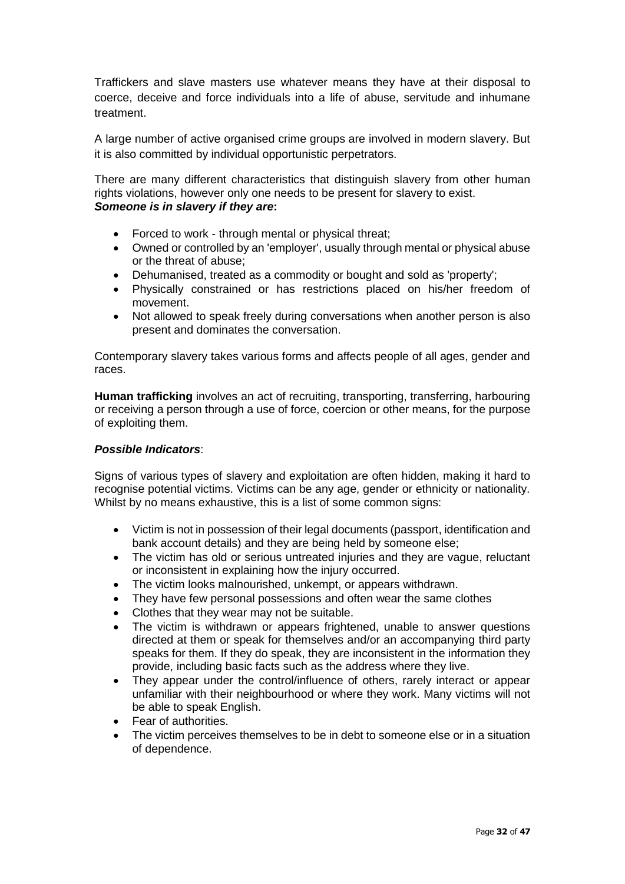Traffickers and slave masters use whatever means they have at their disposal to coerce, deceive and force individuals into a life of abuse, servitude and inhumane treatment.

A large number of active organised crime groups are involved in modern slavery. But it is also committed by individual opportunistic perpetrators.

There are many different characteristics that distinguish slavery from other human rights violations, however only one needs to be present for slavery to exist.
***Someone is in slavery if they are*****:**

- Forced to work - through mental or physical threat;
- Owned or controlled by an 'employer', usually through mental or physical abuse or the threat of abuse;
- Dehumanised, treated as a commodity or bought and sold as 'property';
- Physically constrained or has restrictions placed on his/her freedom of movement.
- Not allowed to speak freely during conversations when another person is also present and dominates the conversation.

Contemporary slavery takes various forms and affects people of all ages, gender and races.

**Human trafficking** involves an act of recruiting, transporting, transferring, harbouring or receiving a person through a use of force, coercion or other means, for the purpose of exploiting them.

***Possible Indicators***:

Signs of various types of slavery and exploitation are often hidden, making it hard to recognise potential victims. Victims can be any age, gender or ethnicity or nationality. Whilst by no means exhaustive, this is a list of some common signs:

- Victim is not in possession of their legal documents (passport, identification and bank account details) and they are being held by someone else;
- The victim has old or serious untreated injuries and they are vague, reluctant or inconsistent in explaining how the injury occurred.
- The victim looks malnourished, unkempt, or appears withdrawn.
- They have few personal possessions and often wear the same clothes
- Clothes that they wear may not be suitable.
- The victim is withdrawn or appears frightened, unable to answer questions directed at them or speak for themselves and/or an accompanying third party speaks for them. If they do speak, they are inconsistent in the information they provide, including basic facts such as the address where they live.
- They appear under the control/influence of others, rarely interact or appear unfamiliar with their neighbourhood or where they work. Many victims will not be able to speak English.
- Fear of authorities.
- The victim perceives themselves to be in debt to someone else or in a situation of dependence.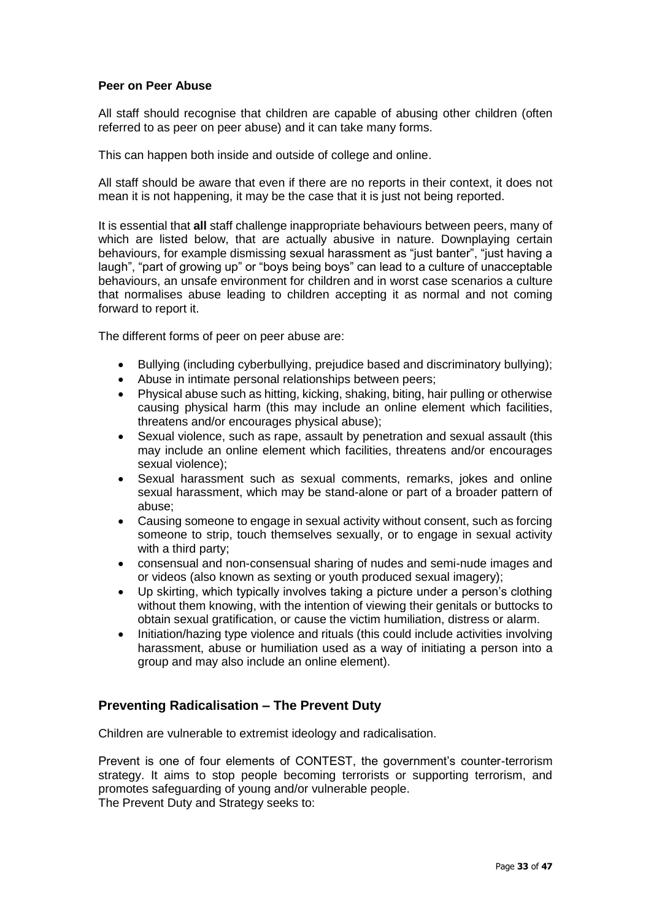**Peer on Peer Abuse**

All staff should recognise that children are capable of abusing other children (often referred to as peer on peer abuse) and it can take many forms.

This can happen both inside and outside of college and online.

All staff should be aware that even if there are no reports in their context, it does not mean it is not happening, it may be the case that it is just not being reported.

It is essential that **all** staff challenge inappropriate behaviours between peers, many of which are listed below, that are actually abusive in nature. Downplaying certain behaviours, for example dismissing sexual harassment as "just banter", "just having a laugh", "part of growing up" or "boys being boys" can lead to a culture of unacceptable behaviours, an unsafe environment for children and in worst case scenarios a culture that normalises abuse leading to children accepting it as normal and not coming forward to report it.

The different forms of peer on peer abuse are:

- Bullying (including cyberbullying, prejudice based and discriminatory bullying);
- Abuse in intimate personal relationships between peers;
- Physical abuse such as hitting, kicking, shaking, biting, hair pulling or otherwise causing physical harm (this may include an online element which facilities, threatens and/or encourages physical abuse);
- Sexual violence, such as rape, assault by penetration and sexual assault (this may include an online element which facilities, threatens and/or encourages sexual violence);
- Sexual harassment such as sexual comments, remarks, jokes and online sexual harassment, which may be stand-alone or part of a broader pattern of abuse;
- Causing someone to engage in sexual activity without consent, such as forcing someone to strip, touch themselves sexually, or to engage in sexual activity with a third party;
- consensual and non-consensual sharing of nudes and semi-nude images and or videos (also known as sexting or youth produced sexual imagery);
- Up skirting, which typically involves taking a picture under a person's clothing without them knowing, with the intention of viewing their genitals or buttocks to obtain sexual gratification, or cause the victim humiliation, distress or alarm.
- Initiation/hazing type violence and rituals (this could include activities involving harassment, abuse or humiliation used as a way of initiating a person into a group and may also include an online element).

## Preventing Radicalisation – The Prevent Duty

Children are vulnerable to extremist ideology and radicalisation.

Prevent is one of four elements of CONTEST, the government's counter-terrorism strategy. It aims to stop people becoming terrorists or supporting terrorism, and promotes safeguarding of young and/or vulnerable people.
The Prevent Duty and Strategy seeks to: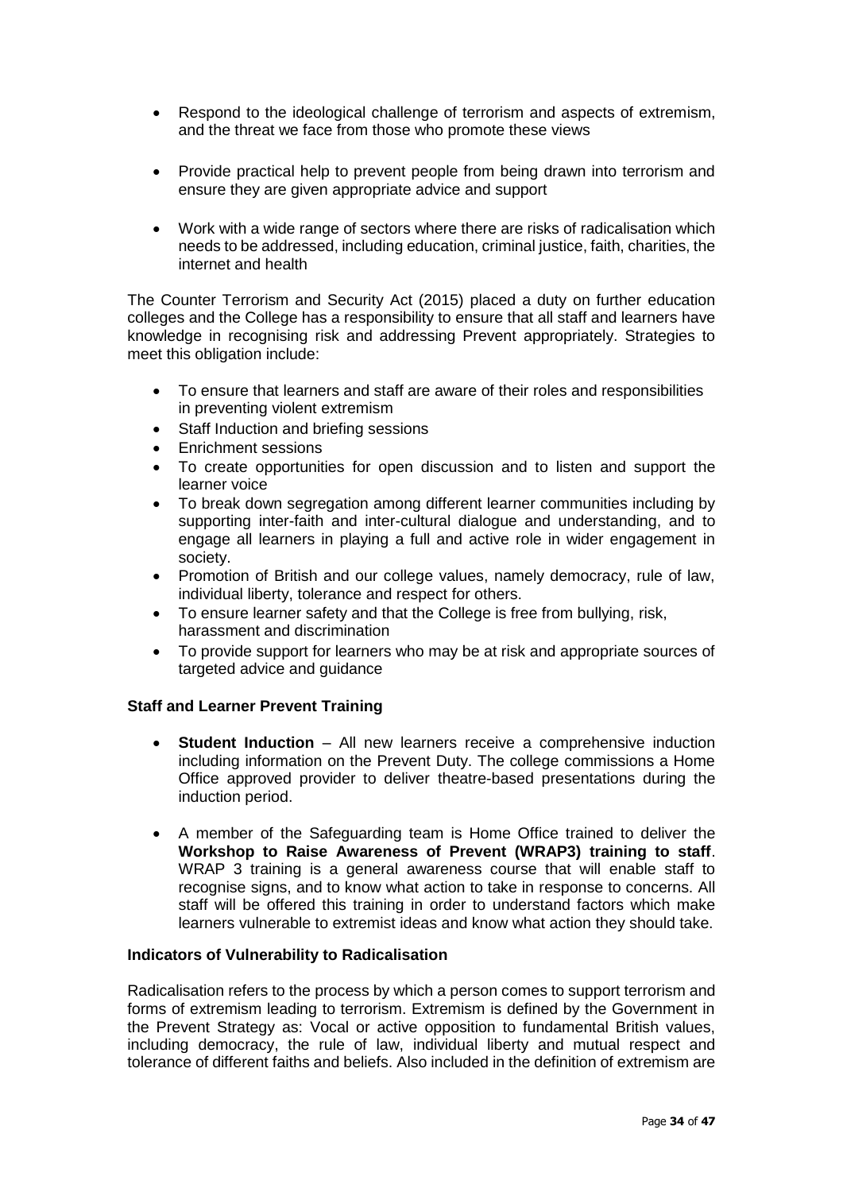- Respond to the ideological challenge of terrorism and aspects of extremism, and the threat we face from those who promote these views

- Provide practical help to prevent people from being drawn into terrorism and ensure they are given appropriate advice and support

- Work with a wide range of sectors where there are risks of radicalisation which needs to be addressed, including education, criminal justice, faith, charities, the internet and health

The Counter Terrorism and Security Act (2015) placed a duty on further education colleges and the College has a responsibility to ensure that all staff and learners have knowledge in recognising risk and addressing Prevent appropriately. Strategies to meet this obligation include:

- To ensure that learners and staff are aware of their roles and responsibilities in preventing violent extremism
- Staff Induction and briefing sessions
- Enrichment sessions
- To create opportunities for open discussion and to listen and support the learner voice
- To break down segregation among different learner communities including by supporting inter-faith and inter-cultural dialogue and understanding, and to engage all learners in playing a full and active role in wider engagement in society.
- Promotion of British and our college values, namely democracy, rule of law, individual liberty, tolerance and respect for others.
- To ensure learner safety and that the College is free from bullying, risk, harassment and discrimination
- To provide support for learners who may be at risk and appropriate sources of targeted advice and guidance

**Staff and Learner Prevent Training**

- **Student Induction** – All new learners receive a comprehensive induction including information on the Prevent Duty. The college commissions a Home Office approved provider to deliver theatre-based presentations during the induction period.

- A member of the Safeguarding team is Home Office trained to deliver the **Workshop to Raise Awareness of Prevent (WRAP3) training to staff**. WRAP 3 training is a general awareness course that will enable staff to recognise signs, and to know what action to take in response to concerns. All staff will be offered this training in order to understand factors which make learners vulnerable to extremist ideas and know what action they should take.

**Indicators of Vulnerability to Radicalisation**

Radicalisation refers to the process by which a person comes to support terrorism and forms of extremism leading to terrorism. Extremism is defined by the Government in the Prevent Strategy as: Vocal or active opposition to fundamental British values, including democracy, the rule of law, individual liberty and mutual respect and tolerance of different faiths and beliefs. Also included in the definition of extremism are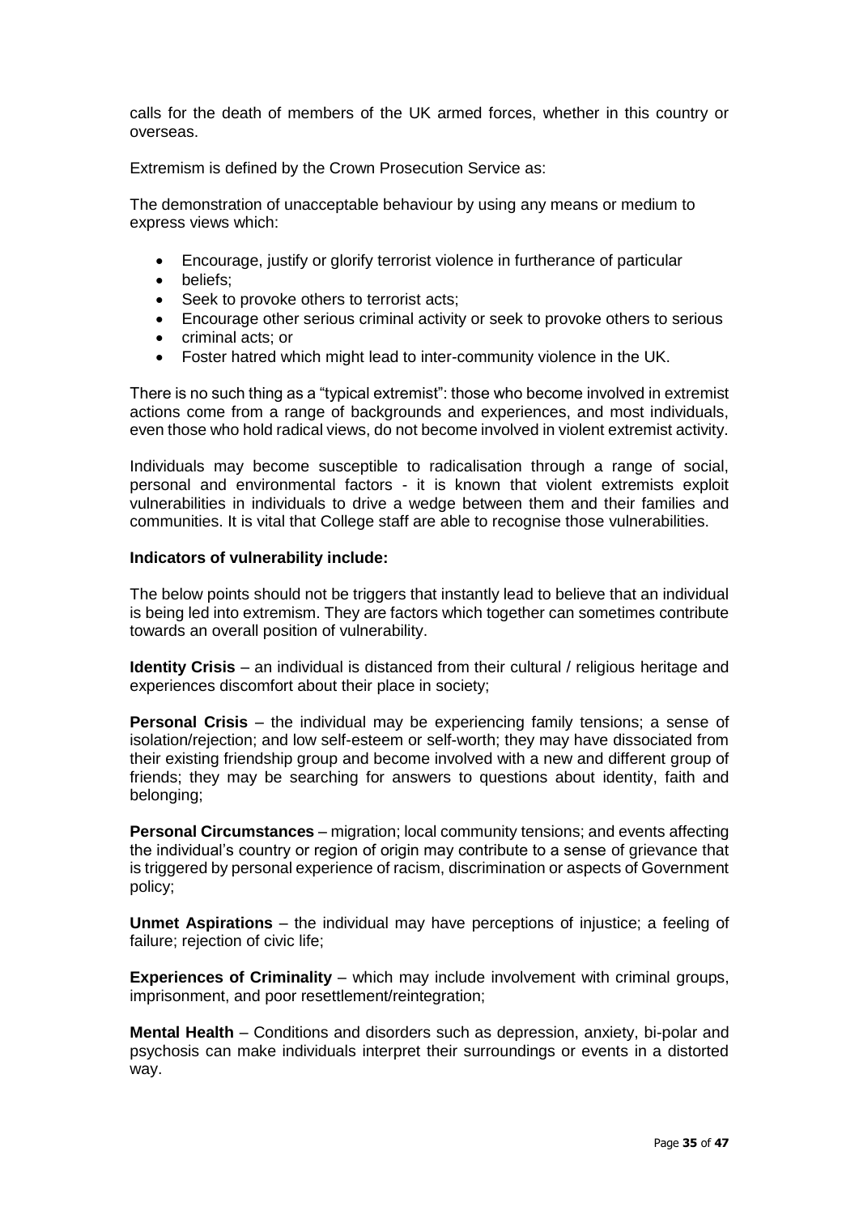calls for the death of members of the UK armed forces, whether in this country or overseas.

Extremism is defined by the Crown Prosecution Service as:

The demonstration of unacceptable behaviour by using any means or medium to express views which:

- Encourage, justify or glorify terrorist violence in furtherance of particular
- beliefs;
- Seek to provoke others to terrorist acts;
- Encourage other serious criminal activity or seek to provoke others to serious
- criminal acts; or
- Foster hatred which might lead to inter-community violence in the UK.

There is no such thing as a "typical extremist": those who become involved in extremist actions come from a range of backgrounds and experiences, and most individuals, even those who hold radical views, do not become involved in violent extremist activity.

Individuals may become susceptible to radicalisation through a range of social, personal and environmental factors - it is known that violent extremists exploit vulnerabilities in individuals to drive a wedge between them and their families and communities. It is vital that College staff are able to recognise those vulnerabilities.

**Indicators of vulnerability include:**

The below points should not be triggers that instantly lead to believe that an individual is being led into extremism. They are factors which together can sometimes contribute towards an overall position of vulnerability.

**Identity Crisis** – an individual is distanced from their cultural / religious heritage and experiences discomfort about their place in society;

**Personal Crisis** – the individual may be experiencing family tensions; a sense of isolation/rejection; and low self-esteem or self-worth; they may have dissociated from their existing friendship group and become involved with a new and different group of friends; they may be searching for answers to questions about identity, faith and belonging;

**Personal Circumstances** – migration; local community tensions; and events affecting the individual's country or region of origin may contribute to a sense of grievance that is triggered by personal experience of racism, discrimination or aspects of Government policy;

**Unmet Aspirations** – the individual may have perceptions of injustice; a feeling of failure; rejection of civic life;

**Experiences of Criminality** – which may include involvement with criminal groups, imprisonment, and poor resettlement/reintegration;

**Mental Health** – Conditions and disorders such as depression, anxiety, bi-polar and psychosis can make individuals interpret their surroundings or events in a distorted way.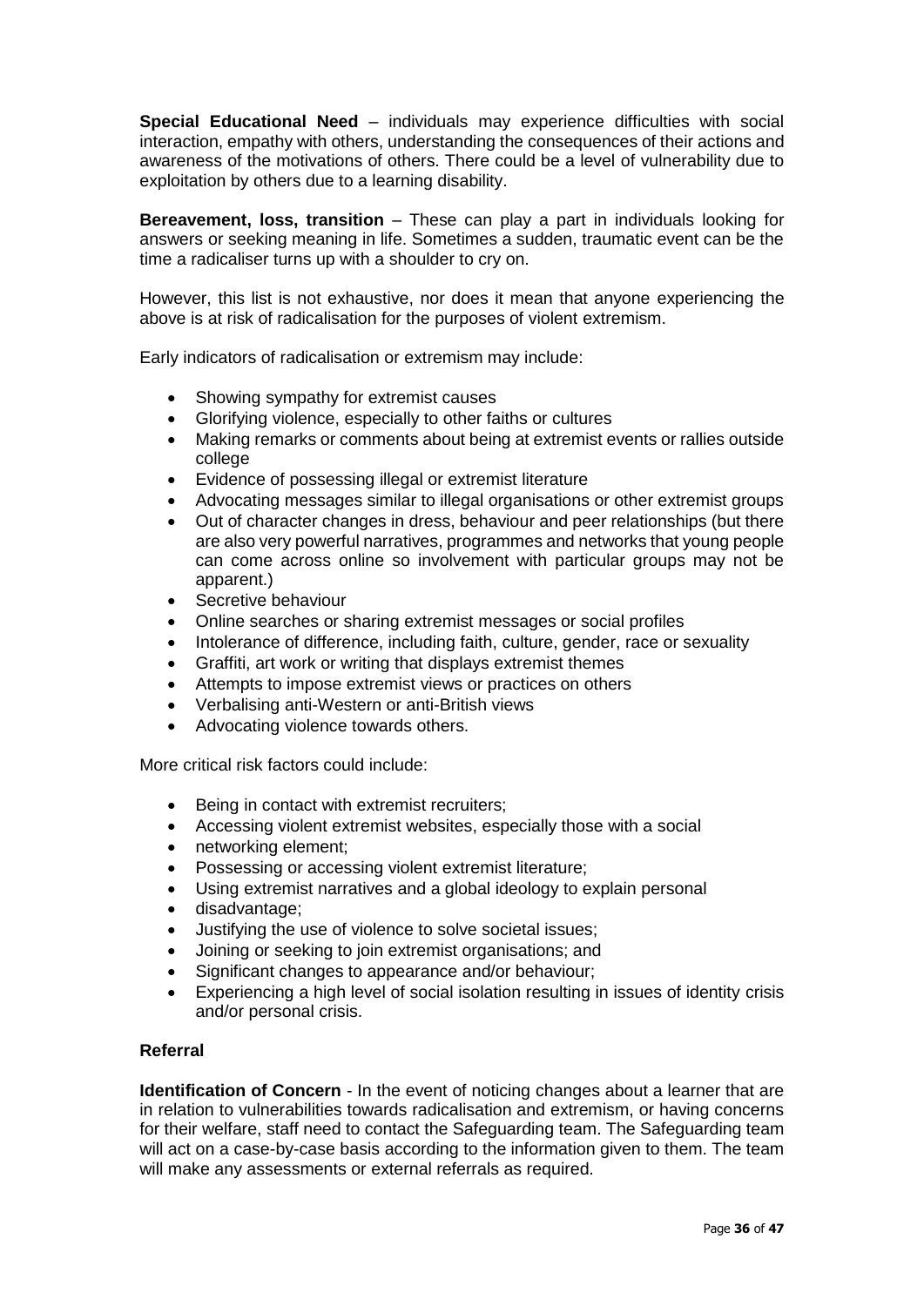**Special Educational Need** – individuals may experience difficulties with social interaction, empathy with others, understanding the consequences of their actions and awareness of the motivations of others. There could be a level of vulnerability due to exploitation by others due to a learning disability.

**Bereavement, loss, transition** – These can play a part in individuals looking for answers or seeking meaning in life. Sometimes a sudden, traumatic event can be the time a radicaliser turns up with a shoulder to cry on.

However, this list is not exhaustive, nor does it mean that anyone experiencing the above is at risk of radicalisation for the purposes of violent extremism.

Early indicators of radicalisation or extremism may include:

- Showing sympathy for extremist causes
- Glorifying violence, especially to other faiths or cultures
- Making remarks or comments about being at extremist events or rallies outside college
- Evidence of possessing illegal or extremist literature
- Advocating messages similar to illegal organisations or other extremist groups
- Out of character changes in dress, behaviour and peer relationships (but there are also very powerful narratives, programmes and networks that young people can come across online so involvement with particular groups may not be apparent.)
- Secretive behaviour
- Online searches or sharing extremist messages or social profiles
- Intolerance of difference, including faith, culture, gender, race or sexuality
- Graffiti, art work or writing that displays extremist themes
- Attempts to impose extremist views or practices on others
- Verbalising anti-Western or anti-British views
- Advocating violence towards others.

More critical risk factors could include:

- Being in contact with extremist recruiters;
- Accessing violent extremist websites, especially those with a social
- networking element;
- Possessing or accessing violent extremist literature;
- Using extremist narratives and a global ideology to explain personal
- disadvantage;
- Justifying the use of violence to solve societal issues;
- Joining or seeking to join extremist organisations; and
- Significant changes to appearance and/or behaviour;
- Experiencing a high level of social isolation resulting in issues of identity crisis and/or personal crisis.

### Referral

**Identification of Concern** - In the event of noticing changes about a learner that are in relation to vulnerabilities towards radicalisation and extremism, or having concerns for their welfare, staff need to contact the Safeguarding team. The Safeguarding team will act on a case-by-case basis according to the information given to them. The team will make any assessments or external referrals as required.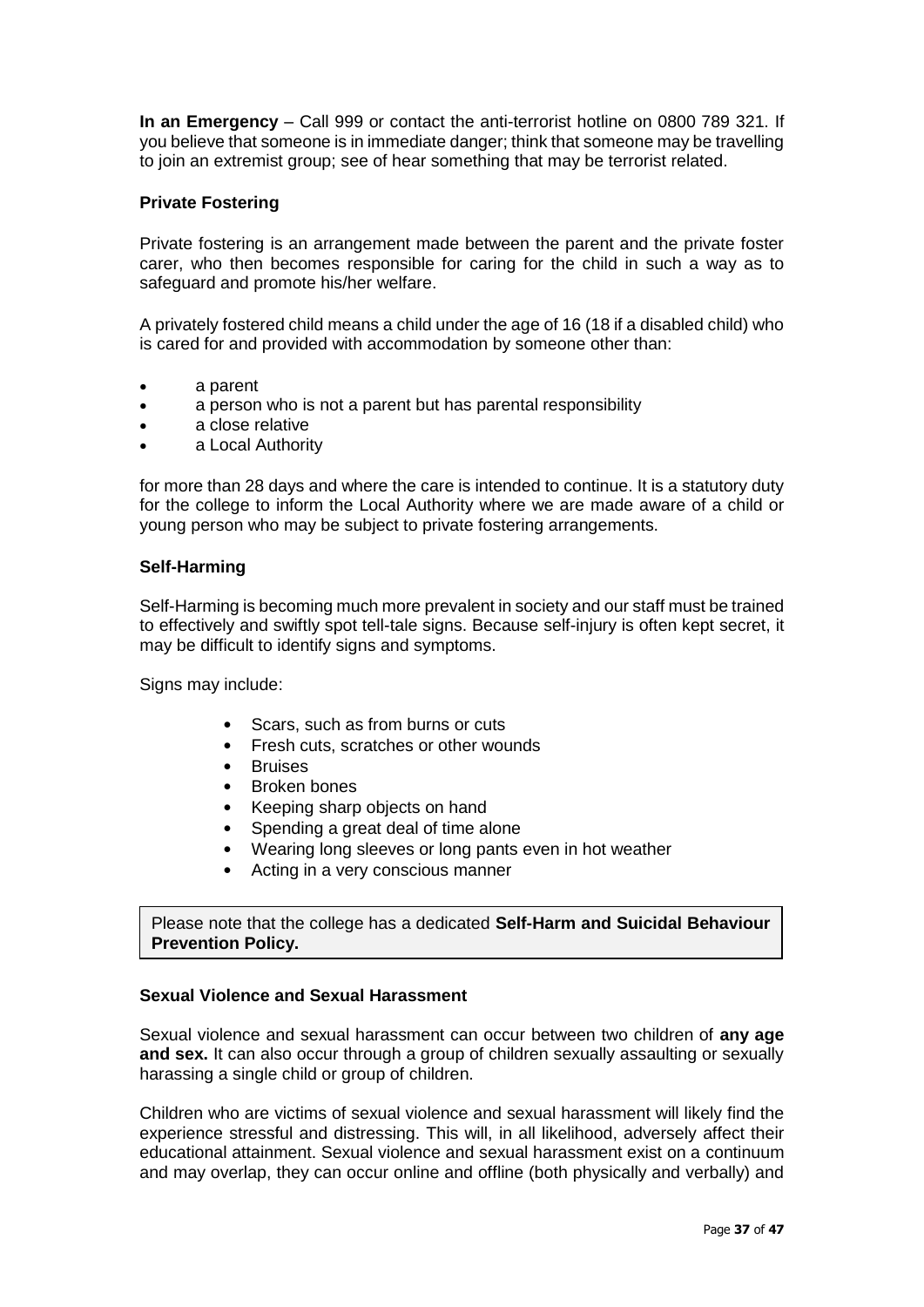**In an Emergency** – Call 999 or contact the anti-terrorist hotline on 0800 789 321. If you believe that someone is in immediate danger; think that someone may be travelling to join an extremist group; see of hear something that may be terrorist related.

**Private Fostering**

Private fostering is an arrangement made between the parent and the private foster carer, who then becomes responsible for caring for the child in such a way as to safeguard and promote his/her welfare.

A privately fostered child means a child under the age of 16 (18 if a disabled child) who is cared for and provided with accommodation by someone other than:

- a parent
- a person who is not a parent but has parental responsibility
- a close relative
- a Local Authority

for more than 28 days and where the care is intended to continue. It is a statutory duty for the college to inform the Local Authority where we are made aware of a child or young person who may be subject to private fostering arrangements.

**Self-Harming**

Self-Harming is becoming much more prevalent in society and our staff must be trained to effectively and swiftly spot tell-tale signs. Because self-injury is often kept secret, it may be difficult to identify signs and symptoms.

Signs may include:

- Scars, such as from burns or cuts
- Fresh cuts, scratches or other wounds
- Bruises
- Broken bones
- Keeping sharp objects on hand
- Spending a great deal of time alone
- Wearing long sleeves or long pants even in hot weather
- Acting in a very conscious manner

Please note that the college has a dedicated **Self-Harm and Suicidal Behaviour Prevention Policy.**

**Sexual Violence and Sexual Harassment**

Sexual violence and sexual harassment can occur between two children of **any age and sex.** It can also occur through a group of children sexually assaulting or sexually harassing a single child or group of children.

Children who are victims of sexual violence and sexual harassment will likely find the experience stressful and distressing. This will, in all likelihood, adversely affect their educational attainment. Sexual violence and sexual harassment exist on a continuum and may overlap, they can occur online and offline (both physically and verbally) and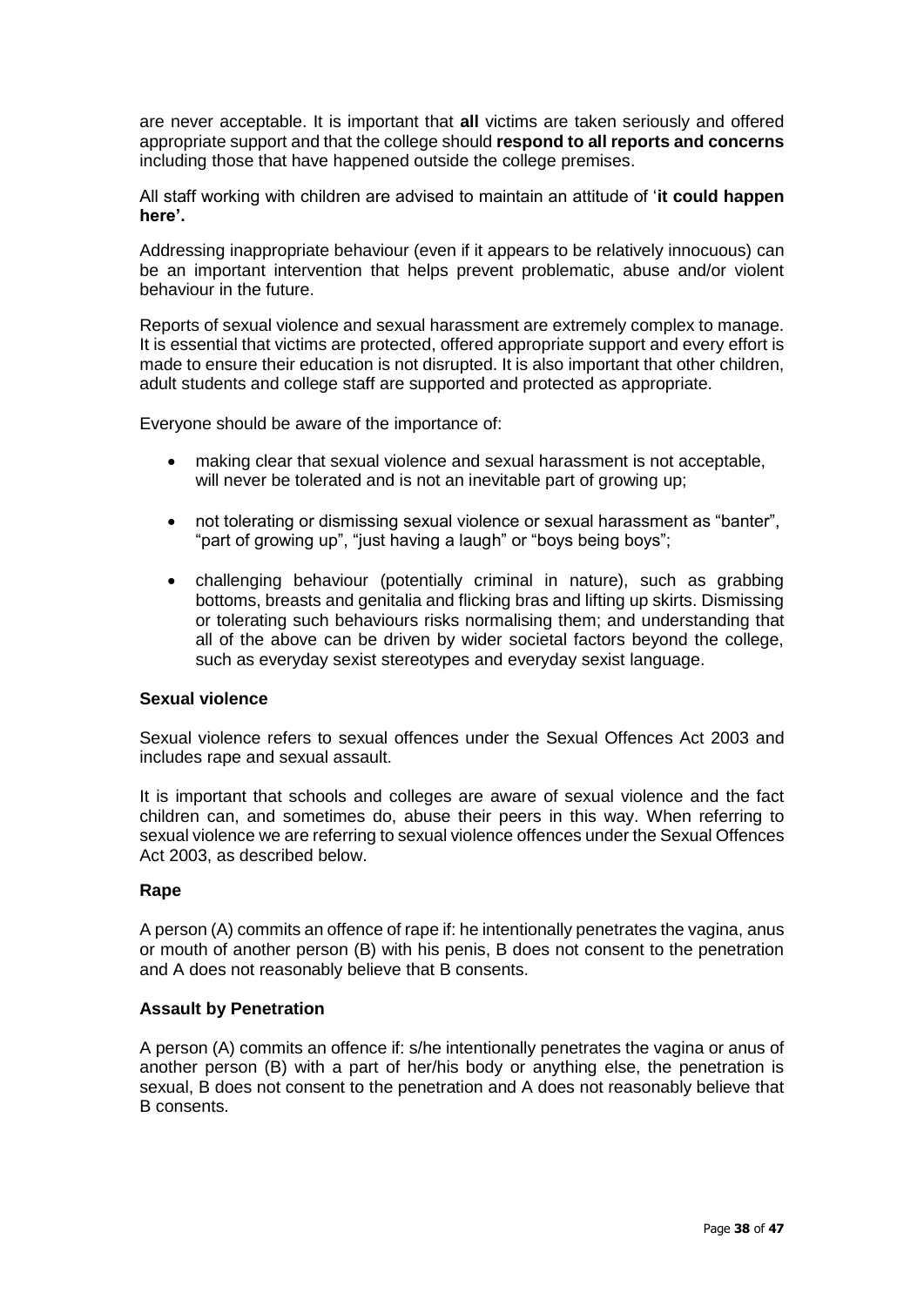are never acceptable. It is important that **all** victims are taken seriously and offered appropriate support and that the college should **respond to all reports and concerns** including those that have happened outside the college premises.

All staff working with children are advised to maintain an attitude of '**it could happen here'.**

Addressing inappropriate behaviour (even if it appears to be relatively innocuous) can be an important intervention that helps prevent problematic, abuse and/or violent behaviour in the future.

Reports of sexual violence and sexual harassment are extremely complex to manage. It is essential that victims are protected, offered appropriate support and every effort is made to ensure their education is not disrupted. It is also important that other children, adult students and college staff are supported and protected as appropriate.

Everyone should be aware of the importance of:

- making clear that sexual violence and sexual harassment is not acceptable, will never be tolerated and is not an inevitable part of growing up;
- not tolerating or dismissing sexual violence or sexual harassment as "banter", "part of growing up", "just having a laugh" or "boys being boys";
- challenging behaviour (potentially criminal in nature), such as grabbing bottoms, breasts and genitalia and flicking bras and lifting up skirts. Dismissing or tolerating such behaviours risks normalising them; and understanding that all of the above can be driven by wider societal factors beyond the college, such as everyday sexist stereotypes and everyday sexist language.

**Sexual violence**

Sexual violence refers to sexual offences under the Sexual Offences Act 2003 and includes rape and sexual assault.

It is important that schools and colleges are aware of sexual violence and the fact children can, and sometimes do, abuse their peers in this way. When referring to sexual violence we are referring to sexual violence offences under the Sexual Offences Act 2003, as described below.

**Rape**

A person (A) commits an offence of rape if: he intentionally penetrates the vagina, anus or mouth of another person (B) with his penis, B does not consent to the penetration and A does not reasonably believe that B consents.

**Assault by Penetration**

A person (A) commits an offence if: s/he intentionally penetrates the vagina or anus of another person (B) with a part of her/his body or anything else, the penetration is sexual, B does not consent to the penetration and A does not reasonably believe that B consents.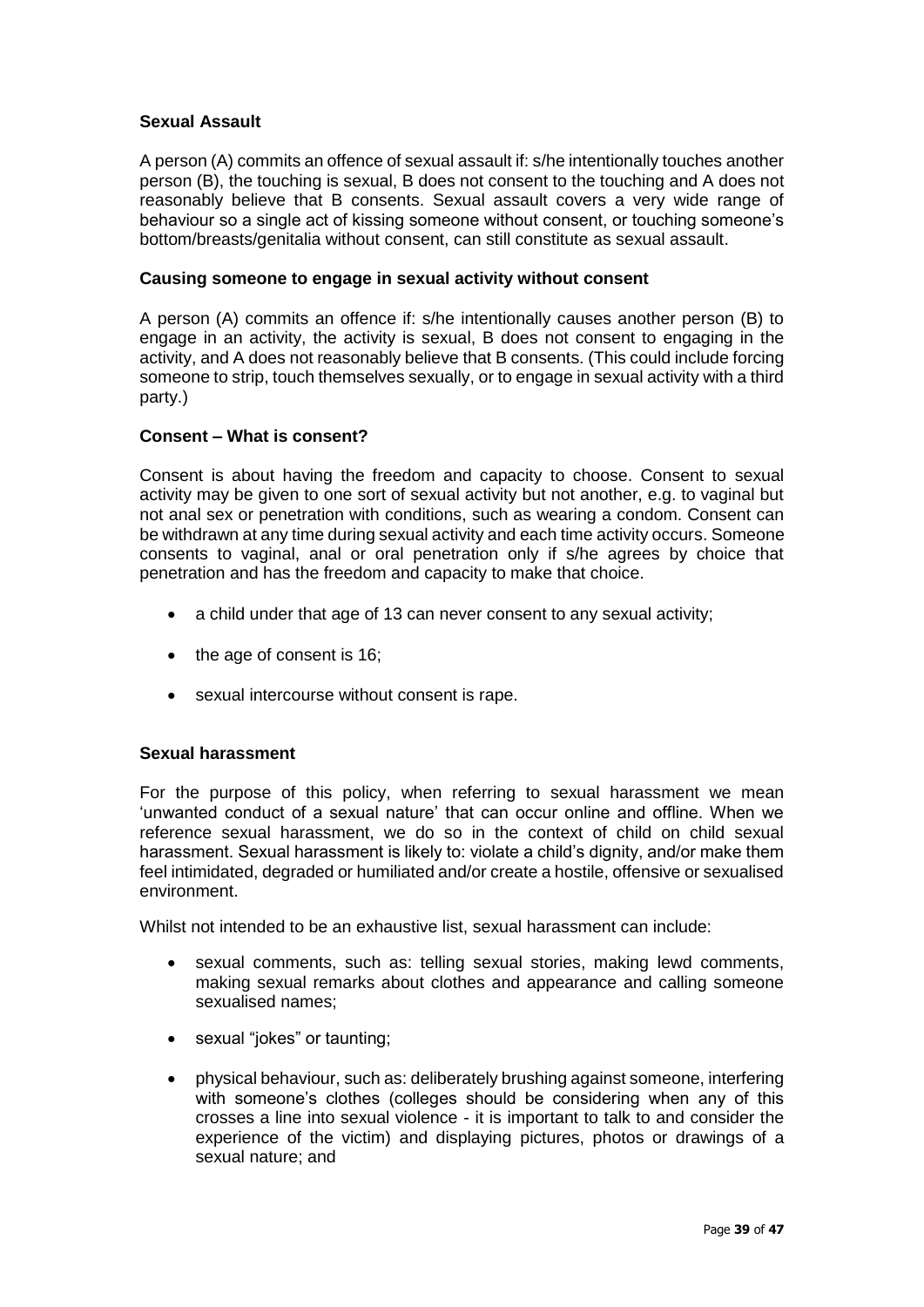**Sexual Assault**

A person (A) commits an offence of sexual assault if: s/he intentionally touches another person (B), the touching is sexual, B does not consent to the touching and A does not reasonably believe that B consents. Sexual assault covers a very wide range of behaviour so a single act of kissing someone without consent, or touching someone's bottom/breasts/genitalia without consent, can still constitute as sexual assault.

**Causing someone to engage in sexual activity without consent**

A person (A) commits an offence if: s/he intentionally causes another person (B) to engage in an activity, the activity is sexual, B does not consent to engaging in the activity, and A does not reasonably believe that B consents. (This could include forcing someone to strip, touch themselves sexually, or to engage in sexual activity with a third party.)

**Consent – What is consent?**

Consent is about having the freedom and capacity to choose. Consent to sexual activity may be given to one sort of sexual activity but not another, e.g. to vaginal but not anal sex or penetration with conditions, such as wearing a condom. Consent can be withdrawn at any time during sexual activity and each time activity occurs. Someone consents to vaginal, anal or oral penetration only if s/he agrees by choice that penetration and has the freedom and capacity to make that choice.

- a child under that age of 13 can never consent to any sexual activity;
- the age of consent is 16;
- sexual intercourse without consent is rape.

**Sexual harassment**

For the purpose of this policy, when referring to sexual harassment we mean 'unwanted conduct of a sexual nature' that can occur online and offline. When we reference sexual harassment, we do so in the context of child on child sexual harassment. Sexual harassment is likely to: violate a child's dignity, and/or make them feel intimidated, degraded or humiliated and/or create a hostile, offensive or sexualised environment.

Whilst not intended to be an exhaustive list, sexual harassment can include:

- sexual comments, such as: telling sexual stories, making lewd comments, making sexual remarks about clothes and appearance and calling someone sexualised names;
- sexual "jokes" or taunting;
- physical behaviour, such as: deliberately brushing against someone, interfering with someone's clothes (colleges should be considering when any of this crosses a line into sexual violence - it is important to talk to and consider the experience of the victim) and displaying pictures, photos or drawings of a sexual nature; and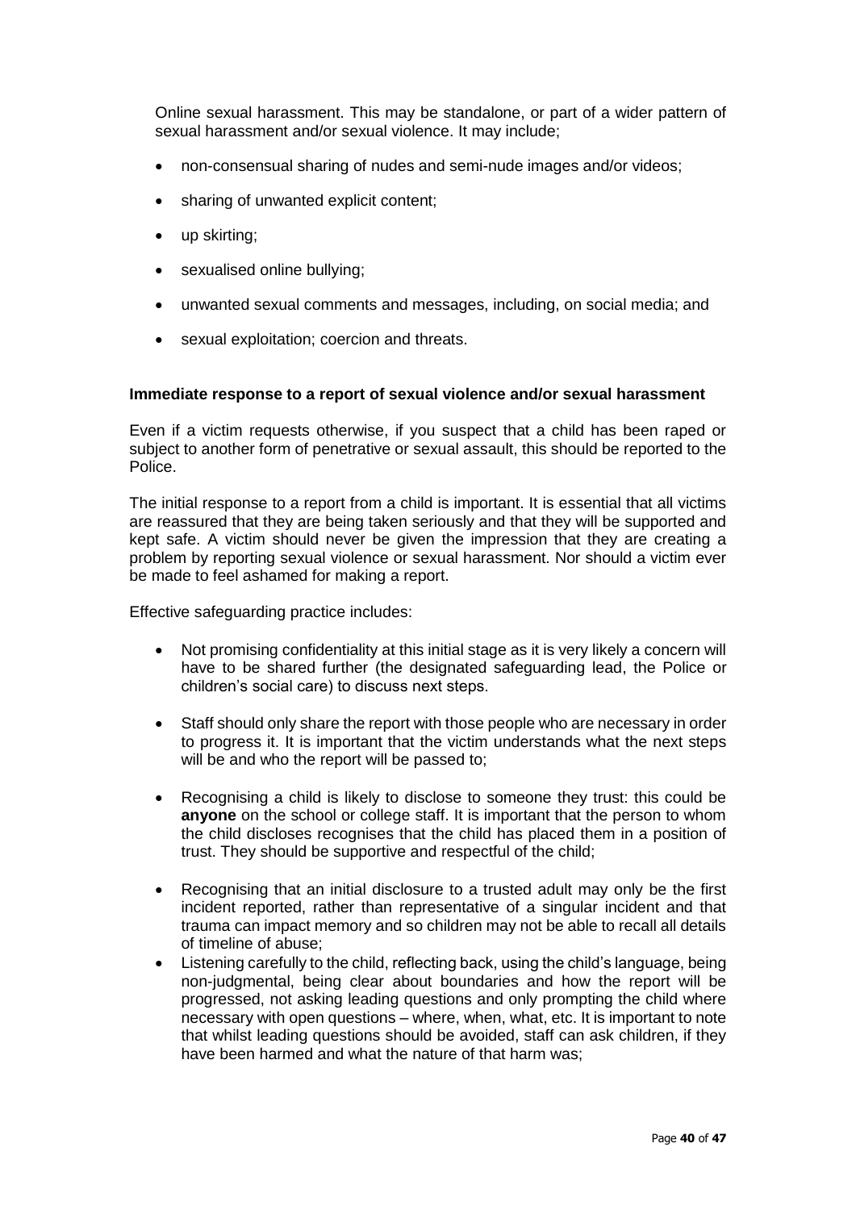Online sexual harassment. This may be standalone, or part of a wider pattern of sexual harassment and/or sexual violence. It may include;

- non-consensual sharing of nudes and semi-nude images and/or videos;
- sharing of unwanted explicit content;
- up skirting;
- sexualised online bullying;
- unwanted sexual comments and messages, including, on social media; and
- sexual exploitation; coercion and threats.

**Immediate response to a report of sexual violence and/or sexual harassment**

Even if a victim requests otherwise, if you suspect that a child has been raped or subject to another form of penetrative or sexual assault, this should be reported to the Police.

The initial response to a report from a child is important. It is essential that all victims are reassured that they are being taken seriously and that they will be supported and kept safe. A victim should never be given the impression that they are creating a problem by reporting sexual violence or sexual harassment. Nor should a victim ever be made to feel ashamed for making a report.

Effective safeguarding practice includes:

- Not promising confidentiality at this initial stage as it is very likely a concern will have to be shared further (the designated safeguarding lead, the Police or children's social care) to discuss next steps.
- Staff should only share the report with those people who are necessary in order to progress it. It is important that the victim understands what the next steps will be and who the report will be passed to;
- Recognising a child is likely to disclose to someone they trust: this could be **anyone** on the school or college staff. It is important that the person to whom the child discloses recognises that the child has placed them in a position of trust. They should be supportive and respectful of the child;
- Recognising that an initial disclosure to a trusted adult may only be the first incident reported, rather than representative of a singular incident and that trauma can impact memory and so children may not be able to recall all details of timeline of abuse;
- Listening carefully to the child, reflecting back, using the child's language, being non-judgmental, being clear about boundaries and how the report will be progressed, not asking leading questions and only prompting the child where necessary with open questions – where, when, what, etc. It is important to note that whilst leading questions should be avoided, staff can ask children, if they have been harmed and what the nature of that harm was;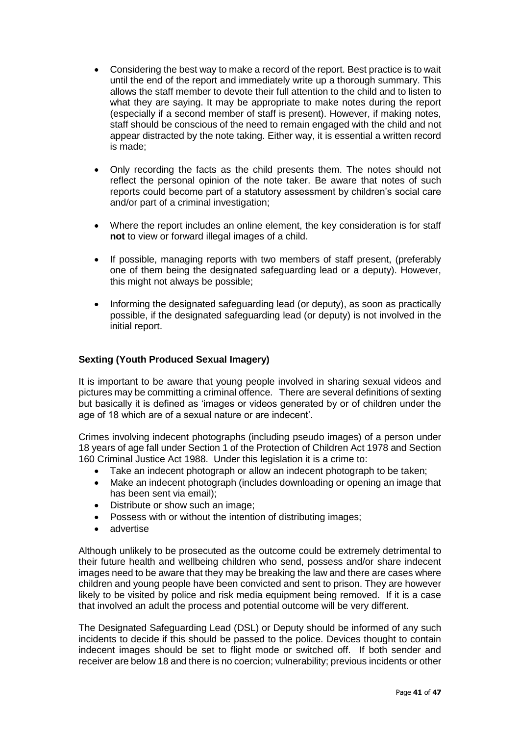- Considering the best way to make a record of the report. Best practice is to wait until the end of the report and immediately write up a thorough summary. This allows the staff member to devote their full attention to the child and to listen to what they are saying. It may be appropriate to make notes during the report (especially if a second member of staff is present). However, if making notes, staff should be conscious of the need to remain engaged with the child and not appear distracted by the note taking. Either way, it is essential a written record is made;

- Only recording the facts as the child presents them. The notes should not reflect the personal opinion of the note taker. Be aware that notes of such reports could become part of a statutory assessment by children's social care and/or part of a criminal investigation;

- Where the report includes an online element, the key consideration is for staff **not** to view or forward illegal images of a child.

- If possible, managing reports with two members of staff present, (preferably one of them being the designated safeguarding lead or a deputy). However, this might not always be possible;

- Informing the designated safeguarding lead (or deputy), as soon as practically possible, if the designated safeguarding lead (or deputy) is not involved in the initial report.

**Sexting (Youth Produced Sexual Imagery)**

It is important to be aware that young people involved in sharing sexual videos and pictures may be committing a criminal offence. There are several definitions of sexting but basically it is defined as 'images or videos generated by or of children under the age of 18 which are of a sexual nature or are indecent'.

Crimes involving indecent photographs (including pseudo images) of a person under 18 years of age fall under Section 1 of the Protection of Children Act 1978 and Section 160 Criminal Justice Act 1988. Under this legislation it is a crime to:

- Take an indecent photograph or allow an indecent photograph to be taken;
- Make an indecent photograph (includes downloading or opening an image that has been sent via email);
- Distribute or show such an image;
- Possess with or without the intention of distributing images;
- advertise

Although unlikely to be prosecuted as the outcome could be extremely detrimental to their future health and wellbeing children who send, possess and/or share indecent images need to be aware that they may be breaking the law and there are cases where children and young people have been convicted and sent to prison. They are however likely to be visited by police and risk media equipment being removed. If it is a case that involved an adult the process and potential outcome will be very different.

The Designated Safeguarding Lead (DSL) or Deputy should be informed of any such incidents to decide if this should be passed to the police. Devices thought to contain indecent images should be set to flight mode or switched off. If both sender and receiver are below 18 and there is no coercion; vulnerability; previous incidents or other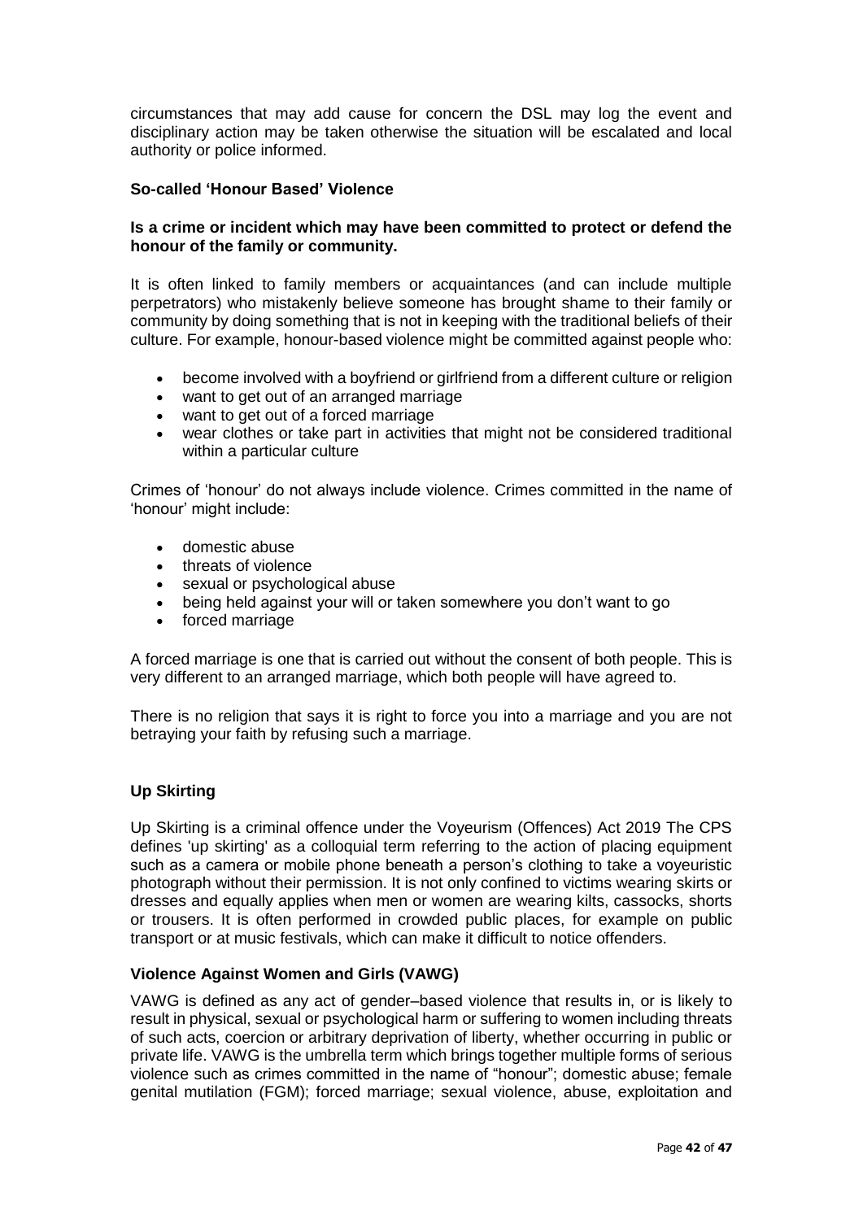circumstances that may add cause for concern the DSL may log the event and disciplinary action may be taken otherwise the situation will be escalated and local authority or police informed.

### So-called 'Honour Based' Violence

**Is a crime or incident which may have been committed to protect or defend the honour of the family or community.**

It is often linked to family members or acquaintances (and can include multiple perpetrators) who mistakenly believe someone has brought shame to their family or community by doing something that is not in keeping with the traditional beliefs of their culture. For example, honour-based violence might be committed against people who:

- become involved with a boyfriend or girlfriend from a different culture or religion
- want to get out of an arranged marriage
- want to get out of a forced marriage
- wear clothes or take part in activities that might not be considered traditional within a particular culture

Crimes of 'honour' do not always include violence. Crimes committed in the name of 'honour' might include:

- domestic abuse
- threats of violence
- sexual or psychological abuse
- being held against your will or taken somewhere you don't want to go
- forced marriage

A forced marriage is one that is carried out without the consent of both people. This is very different to an arranged marriage, which both people will have agreed to.

There is no religion that says it is right to force you into a marriage and you are not betraying your faith by refusing such a marriage.

### Up Skirting

Up Skirting is a criminal offence under the Voyeurism (Offences) Act 2019 The CPS defines 'up skirting' as a colloquial term referring to the action of placing equipment such as a camera or mobile phone beneath a person's clothing to take a voyeuristic photograph without their permission. It is not only confined to victims wearing skirts or dresses and equally applies when men or women are wearing kilts, cassocks, shorts or trousers. It is often performed in crowded public places, for example on public transport or at music festivals, which can make it difficult to notice offenders.

### Violence Against Women and Girls (VAWG)

VAWG is defined as any act of gender–based violence that results in, or is likely to result in physical, sexual or psychological harm or suffering to women including threats of such acts, coercion or arbitrary deprivation of liberty, whether occurring in public or private life. VAWG is the umbrella term which brings together multiple forms of serious violence such as crimes committed in the name of "honour"; domestic abuse; female genital mutilation (FGM); forced marriage; sexual violence, abuse, exploitation and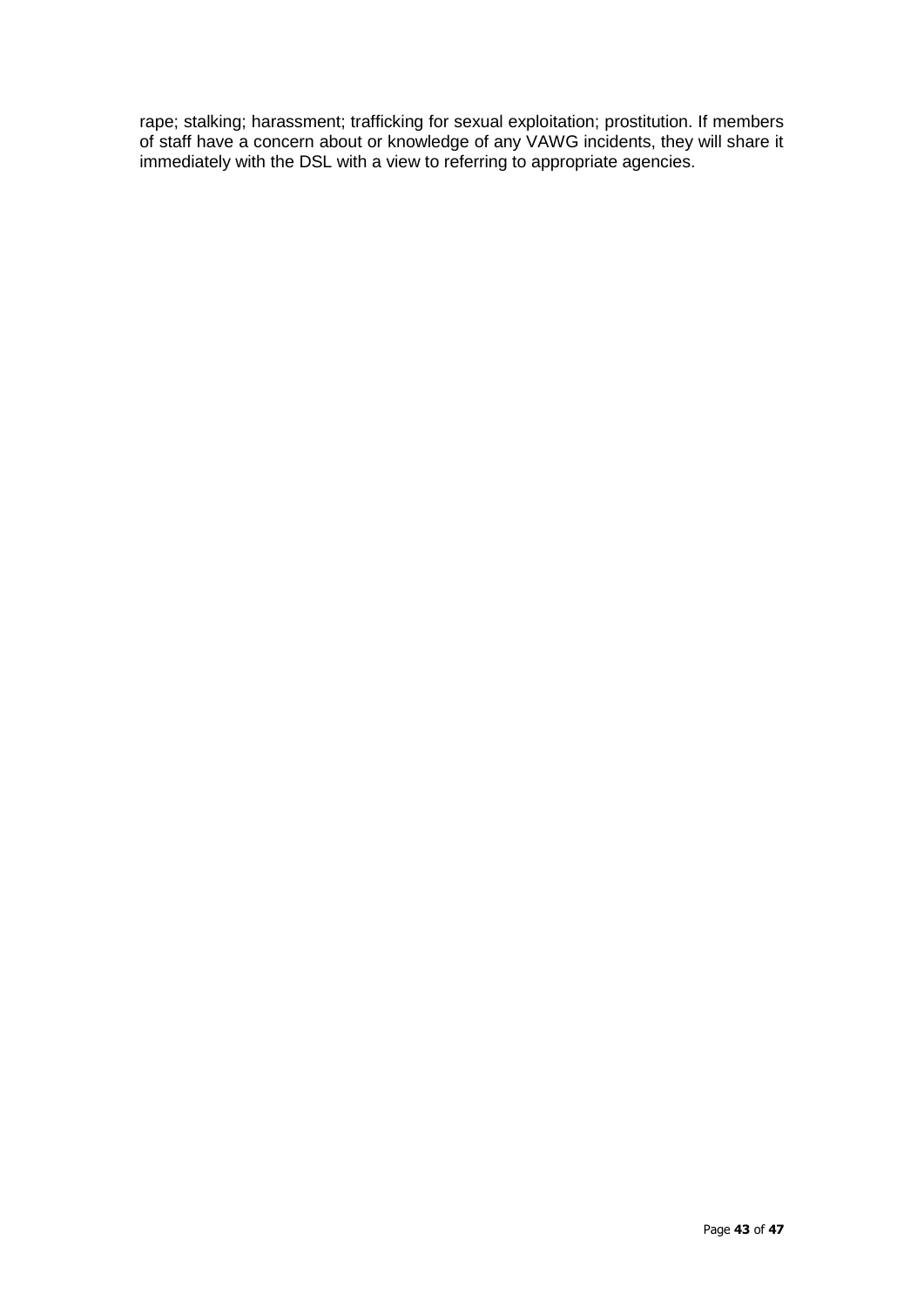rape; stalking; harassment; trafficking for sexual exploitation; prostitution. If members of staff have a concern about or knowledge of any VAWG incidents, they will share it immediately with the DSL with a view to referring to appropriate agencies.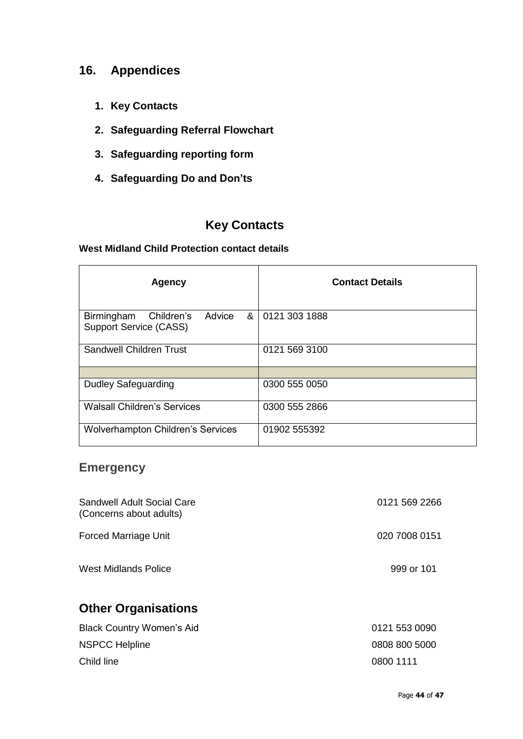## 16. Appendices

1. **Key Contacts**
2. **Safeguarding Referral Flowchart**
3. **Safeguarding reporting form**
4. **Safeguarding Do and Don'ts**

## Key Contacts

**West Midland Child Protection contact details**

| Agency | Contact Details |
|---|---|
| Birmingham Children's Advice & Support Service (CASS) | 0121 303 1888 |
| Sandwell Children Trust | 0121 569 3100 |
| | |
| Dudley Safeguarding | 0300 555 0050 |
| Walsall Children's Services | 0300 555 2866 |
| Wolverhampton Children's Services | 01902 555392 |

## Emergency

| | |
|---|---|
| Sandwell Adult Social Care (Concerns about adults) | 0121 569 2266 |
| Forced Marriage Unit | 020 7008 0151 |
| West Midlands Police | 999 or 101 |

## Other Organisations

| | |
|---|---|
| Black Country Women's Aid | 0121 553 0090 |
| NSPCC Helpline | 0808 800 5000 |
| Child line | 0800 1111 |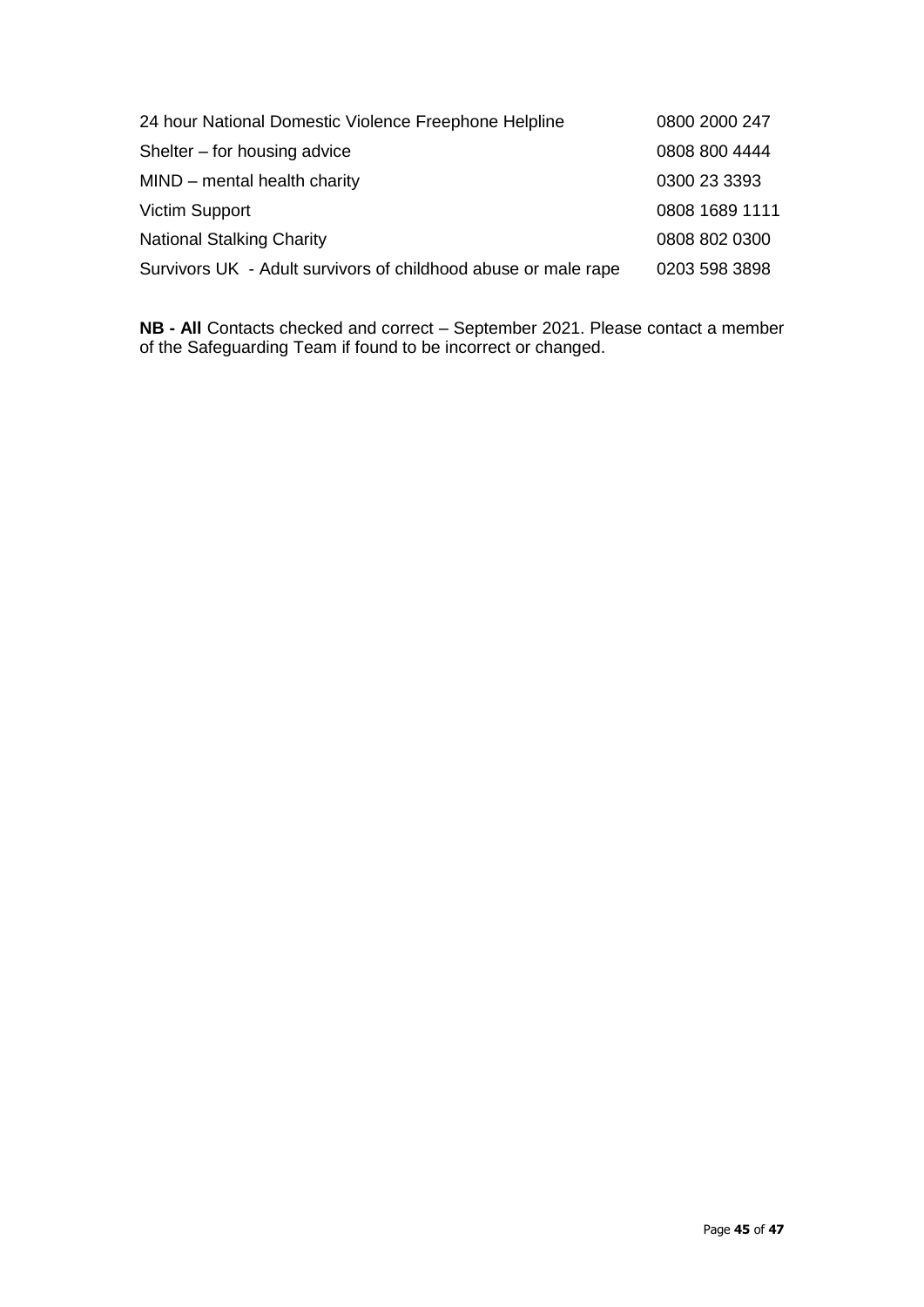| | |
|---|---|
| 24 hour National Domestic Violence Freephone Helpline | 0800 2000 247 |
| Shelter – for housing advice | 0808 800 4444 |
| MIND – mental health charity | 0300 23 3393 |
| Victim Support | 0808 1689 1111 |
| National Stalking Charity | 0808 802 0300 |
| Survivors UK - Adult survivors of childhood abuse or male rape | 0203 598 3898 |

**NB - All** Contacts checked and correct – September 2021. Please contact a member of the Safeguarding Team if found to be incorrect or changed.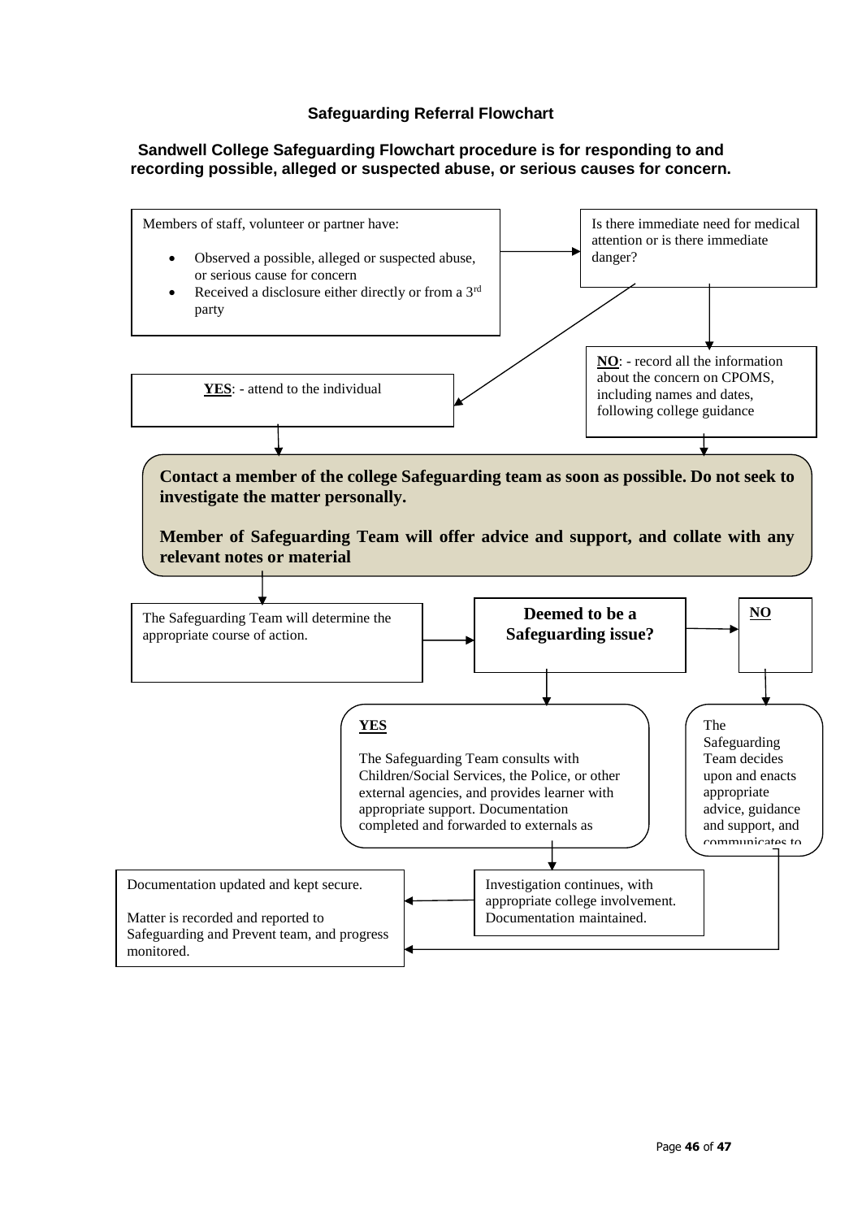**Safeguarding Referral Flowchart**

**Sandwell College Safeguarding Flowchart procedure is for responding to and recording possible, alleged or suspected abuse, or serious causes for concern.**

Members of staff, volunteer or partner have:

- Observed a possible, alleged or suspected abuse, or serious cause for concern
- Received a disclosure either directly or from a 3rd party

Is there immediate need for medical attention or is there immediate danger?

**YES**: - attend to the individual

**NO**: - record all the information about the concern on CPOMS, including names and dates, following college guidance

**Contact a member of the college Safeguarding team as soon as possible. Do not seek to investigate the matter personally.**

**Member of Safeguarding Team will offer advice and support, and collate with any relevant notes or material**

The Safeguarding Team will determine the appropriate course of action.

**Deemed to be a Safeguarding issue?**

**YES**

The Safeguarding Team consults with Children/Social Services, the Police, or other external agencies, and provides learner with appropriate support. Documentation completed and forwarded to externals as

**NO**

The Safeguarding Team decides upon and enacts appropriate advice, guidance and support, and communicates to

Investigation continues, with appropriate college involvement. Documentation maintained.

Documentation updated and kept secure.

Matter is recorded and reported to Safeguarding and Prevent team, and progress monitored.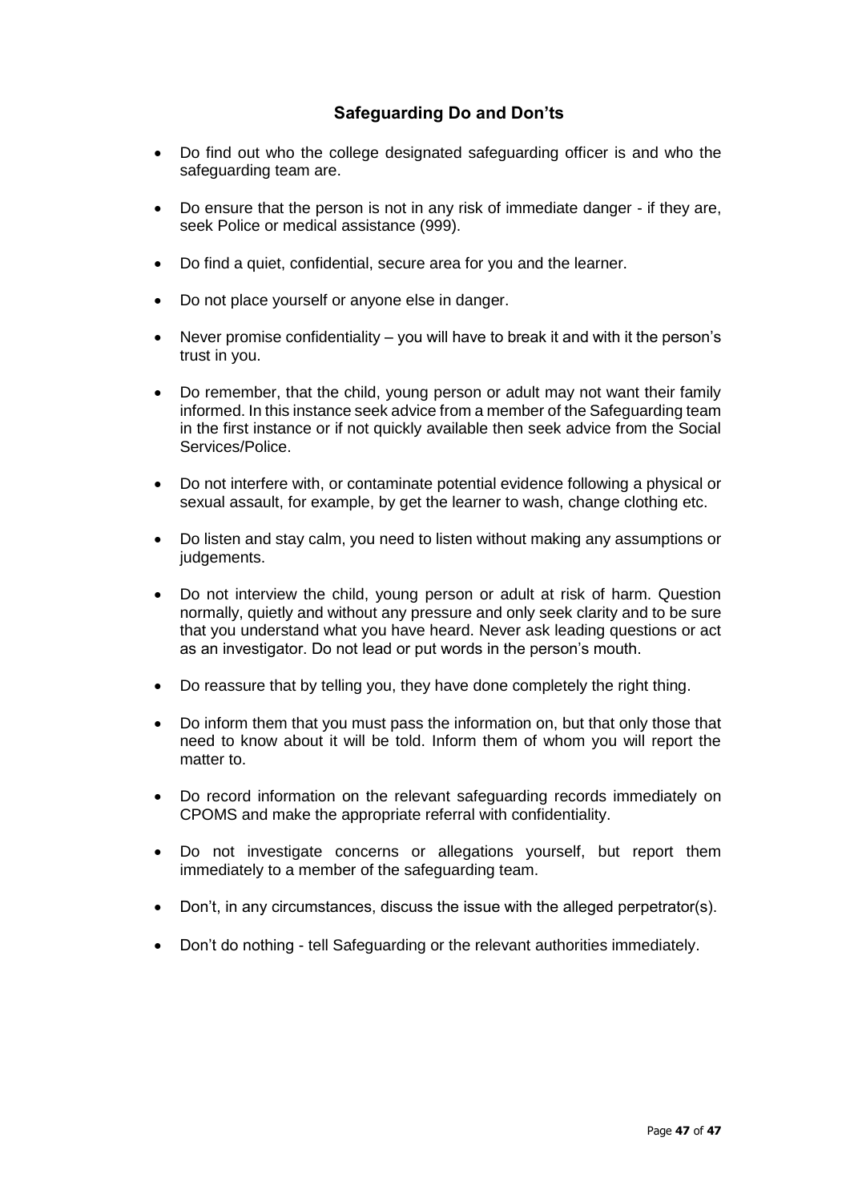## Safeguarding Do and Don'ts

- Do find out who the college designated safeguarding officer is and who the safeguarding team are.
- Do ensure that the person is not in any risk of immediate danger - if they are, seek Police or medical assistance (999).
- Do find a quiet, confidential, secure area for you and the learner.
- Do not place yourself or anyone else in danger.
- Never promise confidentiality – you will have to break it and with it the person's trust in you.
- Do remember, that the child, young person or adult may not want their family informed. In this instance seek advice from a member of the Safeguarding team in the first instance or if not quickly available then seek advice from the Social Services/Police.
- Do not interfere with, or contaminate potential evidence following a physical or sexual assault, for example, by get the learner to wash, change clothing etc.
- Do listen and stay calm, you need to listen without making any assumptions or judgements.
- Do not interview the child, young person or adult at risk of harm. Question normally, quietly and without any pressure and only seek clarity and to be sure that you understand what you have heard. Never ask leading questions or act as an investigator. Do not lead or put words in the person's mouth.
- Do reassure that by telling you, they have done completely the right thing.
- Do inform them that you must pass the information on, but that only those that need to know about it will be told. Inform them of whom you will report the matter to.
- Do record information on the relevant safeguarding records immediately on CPOMS and make the appropriate referral with confidentiality.
- Do not investigate concerns or allegations yourself, but report them immediately to a member of the safeguarding team.
- Don't, in any circumstances, discuss the issue with the alleged perpetrator(s).
- Don't do nothing - tell Safeguarding or the relevant authorities immediately.